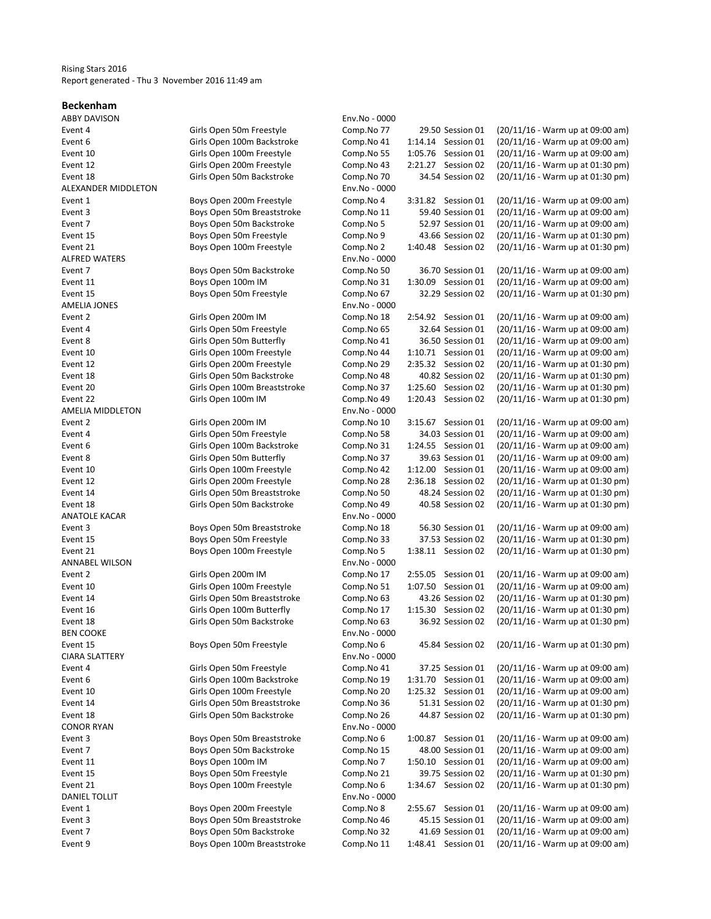Rising Stars 2016
Report generated - Thu 3 November 2016 11:49 am

## Beckenham

| | | | | | |
|---|---|---|---|---|---|
| ABBY DAVISON | | Env.No - 0000 | | | |
| Event 4 | Girls Open 50m Freestyle | Comp.No 77 | 29.50 | Session 01 | (20/11/16 - Warm up at 09:00 am) |
| Event 6 | Girls Open 100m Backstroke | Comp.No 41 | 1:14.14 | Session 01 | (20/11/16 - Warm up at 09:00 am) |
| Event 10 | Girls Open 100m Freestyle | Comp.No 55 | 1:05.76 | Session 01 | (20/11/16 - Warm up at 09:00 am) |
| Event 12 | Girls Open 200m Freestyle | Comp.No 43 | 2:21.27 | Session 02 | (20/11/16 - Warm up at 01:30 pm) |
| Event 18 | Girls Open 50m Backstroke | Comp.No 70 | 34.54 | Session 02 | (20/11/16 - Warm up at 01:30 pm) |
| ALEXANDER MIDDLETON | | Env.No - 0000 | | | |
| Event 1 | Boys Open 200m Freestyle | Comp.No 4 | 3:31.82 | Session 01 | (20/11/16 - Warm up at 09:00 am) |
| Event 3 | Boys Open 50m Breaststroke | Comp.No 11 | 59.40 | Session 01 | (20/11/16 - Warm up at 09:00 am) |
| Event 7 | Boys Open 50m Backstroke | Comp.No 5 | 52.97 | Session 01 | (20/11/16 - Warm up at 09:00 am) |
| Event 15 | Boys Open 50m Freestyle | Comp.No 9 | 43.66 | Session 02 | (20/11/16 - Warm up at 01:30 pm) |
| Event 21 | Boys Open 100m Freestyle | Comp.No 2 | 1:40.48 | Session 02 | (20/11/16 - Warm up at 01:30 pm) |
| ALFRED WATERS | | Env.No - 0000 | | | |
| Event 7 | Boys Open 50m Backstroke | Comp.No 50 | 36.70 | Session 01 | (20/11/16 - Warm up at 09:00 am) |
| Event 11 | Boys Open 100m IM | Comp.No 31 | 1:30.09 | Session 01 | (20/11/16 - Warm up at 09:00 am) |
| Event 15 | Boys Open 50m Freestyle | Comp.No 67 | 32.29 | Session 02 | (20/11/16 - Warm up at 01:30 pm) |
| AMELIA JONES | | Env.No - 0000 | | | |
| Event 2 | Girls Open 200m IM | Comp.No 18 | 2:54.92 | Session 01 | (20/11/16 - Warm up at 09:00 am) |
| Event 4 | Girls Open 50m Freestyle | Comp.No 65 | 32.64 | Session 01 | (20/11/16 - Warm up at 09:00 am) |
| Event 8 | Girls Open 50m Butterfly | Comp.No 41 | 36.50 | Session 01 | (20/11/16 - Warm up at 09:00 am) |
| Event 10 | Girls Open 100m Freestyle | Comp.No 44 | 1:10.71 | Session 01 | (20/11/16 - Warm up at 09:00 am) |
| Event 12 | Girls Open 200m Freestyle | Comp.No 29 | 2:35.32 | Session 02 | (20/11/16 - Warm up at 01:30 pm) |
| Event 18 | Girls Open 50m Backstroke | Comp.No 48 | 40.82 | Session 02 | (20/11/16 - Warm up at 01:30 pm) |
| Event 20 | Girls Open 100m Breaststroke | Comp.No 37 | 1:25.60 | Session 02 | (20/11/16 - Warm up at 01:30 pm) |
| Event 22 | Girls Open 100m IM | Comp.No 49 | 1:20.43 | Session 02 | (20/11/16 - Warm up at 01:30 pm) |
| AMELIA MIDDLETON | | Env.No - 0000 | | | |
| Event 2 | Girls Open 200m IM | Comp.No 10 | 3:15.67 | Session 01 | (20/11/16 - Warm up at 09:00 am) |
| Event 4 | Girls Open 50m Freestyle | Comp.No 58 | 34.03 | Session 01 | (20/11/16 - Warm up at 09:00 am) |
| Event 6 | Girls Open 100m Backstroke | Comp.No 31 | 1:24.55 | Session 01 | (20/11/16 - Warm up at 09:00 am) |
| Event 8 | Girls Open 50m Butterfly | Comp.No 37 | 39.63 | Session 01 | (20/11/16 - Warm up at 09:00 am) |
| Event 10 | Girls Open 100m Freestyle | Comp.No 42 | 1:12.00 | Session 01 | (20/11/16 - Warm up at 09:00 am) |
| Event 12 | Girls Open 200m Freestyle | Comp.No 28 | 2:36.18 | Session 02 | (20/11/16 - Warm up at 01:30 pm) |
| Event 14 | Girls Open 50m Breaststroke | Comp.No 50 | 48.24 | Session 02 | (20/11/16 - Warm up at 01:30 pm) |
| Event 18 | Girls Open 50m Backstroke | Comp.No 49 | 40.58 | Session 02 | (20/11/16 - Warm up at 01:30 pm) |
| ANATOLE KACAR | | Env.No - 0000 | | | |
| Event 3 | Boys Open 50m Breaststroke | Comp.No 18 | 56.30 | Session 01 | (20/11/16 - Warm up at 09:00 am) |
| Event 15 | Boys Open 50m Freestyle | Comp.No 33 | 37.53 | Session 02 | (20/11/16 - Warm up at 01:30 pm) |
| Event 21 | Boys Open 100m Freestyle | Comp.No 5 | 1:38.11 | Session 02 | (20/11/16 - Warm up at 01:30 pm) |
| ANNABEL WILSON | | Env.No - 0000 | | | |
| Event 2 | Girls Open 200m IM | Comp.No 17 | 2:55.05 | Session 01 | (20/11/16 - Warm up at 09:00 am) |
| Event 10 | Girls Open 100m Freestyle | Comp.No 51 | 1:07.50 | Session 01 | (20/11/16 - Warm up at 09:00 am) |
| Event 14 | Girls Open 50m Breaststroke | Comp.No 63 | 43.26 | Session 02 | (20/11/16 - Warm up at 01:30 pm) |
| Event 16 | Girls Open 100m Butterfly | Comp.No 17 | 1:15.30 | Session 02 | (20/11/16 - Warm up at 01:30 pm) |
| Event 18 | Girls Open 50m Backstroke | Comp.No 63 | 36.92 | Session 02 | (20/11/16 - Warm up at 01:30 pm) |
| BEN COOKE | | Env.No - 0000 | | | |
| Event 15 | Boys Open 50m Freestyle | Comp.No 6 | 45.84 | Session 02 | (20/11/16 - Warm up at 01:30 pm) |
| CIARA SLATTERY | | Env.No - 0000 | | | |
| Event 4 | Girls Open 50m Freestyle | Comp.No 41 | 37.25 | Session 01 | (20/11/16 - Warm up at 09:00 am) |
| Event 6 | Girls Open 100m Backstroke | Comp.No 19 | 1:31.70 | Session 01 | (20/11/16 - Warm up at 09:00 am) |
| Event 10 | Girls Open 100m Freestyle | Comp.No 20 | 1:25.32 | Session 01 | (20/11/16 - Warm up at 09:00 am) |
| Event 14 | Girls Open 50m Breaststroke | Comp.No 36 | 51.31 | Session 02 | (20/11/16 - Warm up at 01:30 pm) |
| Event 18 | Girls Open 50m Backstroke | Comp.No 26 | 44.87 | Session 02 | (20/11/16 - Warm up at 01:30 pm) |
| CONOR RYAN | | Env.No - 0000 | | | |
| Event 3 | Boys Open 50m Breaststroke | Comp.No 6 | 1:00.87 | Session 01 | (20/11/16 - Warm up at 09:00 am) |
| Event 7 | Boys Open 50m Backstroke | Comp.No 15 | 48.00 | Session 01 | (20/11/16 - Warm up at 09:00 am) |
| Event 11 | Boys Open 100m IM | Comp.No 7 | 1:50.10 | Session 01 | (20/11/16 - Warm up at 09:00 am) |
| Event 15 | Boys Open 50m Freestyle | Comp.No 21 | 39.75 | Session 02 | (20/11/16 - Warm up at 01:30 pm) |
| Event 21 | Boys Open 100m Freestyle | Comp.No 6 | 1:34.67 | Session 02 | (20/11/16 - Warm up at 01:30 pm) |
| DANIEL TOLLIT | | Env.No - 0000 | | | |
| Event 1 | Boys Open 200m Freestyle | Comp.No 8 | 2:55.67 | Session 01 | (20/11/16 - Warm up at 09:00 am) |
| Event 3 | Boys Open 50m Breaststroke | Comp.No 46 | 45.15 | Session 01 | (20/11/16 - Warm up at 09:00 am) |
| Event 7 | Boys Open 50m Backstroke | Comp.No 32 | 41.69 | Session 01 | (20/11/16 - Warm up at 09:00 am) |
| Event 9 | Boys Open 100m Breaststroke | Comp.No 11 | 1:48.41 | Session 01 | (20/11/16 - Warm up at 09:00 am) |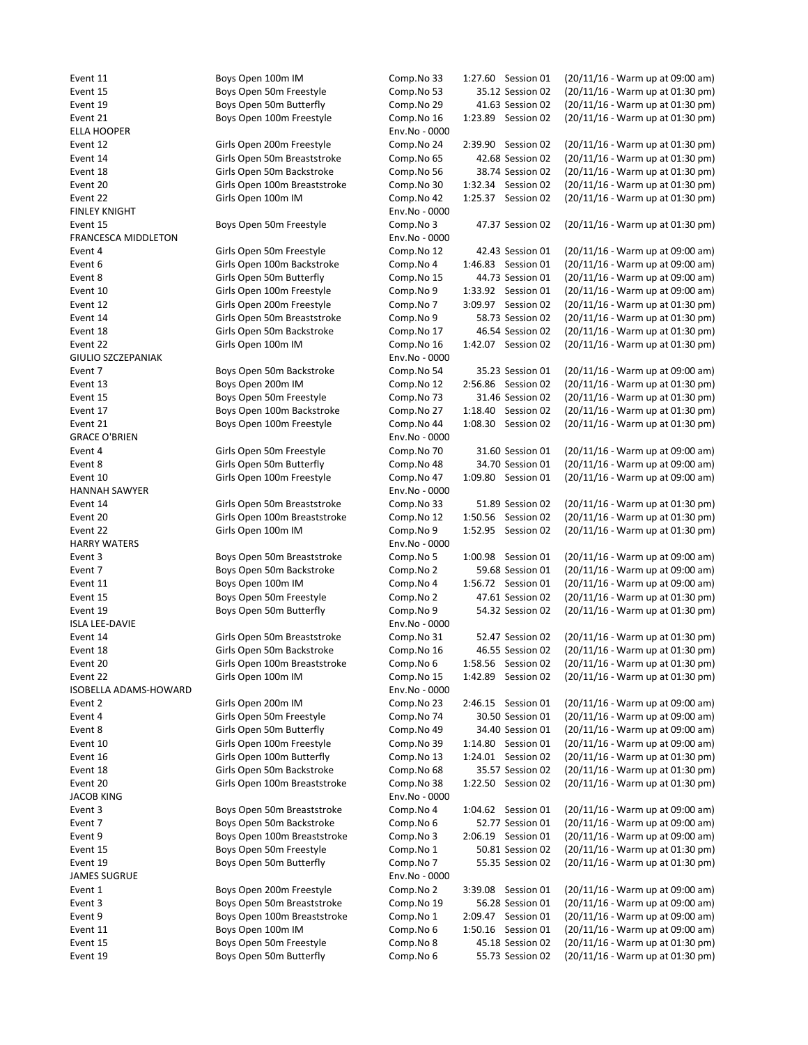| | | | | | |
|---|---|---|---|---|---|
| Event 11 | Boys Open 100m IM | Comp.No 33 | 1:27.60 | Session 01 | (20/11/16 - Warm up at 09:00 am) |
| Event 15 | Boys Open 50m Freestyle | Comp.No 53 | 35.12 | Session 02 | (20/11/16 - Warm up at 01:30 pm) |
| Event 19 | Boys Open 50m Butterfly | Comp.No 29 | 41.63 | Session 02 | (20/11/16 - Warm up at 01:30 pm) |
| Event 21 | Boys Open 100m Freestyle | Comp.No 16 | 1:23.89 | Session 02 | (20/11/16 - Warm up at 01:30 pm) |
| ELLA HOOPER | | Env.No - 0000 | | | |
| Event 12 | Girls Open 200m Freestyle | Comp.No 24 | 2:39.90 | Session 02 | (20/11/16 - Warm up at 01:30 pm) |
| Event 14 | Girls Open 50m Breaststroke | Comp.No 65 | 42.68 | Session 02 | (20/11/16 - Warm up at 01:30 pm) |
| Event 18 | Girls Open 50m Backstroke | Comp.No 56 | 38.74 | Session 02 | (20/11/16 - Warm up at 01:30 pm) |
| Event 20 | Girls Open 100m Breaststroke | Comp.No 30 | 1:32.34 | Session 02 | (20/11/16 - Warm up at 01:30 pm) |
| Event 22 | Girls Open 100m IM | Comp.No 42 | 1:25.37 | Session 02 | (20/11/16 - Warm up at 01:30 pm) |
| FINLEY KNIGHT | | Env.No - 0000 | | | |
| Event 15 | Boys Open 50m Freestyle | Comp.No 3 | 47.37 | Session 02 | (20/11/16 - Warm up at 01:30 pm) |
| FRANCESCA MIDDLETON | | Env.No - 0000 | | | |
| Event 4 | Girls Open 50m Freestyle | Comp.No 12 | 42.43 | Session 01 | (20/11/16 - Warm up at 09:00 am) |
| Event 6 | Girls Open 100m Backstroke | Comp.No 4 | 1:46.83 | Session 01 | (20/11/16 - Warm up at 09:00 am) |
| Event 8 | Girls Open 50m Butterfly | Comp.No 15 | 44.73 | Session 01 | (20/11/16 - Warm up at 09:00 am) |
| Event 10 | Girls Open 100m Freestyle | Comp.No 9 | 1:33.92 | Session 01 | (20/11/16 - Warm up at 09:00 am) |
| Event 12 | Girls Open 200m Freestyle | Comp.No 7 | 3:09.97 | Session 02 | (20/11/16 - Warm up at 01:30 pm) |
| Event 14 | Girls Open 50m Breaststroke | Comp.No 9 | 58.73 | Session 02 | (20/11/16 - Warm up at 01:30 pm) |
| Event 18 | Girls Open 50m Backstroke | Comp.No 17 | 46.54 | Session 02 | (20/11/16 - Warm up at 01:30 pm) |
| Event 22 | Girls Open 100m IM | Comp.No 16 | 1:42.07 | Session 02 | (20/11/16 - Warm up at 01:30 pm) |
| GIULIO SZCZEPANIAK | | Env.No - 0000 | | | |
| Event 7 | Boys Open 50m Backstroke | Comp.No 54 | 35.23 | Session 01 | (20/11/16 - Warm up at 09:00 am) |
| Event 13 | Boys Open 200m IM | Comp.No 12 | 2:56.86 | Session 02 | (20/11/16 - Warm up at 01:30 pm) |
| Event 15 | Boys Open 50m Freestyle | Comp.No 73 | 31.46 | Session 02 | (20/11/16 - Warm up at 01:30 pm) |
| Event 17 | Boys Open 100m Backstroke | Comp.No 27 | 1:18.40 | Session 02 | (20/11/16 - Warm up at 01:30 pm) |
| Event 21 | Boys Open 100m Freestyle | Comp.No 44 | 1:08.30 | Session 02 | (20/11/16 - Warm up at 01:30 pm) |
| GRACE O'BRIEN | | Env.No - 0000 | | | |
| Event 4 | Girls Open 50m Freestyle | Comp.No 70 | 31.60 | Session 01 | (20/11/16 - Warm up at 09:00 am) |
| Event 8 | Girls Open 50m Butterfly | Comp.No 48 | 34.70 | Session 01 | (20/11/16 - Warm up at 09:00 am) |
| Event 10 | Girls Open 100m Freestyle | Comp.No 47 | 1:09.80 | Session 01 | (20/11/16 - Warm up at 09:00 am) |
| HANNAH SAWYER | | Env.No - 0000 | | | |
| Event 14 | Girls Open 50m Breaststroke | Comp.No 33 | 51.89 | Session 02 | (20/11/16 - Warm up at 01:30 pm) |
| Event 20 | Girls Open 100m Breaststroke | Comp.No 12 | 1:50.56 | Session 02 | (20/11/16 - Warm up at 01:30 pm) |
| Event 22 | Girls Open 100m IM | Comp.No 9 | 1:52.95 | Session 02 | (20/11/16 - Warm up at 01:30 pm) |
| HARRY WATERS | | Env.No - 0000 | | | |
| Event 3 | Boys Open 50m Breaststroke | Comp.No 5 | 1:00.98 | Session 01 | (20/11/16 - Warm up at 09:00 am) |
| Event 7 | Boys Open 50m Backstroke | Comp.No 2 | 59.68 | Session 01 | (20/11/16 - Warm up at 09:00 am) |
| Event 11 | Boys Open 100m IM | Comp.No 4 | 1:56.72 | Session 01 | (20/11/16 - Warm up at 09:00 am) |
| Event 15 | Boys Open 50m Freestyle | Comp.No 2 | 47.61 | Session 02 | (20/11/16 - Warm up at 01:30 pm) |
| Event 19 | Boys Open 50m Butterfly | Comp.No 9 | 54.32 | Session 02 | (20/11/16 - Warm up at 01:30 pm) |
| ISLA LEE-DAVIE | | Env.No - 0000 | | | |
| Event 14 | Girls Open 50m Breaststroke | Comp.No 31 | 52.47 | Session 02 | (20/11/16 - Warm up at 01:30 pm) |
| Event 18 | Girls Open 50m Backstroke | Comp.No 16 | 46.55 | Session 02 | (20/11/16 - Warm up at 01:30 pm) |
| Event 20 | Girls Open 100m Breaststroke | Comp.No 6 | 1:58.56 | Session 02 | (20/11/16 - Warm up at 01:30 pm) |
| Event 22 | Girls Open 100m IM | Comp.No 15 | 1:42.89 | Session 02 | (20/11/16 - Warm up at 01:30 pm) |
| ISOBELLA ADAMS-HOWARD | | Env.No - 0000 | | | |
| Event 2 | Girls Open 200m IM | Comp.No 23 | 2:46.15 | Session 01 | (20/11/16 - Warm up at 09:00 am) |
| Event 4 | Girls Open 50m Freestyle | Comp.No 74 | 30.50 | Session 01 | (20/11/16 - Warm up at 09:00 am) |
| Event 8 | Girls Open 50m Butterfly | Comp.No 49 | 34.40 | Session 01 | (20/11/16 - Warm up at 09:00 am) |
| Event 10 | Girls Open 100m Freestyle | Comp.No 39 | 1:14.80 | Session 01 | (20/11/16 - Warm up at 09:00 am) |
| Event 16 | Girls Open 100m Butterfly | Comp.No 13 | 1:24.01 | Session 02 | (20/11/16 - Warm up at 01:30 pm) |
| Event 18 | Girls Open 50m Backstroke | Comp.No 68 | 35.57 | Session 02 | (20/11/16 - Warm up at 01:30 pm) |
| Event 20 | Girls Open 100m Breaststroke | Comp.No 38 | 1:22.50 | Session 02 | (20/11/16 - Warm up at 01:30 pm) |
| JACOB KING | | Env.No - 0000 | | | |
| Event 3 | Boys Open 50m Breaststroke | Comp.No 4 | 1:04.62 | Session 01 | (20/11/16 - Warm up at 09:00 am) |
| Event 7 | Boys Open 50m Backstroke | Comp.No 6 | 52.77 | Session 01 | (20/11/16 - Warm up at 09:00 am) |
| Event 9 | Boys Open 100m Breaststroke | Comp.No 3 | 2:06.19 | Session 01 | (20/11/16 - Warm up at 09:00 am) |
| Event 15 | Boys Open 50m Freestyle | Comp.No 1 | 50.81 | Session 02 | (20/11/16 - Warm up at 01:30 pm) |
| Event 19 | Boys Open 50m Butterfly | Comp.No 7 | 55.35 | Session 02 | (20/11/16 - Warm up at 01:30 pm) |
| JAMES SUGRUE | | Env.No - 0000 | | | |
| Event 1 | Boys Open 200m Freestyle | Comp.No 2 | 3:39.08 | Session 01 | (20/11/16 - Warm up at 09:00 am) |
| Event 3 | Boys Open 50m Breaststroke | Comp.No 19 | 56.28 | Session 01 | (20/11/16 - Warm up at 09:00 am) |
| Event 9 | Boys Open 100m Breaststroke | Comp.No 1 | 2:09.47 | Session 01 | (20/11/16 - Warm up at 09:00 am) |
| Event 11 | Boys Open 100m IM | Comp.No 6 | 1:50.16 | Session 01 | (20/11/16 - Warm up at 09:00 am) |
| Event 15 | Boys Open 50m Freestyle | Comp.No 8 | 45.18 | Session 02 | (20/11/16 - Warm up at 01:30 pm) |
| Event 19 | Boys Open 50m Butterfly | Comp.No 6 | 55.73 | Session 02 | (20/11/16 - Warm up at 01:30 pm) |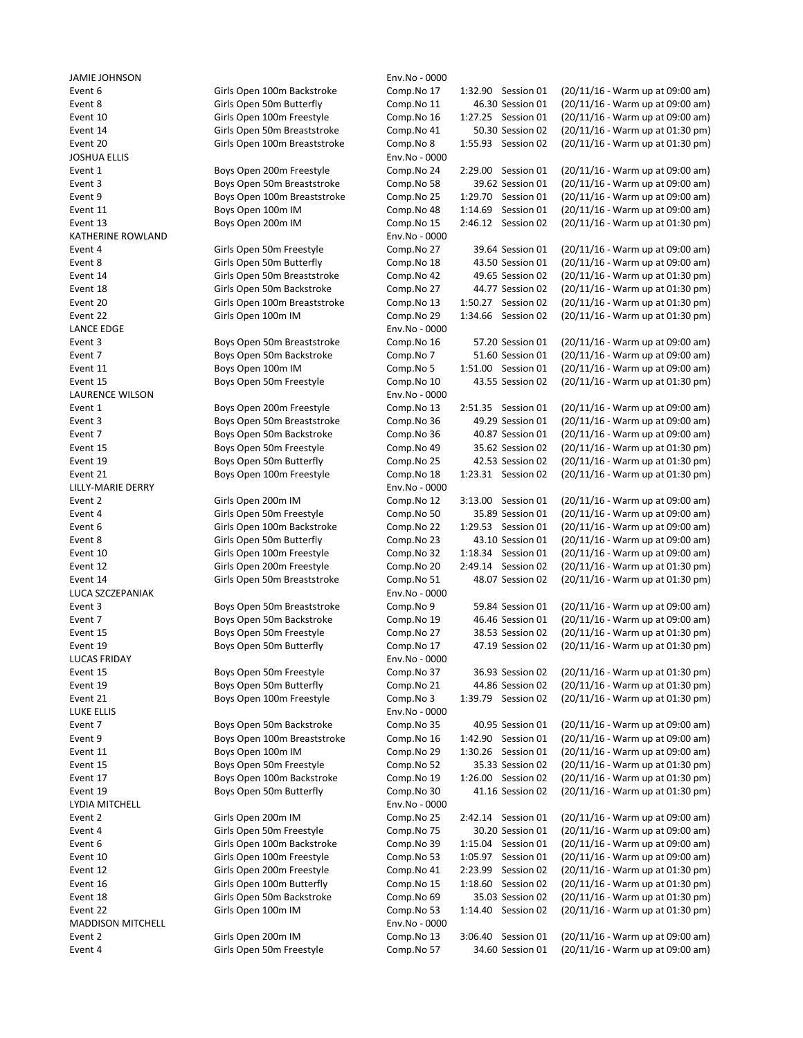| | | | | | |
|---|---|---|---|---|---|
| JAMIE JOHNSON | | Env.No - 0000 | | | |
| Event 6 | Girls Open 100m Backstroke | Comp.No 17 | 1:32.90 | Session 01 | (20/11/16 - Warm up at 09:00 am) |
| Event 8 | Girls Open 50m Butterfly | Comp.No 11 | 46.30 | Session 01 | (20/11/16 - Warm up at 09:00 am) |
| Event 10 | Girls Open 100m Freestyle | Comp.No 16 | 1:27.25 | Session 01 | (20/11/16 - Warm up at 09:00 am) |
| Event 14 | Girls Open 50m Breaststroke | Comp.No 41 | 50.30 | Session 02 | (20/11/16 - Warm up at 01:30 pm) |
| Event 20 | Girls Open 100m Breaststroke | Comp.No 8 | 1:55.93 | Session 02 | (20/11/16 - Warm up at 01:30 pm) |
| JOSHUA ELLIS | | Env.No - 0000 | | | |
| Event 1 | Boys Open 200m Freestyle | Comp.No 24 | 2:29.00 | Session 01 | (20/11/16 - Warm up at 09:00 am) |
| Event 3 | Boys Open 50m Breaststroke | Comp.No 58 | 39.62 | Session 01 | (20/11/16 - Warm up at 09:00 am) |
| Event 9 | Boys Open 100m Breaststroke | Comp.No 25 | 1:29.70 | Session 01 | (20/11/16 - Warm up at 09:00 am) |
| Event 11 | Boys Open 100m IM | Comp.No 48 | 1:14.69 | Session 01 | (20/11/16 - Warm up at 09:00 am) |
| Event 13 | Boys Open 200m IM | Comp.No 15 | 2:46.12 | Session 02 | (20/11/16 - Warm up at 01:30 pm) |
| KATHERINE ROWLAND | | Env.No - 0000 | | | |
| Event 4 | Girls Open 50m Freestyle | Comp.No 27 | 39.64 | Session 01 | (20/11/16 - Warm up at 09:00 am) |
| Event 8 | Girls Open 50m Butterfly | Comp.No 18 | 43.50 | Session 01 | (20/11/16 - Warm up at 09:00 am) |
| Event 14 | Girls Open 50m Breaststroke | Comp.No 42 | 49.65 | Session 02 | (20/11/16 - Warm up at 01:30 pm) |
| Event 18 | Girls Open 50m Backstroke | Comp.No 27 | 44.77 | Session 02 | (20/11/16 - Warm up at 01:30 pm) |
| Event 20 | Girls Open 100m Breaststroke | Comp.No 13 | 1:50.27 | Session 02 | (20/11/16 - Warm up at 01:30 pm) |
| Event 22 | Girls Open 100m IM | Comp.No 29 | 1:34.66 | Session 02 | (20/11/16 - Warm up at 01:30 pm) |
| LANCE EDGE | | Env.No - 0000 | | | |
| Event 3 | Boys Open 50m Breaststroke | Comp.No 16 | 57.20 | Session 01 | (20/11/16 - Warm up at 09:00 am) |
| Event 7 | Boys Open 50m Backstroke | Comp.No 7 | 51.60 | Session 01 | (20/11/16 - Warm up at 09:00 am) |
| Event 11 | Boys Open 100m IM | Comp.No 5 | 1:51.00 | Session 01 | (20/11/16 - Warm up at 09:00 am) |
| Event 15 | Boys Open 50m Freestyle | Comp.No 10 | 43.55 | Session 02 | (20/11/16 - Warm up at 01:30 pm) |
| LAURENCE WILSON | | Env.No - 0000 | | | |
| Event 1 | Boys Open 200m Freestyle | Comp.No 13 | 2:51.35 | Session 01 | (20/11/16 - Warm up at 09:00 am) |
| Event 3 | Boys Open 50m Breaststroke | Comp.No 36 | 49.29 | Session 01 | (20/11/16 - Warm up at 09:00 am) |
| Event 7 | Boys Open 50m Backstroke | Comp.No 36 | 40.87 | Session 01 | (20/11/16 - Warm up at 09:00 am) |
| Event 15 | Boys Open 50m Freestyle | Comp.No 49 | 35.62 | Session 02 | (20/11/16 - Warm up at 01:30 pm) |
| Event 19 | Boys Open 50m Butterfly | Comp.No 25 | 42.53 | Session 02 | (20/11/16 - Warm up at 01:30 pm) |
| Event 21 | Boys Open 100m Freestyle | Comp.No 18 | 1:23.31 | Session 02 | (20/11/16 - Warm up at 01:30 pm) |
| LILLY-MARIE DERRY | | Env.No - 0000 | | | |
| Event 2 | Girls Open 200m IM | Comp.No 12 | 3:13.00 | Session 01 | (20/11/16 - Warm up at 09:00 am) |
| Event 4 | Girls Open 50m Freestyle | Comp.No 50 | 35.89 | Session 01 | (20/11/16 - Warm up at 09:00 am) |
| Event 6 | Girls Open 100m Backstroke | Comp.No 22 | 1:29.53 | Session 01 | (20/11/16 - Warm up at 09:00 am) |
| Event 8 | Girls Open 50m Butterfly | Comp.No 23 | 43.10 | Session 01 | (20/11/16 - Warm up at 09:00 am) |
| Event 10 | Girls Open 100m Freestyle | Comp.No 32 | 1:18.34 | Session 01 | (20/11/16 - Warm up at 09:00 am) |
| Event 12 | Girls Open 200m Freestyle | Comp.No 20 | 2:49.14 | Session 02 | (20/11/16 - Warm up at 01:30 pm) |
| Event 14 | Girls Open 50m Breaststroke | Comp.No 51 | 48.07 | Session 02 | (20/11/16 - Warm up at 01:30 pm) |
| LUCA SZCZEPANIAK | | Env.No - 0000 | | | |
| Event 3 | Boys Open 50m Breaststroke | Comp.No 9 | 59.84 | Session 01 | (20/11/16 - Warm up at 09:00 am) |
| Event 7 | Boys Open 50m Backstroke | Comp.No 19 | 46.46 | Session 01 | (20/11/16 - Warm up at 09:00 am) |
| Event 15 | Boys Open 50m Freestyle | Comp.No 27 | 38.53 | Session 02 | (20/11/16 - Warm up at 01:30 pm) |
| Event 19 | Boys Open 50m Butterfly | Comp.No 17 | 47.19 | Session 02 | (20/11/16 - Warm up at 01:30 pm) |
| LUCAS FRIDAY | | Env.No - 0000 | | | |
| Event 15 | Boys Open 50m Freestyle | Comp.No 37 | 36.93 | Session 02 | (20/11/16 - Warm up at 01:30 pm) |
| Event 19 | Boys Open 50m Butterfly | Comp.No 21 | 44.86 | Session 02 | (20/11/16 - Warm up at 01:30 pm) |
| Event 21 | Boys Open 100m Freestyle | Comp.No 3 | 1:39.79 | Session 02 | (20/11/16 - Warm up at 01:30 pm) |
| LUKE ELLIS | | Env.No - 0000 | | | |
| Event 7 | Boys Open 50m Backstroke | Comp.No 35 | 40.95 | Session 01 | (20/11/16 - Warm up at 09:00 am) |
| Event 9 | Boys Open 100m Breaststroke | Comp.No 16 | 1:42.90 | Session 01 | (20/11/16 - Warm up at 09:00 am) |
| Event 11 | Boys Open 100m IM | Comp.No 29 | 1:30.26 | Session 01 | (20/11/16 - Warm up at 09:00 am) |
| Event 15 | Boys Open 50m Freestyle | Comp.No 52 | 35.33 | Session 02 | (20/11/16 - Warm up at 01:30 pm) |
| Event 17 | Boys Open 100m Backstroke | Comp.No 19 | 1:26.00 | Session 02 | (20/11/16 - Warm up at 01:30 pm) |
| Event 19 | Boys Open 50m Butterfly | Comp.No 30 | 41.16 | Session 02 | (20/11/16 - Warm up at 01:30 pm) |
| LYDIA MITCHELL | | Env.No - 0000 | | | |
| Event 2 | Girls Open 200m IM | Comp.No 25 | 2:42.14 | Session 01 | (20/11/16 - Warm up at 09:00 am) |
| Event 4 | Girls Open 50m Freestyle | Comp.No 75 | 30.20 | Session 01 | (20/11/16 - Warm up at 09:00 am) |
| Event 6 | Girls Open 100m Backstroke | Comp.No 39 | 1:15.04 | Session 01 | (20/11/16 - Warm up at 09:00 am) |
| Event 10 | Girls Open 100m Freestyle | Comp.No 53 | 1:05.97 | Session 01 | (20/11/16 - Warm up at 09:00 am) |
| Event 12 | Girls Open 200m Freestyle | Comp.No 41 | 2:23.99 | Session 02 | (20/11/16 - Warm up at 01:30 pm) |
| Event 16 | Girls Open 100m Butterfly | Comp.No 15 | 1:18.60 | Session 02 | (20/11/16 - Warm up at 01:30 pm) |
| Event 18 | Girls Open 50m Backstroke | Comp.No 69 | 35.03 | Session 02 | (20/11/16 - Warm up at 01:30 pm) |
| Event 22 | Girls Open 100m IM | Comp.No 53 | 1:14.40 | Session 02 | (20/11/16 - Warm up at 01:30 pm) |
| MADDISON MITCHELL | | Env.No - 0000 | | | |
| Event 2 | Girls Open 200m IM | Comp.No 13 | 3:06.40 | Session 01 | (20/11/16 - Warm up at 09:00 am) |
| Event 4 | Girls Open 50m Freestyle | Comp.No 57 | 34.60 | Session 01 | (20/11/16 - Warm up at 09:00 am) |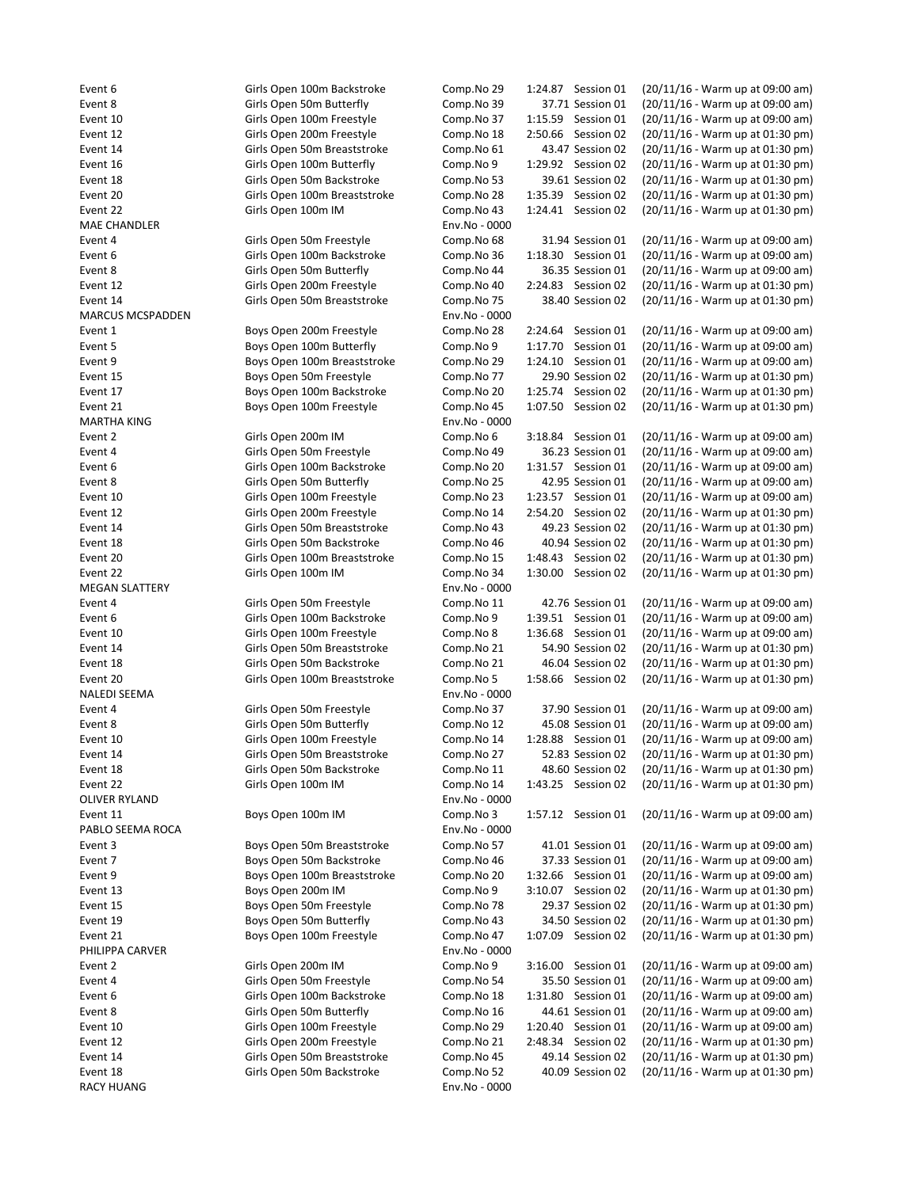| | | | | | |
|---|---|---|---|---|---|
| Event 6 | Girls Open 100m Backstroke | Comp.No 29 | 1:24.87 | Session 01 | (20/11/16 - Warm up at 09:00 am) |
| Event 8 | Girls Open 50m Butterfly | Comp.No 39 | 37.71 | Session 01 | (20/11/16 - Warm up at 09:00 am) |
| Event 10 | Girls Open 100m Freestyle | Comp.No 37 | 1:15.59 | Session 01 | (20/11/16 - Warm up at 09:00 am) |
| Event 12 | Girls Open 200m Freestyle | Comp.No 18 | 2:50.66 | Session 02 | (20/11/16 - Warm up at 01:30 pm) |
| Event 14 | Girls Open 50m Breaststroke | Comp.No 61 | 43.47 | Session 02 | (20/11/16 - Warm up at 01:30 pm) |
| Event 16 | Girls Open 100m Butterfly | Comp.No 9 | 1:29.92 | Session 02 | (20/11/16 - Warm up at 01:30 pm) |
| Event 18 | Girls Open 50m Backstroke | Comp.No 53 | 39.61 | Session 02 | (20/11/16 - Warm up at 01:30 pm) |
| Event 20 | Girls Open 100m Breaststroke | Comp.No 28 | 1:35.39 | Session 02 | (20/11/16 - Warm up at 01:30 pm) |
| Event 22 | Girls Open 100m IM | Comp.No 43 | 1:24.41 | Session 02 | (20/11/16 - Warm up at 01:30 pm) |
| MAE CHANDLER | | Env.No - 0000 | | | |
| Event 4 | Girls Open 50m Freestyle | Comp.No 68 | 31.94 | Session 01 | (20/11/16 - Warm up at 09:00 am) |
| Event 6 | Girls Open 100m Backstroke | Comp.No 36 | 1:18.30 | Session 01 | (20/11/16 - Warm up at 09:00 am) |
| Event 8 | Girls Open 50m Butterfly | Comp.No 44 | 36.35 | Session 01 | (20/11/16 - Warm up at 09:00 am) |
| Event 12 | Girls Open 200m Freestyle | Comp.No 40 | 2:24.83 | Session 02 | (20/11/16 - Warm up at 01:30 pm) |
| Event 14 | Girls Open 50m Breaststroke | Comp.No 75 | 38.40 | Session 02 | (20/11/16 - Warm up at 01:30 pm) |
| MARCUS MCSPADDEN | | Env.No - 0000 | | | |
| Event 1 | Boys Open 200m Freestyle | Comp.No 28 | 2:24.64 | Session 01 | (20/11/16 - Warm up at 09:00 am) |
| Event 5 | Boys Open 100m Butterfly | Comp.No 9 | 1:17.70 | Session 01 | (20/11/16 - Warm up at 09:00 am) |
| Event 9 | Boys Open 100m Breaststroke | Comp.No 29 | 1:24.10 | Session 01 | (20/11/16 - Warm up at 09:00 am) |
| Event 15 | Boys Open 50m Freestyle | Comp.No 77 | 29.90 | Session 02 | (20/11/16 - Warm up at 01:30 pm) |
| Event 17 | Boys Open 100m Backstroke | Comp.No 20 | 1:25.74 | Session 02 | (20/11/16 - Warm up at 01:30 pm) |
| Event 21 | Boys Open 100m Freestyle | Comp.No 45 | 1:07.50 | Session 02 | (20/11/16 - Warm up at 01:30 pm) |
| MARTHA KING | | Env.No - 0000 | | | |
| Event 2 | Girls Open 200m IM | Comp.No 6 | 3:18.84 | Session 01 | (20/11/16 - Warm up at 09:00 am) |
| Event 4 | Girls Open 50m Freestyle | Comp.No 49 | 36.23 | Session 01 | (20/11/16 - Warm up at 09:00 am) |
| Event 6 | Girls Open 100m Backstroke | Comp.No 20 | 1:31.57 | Session 01 | (20/11/16 - Warm up at 09:00 am) |
| Event 8 | Girls Open 50m Butterfly | Comp.No 25 | 42.95 | Session 01 | (20/11/16 - Warm up at 09:00 am) |
| Event 10 | Girls Open 100m Freestyle | Comp.No 23 | 1:23.57 | Session 01 | (20/11/16 - Warm up at 09:00 am) |
| Event 12 | Girls Open 200m Freestyle | Comp.No 14 | 2:54.20 | Session 02 | (20/11/16 - Warm up at 01:30 pm) |
| Event 14 | Girls Open 50m Breaststroke | Comp.No 43 | 49.23 | Session 02 | (20/11/16 - Warm up at 01:30 pm) |
| Event 18 | Girls Open 50m Backstroke | Comp.No 46 | 40.94 | Session 02 | (20/11/16 - Warm up at 01:30 pm) |
| Event 20 | Girls Open 100m Breaststroke | Comp.No 15 | 1:48.43 | Session 02 | (20/11/16 - Warm up at 01:30 pm) |
| Event 22 | Girls Open 100m IM | Comp.No 34 | 1:30.00 | Session 02 | (20/11/16 - Warm up at 01:30 pm) |
| MEGAN SLATTERY | | Env.No - 0000 | | | |
| Event 4 | Girls Open 50m Freestyle | Comp.No 11 | 42.76 | Session 01 | (20/11/16 - Warm up at 09:00 am) |
| Event 6 | Girls Open 100m Backstroke | Comp.No 9 | 1:39.51 | Session 01 | (20/11/16 - Warm up at 09:00 am) |
| Event 10 | Girls Open 100m Freestyle | Comp.No 8 | 1:36.68 | Session 01 | (20/11/16 - Warm up at 09:00 am) |
| Event 14 | Girls Open 50m Breaststroke | Comp.No 21 | 54.90 | Session 02 | (20/11/16 - Warm up at 01:30 pm) |
| Event 18 | Girls Open 50m Backstroke | Comp.No 21 | 46.04 | Session 02 | (20/11/16 - Warm up at 01:30 pm) |
| Event 20 | Girls Open 100m Breaststroke | Comp.No 5 | 1:58.66 | Session 02 | (20/11/16 - Warm up at 01:30 pm) |
| NALEDI SEEMA | | Env.No - 0000 | | | |
| Event 4 | Girls Open 50m Freestyle | Comp.No 37 | 37.90 | Session 01 | (20/11/16 - Warm up at 09:00 am) |
| Event 8 | Girls Open 50m Butterfly | Comp.No 12 | 45.08 | Session 01 | (20/11/16 - Warm up at 09:00 am) |
| Event 10 | Girls Open 100m Freestyle | Comp.No 14 | 1:28.88 | Session 01 | (20/11/16 - Warm up at 09:00 am) |
| Event 14 | Girls Open 50m Breaststroke | Comp.No 27 | 52.83 | Session 02 | (20/11/16 - Warm up at 01:30 pm) |
| Event 18 | Girls Open 50m Backstroke | Comp.No 11 | 48.60 | Session 02 | (20/11/16 - Warm up at 01:30 pm) |
| Event 22 | Girls Open 100m IM | Comp.No 14 | 1:43.25 | Session 02 | (20/11/16 - Warm up at 01:30 pm) |
| OLIVER RYLAND | | Env.No - 0000 | | | |
| Event 11 | Boys Open 100m IM | Comp.No 3 | 1:57.12 | Session 01 | (20/11/16 - Warm up at 09:00 am) |
| PABLO SEEMA ROCA | | Env.No - 0000 | | | |
| Event 3 | Boys Open 50m Breaststroke | Comp.No 57 | 41.01 | Session 01 | (20/11/16 - Warm up at 09:00 am) |
| Event 7 | Boys Open 50m Backstroke | Comp.No 46 | 37.33 | Session 01 | (20/11/16 - Warm up at 09:00 am) |
| Event 9 | Boys Open 100m Breaststroke | Comp.No 20 | 1:32.66 | Session 01 | (20/11/16 - Warm up at 09:00 am) |
| Event 13 | Boys Open 200m IM | Comp.No 9 | 3:10.07 | Session 02 | (20/11/16 - Warm up at 01:30 pm) |
| Event 15 | Boys Open 50m Freestyle | Comp.No 78 | 29.37 | Session 02 | (20/11/16 - Warm up at 01:30 pm) |
| Event 19 | Boys Open 50m Butterfly | Comp.No 43 | 34.50 | Session 02 | (20/11/16 - Warm up at 01:30 pm) |
| Event 21 | Boys Open 100m Freestyle | Comp.No 47 | 1:07.09 | Session 02 | (20/11/16 - Warm up at 01:30 pm) |
| PHILIPPA CARVER | | Env.No - 0000 | | | |
| Event 2 | Girls Open 200m IM | Comp.No 9 | 3:16.00 | Session 01 | (20/11/16 - Warm up at 09:00 am) |
| Event 4 | Girls Open 50m Freestyle | Comp.No 54 | 35.50 | Session 01 | (20/11/16 - Warm up at 09:00 am) |
| Event 6 | Girls Open 100m Backstroke | Comp.No 18 | 1:31.80 | Session 01 | (20/11/16 - Warm up at 09:00 am) |
| Event 8 | Girls Open 50m Butterfly | Comp.No 16 | 44.61 | Session 01 | (20/11/16 - Warm up at 09:00 am) |
| Event 10 | Girls Open 100m Freestyle | Comp.No 29 | 1:20.40 | Session 01 | (20/11/16 - Warm up at 09:00 am) |
| Event 12 | Girls Open 200m Freestyle | Comp.No 21 | 2:48.34 | Session 02 | (20/11/16 - Warm up at 01:30 pm) |
| Event 14 | Girls Open 50m Breaststroke | Comp.No 45 | 49.14 | Session 02 | (20/11/16 - Warm up at 01:30 pm) |
| Event 18 | Girls Open 50m Backstroke | Comp.No 52 | 40.09 | Session 02 | (20/11/16 - Warm up at 01:30 pm) |
| RACY HUANG | | Env.No - 0000 | | | |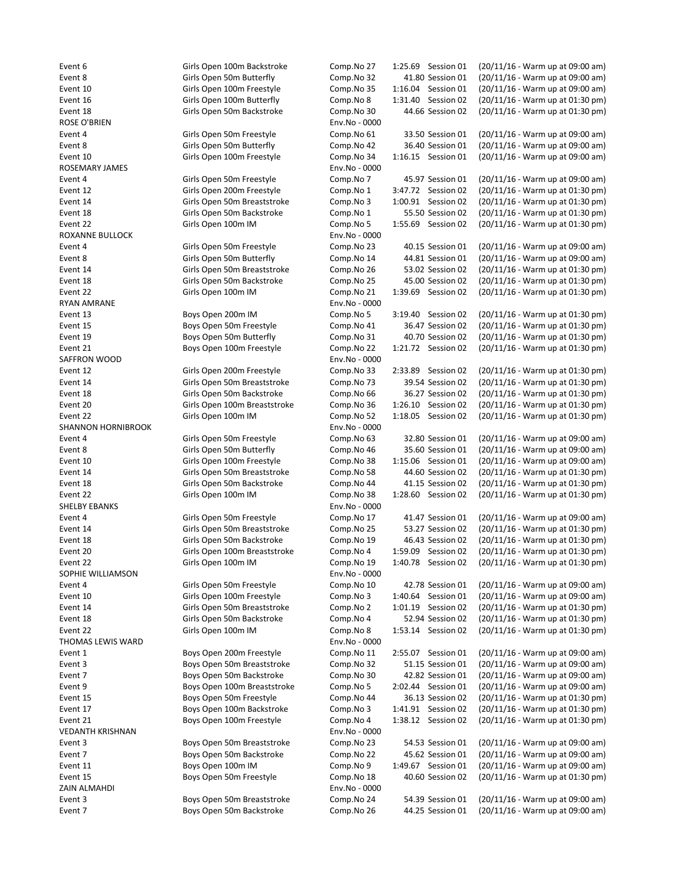| | | | | | |
|---|---|---|---|---|---|
| Event 6 | Girls Open 100m Backstroke | Comp.No 27 | 1:25.69 | Session 01 | (20/11/16 - Warm up at 09:00 am) |
| Event 8 | Girls Open 50m Butterfly | Comp.No 32 | 41.80 | Session 01 | (20/11/16 - Warm up at 09:00 am) |
| Event 10 | Girls Open 100m Freestyle | Comp.No 35 | 1:16.04 | Session 01 | (20/11/16 - Warm up at 09:00 am) |
| Event 16 | Girls Open 100m Butterfly | Comp.No 8 | 1:31.40 | Session 02 | (20/11/16 - Warm up at 01:30 pm) |
| Event 18 | Girls Open 50m Backstroke | Comp.No 30 | 44.66 | Session 02 | (20/11/16 - Warm up at 01:30 pm) |
| ROSE O'BRIEN | | Env.No - 0000 | | | |
| Event 4 | Girls Open 50m Freestyle | Comp.No 61 | 33.50 | Session 01 | (20/11/16 - Warm up at 09:00 am) |
| Event 8 | Girls Open 50m Butterfly | Comp.No 42 | 36.40 | Session 01 | (20/11/16 - Warm up at 09:00 am) |
| Event 10 | Girls Open 100m Freestyle | Comp.No 34 | 1:16.15 | Session 01 | (20/11/16 - Warm up at 09:00 am) |
| ROSEMARY JAMES | | Env.No - 0000 | | | |
| Event 4 | Girls Open 50m Freestyle | Comp.No 7 | 45.97 | Session 01 | (20/11/16 - Warm up at 09:00 am) |
| Event 12 | Girls Open 200m Freestyle | Comp.No 1 | 3:47.72 | Session 02 | (20/11/16 - Warm up at 01:30 pm) |
| Event 14 | Girls Open 50m Breaststroke | Comp.No 3 | 1:00.91 | Session 02 | (20/11/16 - Warm up at 01:30 pm) |
| Event 18 | Girls Open 50m Backstroke | Comp.No 1 | 55.50 | Session 02 | (20/11/16 - Warm up at 01:30 pm) |
| Event 22 | Girls Open 100m IM | Comp.No 5 | 1:55.69 | Session 02 | (20/11/16 - Warm up at 01:30 pm) |
| ROXANNE BULLOCK | | Env.No - 0000 | | | |
| Event 4 | Girls Open 50m Freestyle | Comp.No 23 | 40.15 | Session 01 | (20/11/16 - Warm up at 09:00 am) |
| Event 8 | Girls Open 50m Butterfly | Comp.No 14 | 44.81 | Session 01 | (20/11/16 - Warm up at 09:00 am) |
| Event 14 | Girls Open 50m Breaststroke | Comp.No 26 | 53.02 | Session 02 | (20/11/16 - Warm up at 01:30 pm) |
| Event 18 | Girls Open 50m Backstroke | Comp.No 25 | 45.00 | Session 02 | (20/11/16 - Warm up at 01:30 pm) |
| Event 22 | Girls Open 100m IM | Comp.No 21 | 1:39.69 | Session 02 | (20/11/16 - Warm up at 01:30 pm) |
| RYAN AMRANE | | Env.No - 0000 | | | |
| Event 13 | Boys Open 200m IM | Comp.No 5 | 3:19.40 | Session 02 | (20/11/16 - Warm up at 01:30 pm) |
| Event 15 | Boys Open 50m Freestyle | Comp.No 41 | 36.47 | Session 02 | (20/11/16 - Warm up at 01:30 pm) |
| Event 19 | Boys Open 50m Butterfly | Comp.No 31 | 40.70 | Session 02 | (20/11/16 - Warm up at 01:30 pm) |
| Event 21 | Boys Open 100m Freestyle | Comp.No 22 | 1:21.72 | Session 02 | (20/11/16 - Warm up at 01:30 pm) |
| SAFFRON WOOD | | Env.No - 0000 | | | |
| Event 12 | Girls Open 200m Freestyle | Comp.No 33 | 2:33.89 | Session 02 | (20/11/16 - Warm up at 01:30 pm) |
| Event 14 | Girls Open 50m Breaststroke | Comp.No 73 | 39.54 | Session 02 | (20/11/16 - Warm up at 01:30 pm) |
| Event 18 | Girls Open 50m Backstroke | Comp.No 66 | 36.27 | Session 02 | (20/11/16 - Warm up at 01:30 pm) |
| Event 20 | Girls Open 100m Breaststroke | Comp.No 36 | 1:26.10 | Session 02 | (20/11/16 - Warm up at 01:30 pm) |
| Event 22 | Girls Open 100m IM | Comp.No 52 | 1:18.05 | Session 02 | (20/11/16 - Warm up at 01:30 pm) |
| SHANNON HORNIBROOK | | Env.No - 0000 | | | |
| Event 4 | Girls Open 50m Freestyle | Comp.No 63 | 32.80 | Session 01 | (20/11/16 - Warm up at 09:00 am) |
| Event 8 | Girls Open 50m Butterfly | Comp.No 46 | 35.60 | Session 01 | (20/11/16 - Warm up at 09:00 am) |
| Event 10 | Girls Open 100m Freestyle | Comp.No 38 | 1:15.06 | Session 01 | (20/11/16 - Warm up at 09:00 am) |
| Event 14 | Girls Open 50m Breaststroke | Comp.No 58 | 44.60 | Session 02 | (20/11/16 - Warm up at 01:30 pm) |
| Event 18 | Girls Open 50m Backstroke | Comp.No 44 | 41.15 | Session 02 | (20/11/16 - Warm up at 01:30 pm) |
| Event 22 | Girls Open 100m IM | Comp.No 38 | 1:28.60 | Session 02 | (20/11/16 - Warm up at 01:30 pm) |
| SHELBY EBANKS | | Env.No - 0000 | | | |
| Event 4 | Girls Open 50m Freestyle | Comp.No 17 | 41.47 | Session 01 | (20/11/16 - Warm up at 09:00 am) |
| Event 14 | Girls Open 50m Breaststroke | Comp.No 25 | 53.27 | Session 02 | (20/11/16 - Warm up at 01:30 pm) |
| Event 18 | Girls Open 50m Backstroke | Comp.No 19 | 46.43 | Session 02 | (20/11/16 - Warm up at 01:30 pm) |
| Event 20 | Girls Open 100m Breaststroke | Comp.No 4 | 1:59.09 | Session 02 | (20/11/16 - Warm up at 01:30 pm) |
| Event 22 | Girls Open 100m IM | Comp.No 19 | 1:40.78 | Session 02 | (20/11/16 - Warm up at 01:30 pm) |
| SOPHIE WILLIAMSON | | Env.No - 0000 | | | |
| Event 4 | Girls Open 50m Freestyle | Comp.No 10 | 42.78 | Session 01 | (20/11/16 - Warm up at 09:00 am) |
| Event 10 | Girls Open 100m Freestyle | Comp.No 3 | 1:40.64 | Session 01 | (20/11/16 - Warm up at 09:00 am) |
| Event 14 | Girls Open 50m Breaststroke | Comp.No 2 | 1:01.19 | Session 02 | (20/11/16 - Warm up at 01:30 pm) |
| Event 18 | Girls Open 50m Backstroke | Comp.No 4 | 52.94 | Session 02 | (20/11/16 - Warm up at 01:30 pm) |
| Event 22 | Girls Open 100m IM | Comp.No 8 | 1:53.14 | Session 02 | (20/11/16 - Warm up at 01:30 pm) |
| THOMAS LEWIS WARD | | Env.No - 0000 | | | |
| Event 1 | Boys Open 200m Freestyle | Comp.No 11 | 2:55.07 | Session 01 | (20/11/16 - Warm up at 09:00 am) |
| Event 3 | Boys Open 50m Breaststroke | Comp.No 32 | 51.15 | Session 01 | (20/11/16 - Warm up at 09:00 am) |
| Event 7 | Boys Open 50m Backstroke | Comp.No 30 | 42.82 | Session 01 | (20/11/16 - Warm up at 09:00 am) |
| Event 9 | Boys Open 100m Breaststroke | Comp.No 5 | 2:02.44 | Session 01 | (20/11/16 - Warm up at 09:00 am) |
| Event 15 | Boys Open 50m Freestyle | Comp.No 44 | 36.13 | Session 02 | (20/11/16 - Warm up at 01:30 pm) |
| Event 17 | Boys Open 100m Backstroke | Comp.No 3 | 1:41.91 | Session 02 | (20/11/16 - Warm up at 01:30 pm) |
| Event 21 | Boys Open 100m Freestyle | Comp.No 4 | 1:38.12 | Session 02 | (20/11/16 - Warm up at 01:30 pm) |
| VEDANTH KRISHNAN | | Env.No - 0000 | | | |
| Event 3 | Boys Open 50m Breaststroke | Comp.No 23 | 54.53 | Session 01 | (20/11/16 - Warm up at 09:00 am) |
| Event 7 | Boys Open 50m Backstroke | Comp.No 22 | 45.62 | Session 01 | (20/11/16 - Warm up at 09:00 am) |
| Event 11 | Boys Open 100m IM | Comp.No 9 | 1:49.67 | Session 01 | (20/11/16 - Warm up at 09:00 am) |
| Event 15 | Boys Open 50m Freestyle | Comp.No 18 | 40.60 | Session 02 | (20/11/16 - Warm up at 01:30 pm) |
| ZAIN ALMAHDI | | Env.No - 0000 | | | |
| Event 3 | Boys Open 50m Breaststroke | Comp.No 24 | 54.39 | Session 01 | (20/11/16 - Warm up at 09:00 am) |
| Event 7 | Boys Open 50m Backstroke | Comp.No 26 | 44.25 | Session 01 | (20/11/16 - Warm up at 09:00 am) |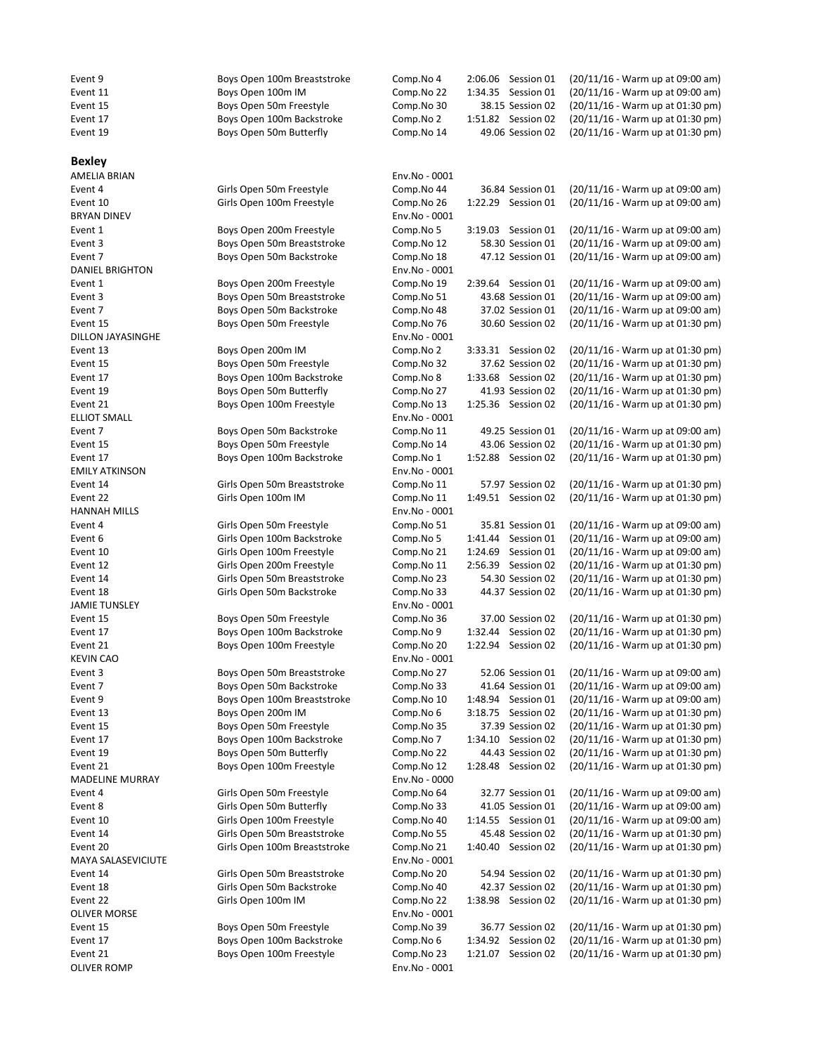| | | | | | |
|---|---|---|---|---|---|
| Event 9 | Boys Open 100m Breaststroke | Comp.No 4 | 2:06.06 | Session 01 | (20/11/16 - Warm up at 09:00 am) |
| Event 11 | Boys Open 100m IM | Comp.No 22 | 1:34.35 | Session 01 | (20/11/16 - Warm up at 09:00 am) |
| Event 15 | Boys Open 50m Freestyle | Comp.No 30 | 38.15 | Session 02 | (20/11/16 - Warm up at 01:30 pm) |
| Event 17 | Boys Open 100m Backstroke | Comp.No 2 | 1:51.82 | Session 02 | (20/11/16 - Warm up at 01:30 pm) |
| Event 19 | Boys Open 50m Butterfly | Comp.No 14 | 49.06 | Session 02 | (20/11/16 - Warm up at 01:30 pm) |

## Bexley

| | | | | | |
|---|---|---|---|---|---|
| AMELIA BRIAN | | Env.No - 0001 | | | |
| Event 4 | Girls Open 50m Freestyle | Comp.No 44 | 36.84 | Session 01 | (20/11/16 - Warm up at 09:00 am) |
| Event 10 | Girls Open 100m Freestyle | Comp.No 26 | 1:22.29 | Session 01 | (20/11/16 - Warm up at 09:00 am) |
| BRYAN DINEV | | Env.No - 0001 | | | |
| Event 1 | Boys Open 200m Freestyle | Comp.No 5 | 3:19.03 | Session 01 | (20/11/16 - Warm up at 09:00 am) |
| Event 3 | Boys Open 50m Breaststroke | Comp.No 12 | 58.30 | Session 01 | (20/11/16 - Warm up at 09:00 am) |
| Event 7 | Boys Open 50m Backstroke | Comp.No 18 | 47.12 | Session 01 | (20/11/16 - Warm up at 09:00 am) |
| DANIEL BRIGHTON | | Env.No - 0001 | | | |
| Event 1 | Boys Open 200m Freestyle | Comp.No 19 | 2:39.64 | Session 01 | (20/11/16 - Warm up at 09:00 am) |
| Event 3 | Boys Open 50m Breaststroke | Comp.No 51 | 43.68 | Session 01 | (20/11/16 - Warm up at 09:00 am) |
| Event 7 | Boys Open 50m Backstroke | Comp.No 48 | 37.02 | Session 01 | (20/11/16 - Warm up at 09:00 am) |
| Event 15 | Boys Open 50m Freestyle | Comp.No 76 | 30.60 | Session 02 | (20/11/16 - Warm up at 01:30 pm) |
| DILLON JAYASINGHE | | Env.No - 0001 | | | |
| Event 13 | Boys Open 200m IM | Comp.No 2 | 3:33.31 | Session 02 | (20/11/16 - Warm up at 01:30 pm) |
| Event 15 | Boys Open 50m Freestyle | Comp.No 32 | 37.62 | Session 02 | (20/11/16 - Warm up at 01:30 pm) |
| Event 17 | Boys Open 100m Backstroke | Comp.No 8 | 1:33.68 | Session 02 | (20/11/16 - Warm up at 01:30 pm) |
| Event 19 | Boys Open 50m Butterfly | Comp.No 27 | 41.93 | Session 02 | (20/11/16 - Warm up at 01:30 pm) |
| Event 21 | Boys Open 100m Freestyle | Comp.No 13 | 1:25.36 | Session 02 | (20/11/16 - Warm up at 01:30 pm) |
| ELLIOT SMALL | | Env.No - 0001 | | | |
| Event 7 | Boys Open 50m Backstroke | Comp.No 11 | 49.25 | Session 01 | (20/11/16 - Warm up at 09:00 am) |
| Event 15 | Boys Open 50m Freestyle | Comp.No 14 | 43.06 | Session 02 | (20/11/16 - Warm up at 01:30 pm) |
| Event 17 | Boys Open 100m Backstroke | Comp.No 1 | 1:52.88 | Session 02 | (20/11/16 - Warm up at 01:30 pm) |
| EMILY ATKINSON | | Env.No - 0001 | | | |
| Event 14 | Girls Open 50m Breaststroke | Comp.No 11 | 57.97 | Session 02 | (20/11/16 - Warm up at 01:30 pm) |
| Event 22 | Girls Open 100m IM | Comp.No 11 | 1:49.51 | Session 02 | (20/11/16 - Warm up at 01:30 pm) |
| HANNAH MILLS | | Env.No - 0001 | | | |
| Event 4 | Girls Open 50m Freestyle | Comp.No 51 | 35.81 | Session 01 | (20/11/16 - Warm up at 09:00 am) |
| Event 6 | Girls Open 100m Backstroke | Comp.No 5 | 1:41.44 | Session 01 | (20/11/16 - Warm up at 09:00 am) |
| Event 10 | Girls Open 100m Freestyle | Comp.No 21 | 1:24.69 | Session 01 | (20/11/16 - Warm up at 09:00 am) |
| Event 12 | Girls Open 200m Freestyle | Comp.No 11 | 2:56.39 | Session 02 | (20/11/16 - Warm up at 01:30 pm) |
| Event 14 | Girls Open 50m Breaststroke | Comp.No 23 | 54.30 | Session 02 | (20/11/16 - Warm up at 01:30 pm) |
| Event 18 | Girls Open 50m Backstroke | Comp.No 33 | 44.37 | Session 02 | (20/11/16 - Warm up at 01:30 pm) |
| JAMIE TUNSLEY | | Env.No - 0001 | | | |
| Event 15 | Boys Open 50m Freestyle | Comp.No 36 | 37.00 | Session 02 | (20/11/16 - Warm up at 01:30 pm) |
| Event 17 | Boys Open 100m Backstroke | Comp.No 9 | 1:32.44 | Session 02 | (20/11/16 - Warm up at 01:30 pm) |
| Event 21 | Boys Open 100m Freestyle | Comp.No 20 | 1:22.94 | Session 02 | (20/11/16 - Warm up at 01:30 pm) |
| KEVIN CAO | | Env.No - 0001 | | | |
| Event 3 | Boys Open 50m Breaststroke | Comp.No 27 | 52.06 | Session 01 | (20/11/16 - Warm up at 09:00 am) |
| Event 7 | Boys Open 50m Backstroke | Comp.No 33 | 41.64 | Session 01 | (20/11/16 - Warm up at 09:00 am) |
| Event 9 | Boys Open 100m Breaststroke | Comp.No 10 | 1:48.94 | Session 01 | (20/11/16 - Warm up at 09:00 am) |
| Event 13 | Boys Open 200m IM | Comp.No 6 | 3:18.75 | Session 02 | (20/11/16 - Warm up at 01:30 pm) |
| Event 15 | Boys Open 50m Freestyle | Comp.No 35 | 37.39 | Session 02 | (20/11/16 - Warm up at 01:30 pm) |
| Event 17 | Boys Open 100m Backstroke | Comp.No 7 | 1:34.10 | Session 02 | (20/11/16 - Warm up at 01:30 pm) |
| Event 19 | Boys Open 50m Butterfly | Comp.No 22 | 44.43 | Session 02 | (20/11/16 - Warm up at 01:30 pm) |
| Event 21 | Boys Open 100m Freestyle | Comp.No 12 | 1:28.48 | Session 02 | (20/11/16 - Warm up at 01:30 pm) |
| MADELINE MURRAY | | Env.No - 0000 | | | |
| Event 4 | Girls Open 50m Freestyle | Comp.No 64 | 32.77 | Session 01 | (20/11/16 - Warm up at 09:00 am) |
| Event 8 | Girls Open 50m Butterfly | Comp.No 33 | 41.05 | Session 01 | (20/11/16 - Warm up at 09:00 am) |
| Event 10 | Girls Open 100m Freestyle | Comp.No 40 | 1:14.55 | Session 01 | (20/11/16 - Warm up at 09:00 am) |
| Event 14 | Girls Open 50m Breaststroke | Comp.No 55 | 45.48 | Session 02 | (20/11/16 - Warm up at 01:30 pm) |
| Event 20 | Girls Open 100m Breaststroke | Comp.No 21 | 1:40.40 | Session 02 | (20/11/16 - Warm up at 01:30 pm) |
| MAYA SALASEVICIUTE | | Env.No - 0001 | | | |
| Event 14 | Girls Open 50m Breaststroke | Comp.No 20 | 54.94 | Session 02 | (20/11/16 - Warm up at 01:30 pm) |
| Event 18 | Girls Open 50m Backstroke | Comp.No 40 | 42.37 | Session 02 | (20/11/16 - Warm up at 01:30 pm) |
| Event 22 | Girls Open 100m IM | Comp.No 22 | 1:38.98 | Session 02 | (20/11/16 - Warm up at 01:30 pm) |
| OLIVER MORSE | | Env.No - 0001 | | | |
| Event 15 | Boys Open 50m Freestyle | Comp.No 39 | 36.77 | Session 02 | (20/11/16 - Warm up at 01:30 pm) |
| Event 17 | Boys Open 100m Backstroke | Comp.No 6 | 1:34.92 | Session 02 | (20/11/16 - Warm up at 01:30 pm) |
| Event 21 | Boys Open 100m Freestyle | Comp.No 23 | 1:21.07 | Session 02 | (20/11/16 - Warm up at 01:30 pm) |
| OLIVER ROMP | | Env.No - 0001 | | | |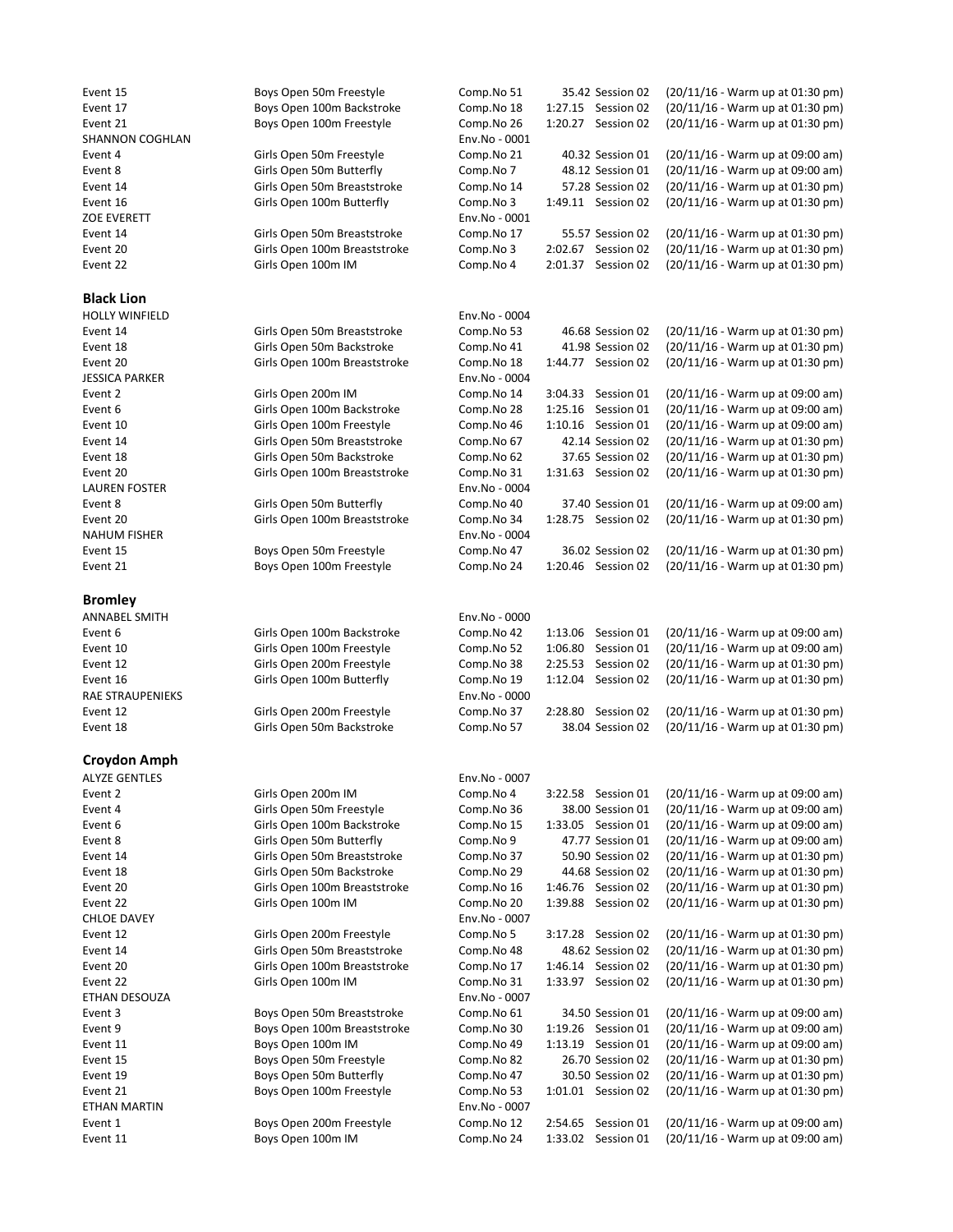| | | | | | |
|---|---|---|---|---|---|
| Event 15 | Boys Open 50m Freestyle | Comp.No 51 | 35.42 | Session 02 | (20/11/16 - Warm up at 01:30 pm) |
| Event 17 | Boys Open 100m Backstroke | Comp.No 18 | 1:27.15 | Session 02 | (20/11/16 - Warm up at 01:30 pm) |
| Event 21 | Boys Open 100m Freestyle | Comp.No 26 | 1:20.27 | Session 02 | (20/11/16 - Warm up at 01:30 pm) |
| SHANNON COGHLAN | | Env.No - 0001 | | | |
| Event 4 | Girls Open 50m Freestyle | Comp.No 21 | 40.32 | Session 01 | (20/11/16 - Warm up at 09:00 am) |
| Event 8 | Girls Open 50m Butterfly | Comp.No 7 | 48.12 | Session 01 | (20/11/16 - Warm up at 09:00 am) |
| Event 14 | Girls Open 50m Breaststroke | Comp.No 14 | 57.28 | Session 02 | (20/11/16 - Warm up at 01:30 pm) |
| Event 16 | Girls Open 100m Butterfly | Comp.No 3 | 1:49.11 | Session 02 | (20/11/16 - Warm up at 01:30 pm) |
| ZOE EVERETT | | Env.No - 0001 | | | |
| Event 14 | Girls Open 50m Breaststroke | Comp.No 17 | 55.57 | Session 02 | (20/11/16 - Warm up at 01:30 pm) |
| Event 20 | Girls Open 100m Breaststroke | Comp.No 3 | 2:02.67 | Session 02 | (20/11/16 - Warm up at 01:30 pm) |
| Event 22 | Girls Open 100m IM | Comp.No 4 | 2:01.37 | Session 02 | (20/11/16 - Warm up at 01:30 pm) |

## Black Lion

| | | | | | |
|---|---|---|---|---|---|
| HOLLY WINFIELD | | Env.No - 0004 | | | |
| Event 14 | Girls Open 50m Breaststroke | Comp.No 53 | 46.68 | Session 02 | (20/11/16 - Warm up at 01:30 pm) |
| Event 18 | Girls Open 50m Backstroke | Comp.No 41 | 41.98 | Session 02 | (20/11/16 - Warm up at 01:30 pm) |
| Event 20 | Girls Open 100m Breaststroke | Comp.No 18 | 1:44.77 | Session 02 | (20/11/16 - Warm up at 01:30 pm) |
| JESSICA PARKER | | Env.No - 0004 | | | |
| Event 2 | Girls Open 200m IM | Comp.No 14 | 3:04.33 | Session 01 | (20/11/16 - Warm up at 09:00 am) |
| Event 6 | Girls Open 100m Backstroke | Comp.No 28 | 1:25.16 | Session 01 | (20/11/16 - Warm up at 09:00 am) |
| Event 10 | Girls Open 100m Freestyle | Comp.No 46 | 1:10.16 | Session 01 | (20/11/16 - Warm up at 09:00 am) |
| Event 14 | Girls Open 50m Breaststroke | Comp.No 67 | 42.14 | Session 02 | (20/11/16 - Warm up at 01:30 pm) |
| Event 18 | Girls Open 50m Backstroke | Comp.No 62 | 37.65 | Session 02 | (20/11/16 - Warm up at 01:30 pm) |
| Event 20 | Girls Open 100m Breaststroke | Comp.No 31 | 1:31.63 | Session 02 | (20/11/16 - Warm up at 01:30 pm) |
| LAUREN FOSTER | | Env.No - 0004 | | | |
| Event 8 | Girls Open 50m Butterfly | Comp.No 40 | 37.40 | Session 01 | (20/11/16 - Warm up at 09:00 am) |
| Event 20 | Girls Open 100m Breaststroke | Comp.No 34 | 1:28.75 | Session 02 | (20/11/16 - Warm up at 01:30 pm) |
| NAHUM FISHER | | Env.No - 0004 | | | |
| Event 15 | Boys Open 50m Freestyle | Comp.No 47 | 36.02 | Session 02 | (20/11/16 - Warm up at 01:30 pm) |
| Event 21 | Boys Open 100m Freestyle | Comp.No 24 | 1:20.46 | Session 02 | (20/11/16 - Warm up at 01:30 pm) |

## Bromley

| | | | | | |
|---|---|---|---|---|---|
| ANNABEL SMITH | | Env.No - 0000 | | | |
| Event 6 | Girls Open 100m Backstroke | Comp.No 42 | 1:13.06 | Session 01 | (20/11/16 - Warm up at 09:00 am) |
| Event 10 | Girls Open 100m Freestyle | Comp.No 52 | 1:06.80 | Session 01 | (20/11/16 - Warm up at 09:00 am) |
| Event 12 | Girls Open 200m Freestyle | Comp.No 38 | 2:25.53 | Session 02 | (20/11/16 - Warm up at 01:30 pm) |
| Event 16 | Girls Open 100m Butterfly | Comp.No 19 | 1:12.04 | Session 02 | (20/11/16 - Warm up at 01:30 pm) |
| RAE STRAUPENIEKS | | Env.No - 0000 | | | |
| Event 12 | Girls Open 200m Freestyle | Comp.No 37 | 2:28.80 | Session 02 | (20/11/16 - Warm up at 01:30 pm) |
| Event 18 | Girls Open 50m Backstroke | Comp.No 57 | 38.04 | Session 02 | (20/11/16 - Warm up at 01:30 pm) |

## Croydon Amph

| | | | | | |
|---|---|---|---|---|---|
| ALYZE GENTLES | | Env.No - 0007 | | | |
| Event 2 | Girls Open 200m IM | Comp.No 4 | 3:22.58 | Session 01 | (20/11/16 - Warm up at 09:00 am) |
| Event 4 | Girls Open 50m Freestyle | Comp.No 36 | 38.00 | Session 01 | (20/11/16 - Warm up at 09:00 am) |
| Event 6 | Girls Open 100m Backstroke | Comp.No 15 | 1:33.05 | Session 01 | (20/11/16 - Warm up at 09:00 am) |
| Event 8 | Girls Open 50m Butterfly | Comp.No 9 | 47.77 | Session 01 | (20/11/16 - Warm up at 09:00 am) |
| Event 14 | Girls Open 50m Breaststroke | Comp.No 37 | 50.90 | Session 02 | (20/11/16 - Warm up at 01:30 pm) |
| Event 18 | Girls Open 50m Backstroke | Comp.No 29 | 44.68 | Session 02 | (20/11/16 - Warm up at 01:30 pm) |
| Event 20 | Girls Open 100m Breaststroke | Comp.No 16 | 1:46.76 | Session 02 | (20/11/16 - Warm up at 01:30 pm) |
| Event 22 | Girls Open 100m IM | Comp.No 20 | 1:39.88 | Session 02 | (20/11/16 - Warm up at 01:30 pm) |
| CHLOE DAVEY | | Env.No - 0007 | | | |
| Event 12 | Girls Open 200m Freestyle | Comp.No 5 | 3:17.28 | Session 02 | (20/11/16 - Warm up at 01:30 pm) |
| Event 14 | Girls Open 50m Breaststroke | Comp.No 48 | 48.62 | Session 02 | (20/11/16 - Warm up at 01:30 pm) |
| Event 20 | Girls Open 100m Breaststroke | Comp.No 17 | 1:46.14 | Session 02 | (20/11/16 - Warm up at 01:30 pm) |
| Event 22 | Girls Open 100m IM | Comp.No 31 | 1:33.97 | Session 02 | (20/11/16 - Warm up at 01:30 pm) |
| ETHAN DESOUZA | | Env.No - 0007 | | | |
| Event 3 | Boys Open 50m Breaststroke | Comp.No 61 | 34.50 | Session 01 | (20/11/16 - Warm up at 09:00 am) |
| Event 9 | Boys Open 100m Breaststroke | Comp.No 30 | 1:19.26 | Session 01 | (20/11/16 - Warm up at 09:00 am) |
| Event 11 | Boys Open 100m IM | Comp.No 49 | 1:13.19 | Session 01 | (20/11/16 - Warm up at 09:00 am) |
| Event 15 | Boys Open 50m Freestyle | Comp.No 82 | 26.70 | Session 02 | (20/11/16 - Warm up at 01:30 pm) |
| Event 19 | Boys Open 50m Butterfly | Comp.No 47 | 30.50 | Session 02 | (20/11/16 - Warm up at 01:30 pm) |
| Event 21 | Boys Open 100m Freestyle | Comp.No 53 | 1:01.01 | Session 02 | (20/11/16 - Warm up at 01:30 pm) |
| ETHAN MARTIN | | Env.No - 0007 | | | |
| Event 1 | Boys Open 200m Freestyle | Comp.No 12 | 2:54.65 | Session 01 | (20/11/16 - Warm up at 09:00 am) |
| Event 11 | Boys Open 100m IM | Comp.No 24 | 1:33.02 | Session 01 | (20/11/16 - Warm up at 09:00 am) |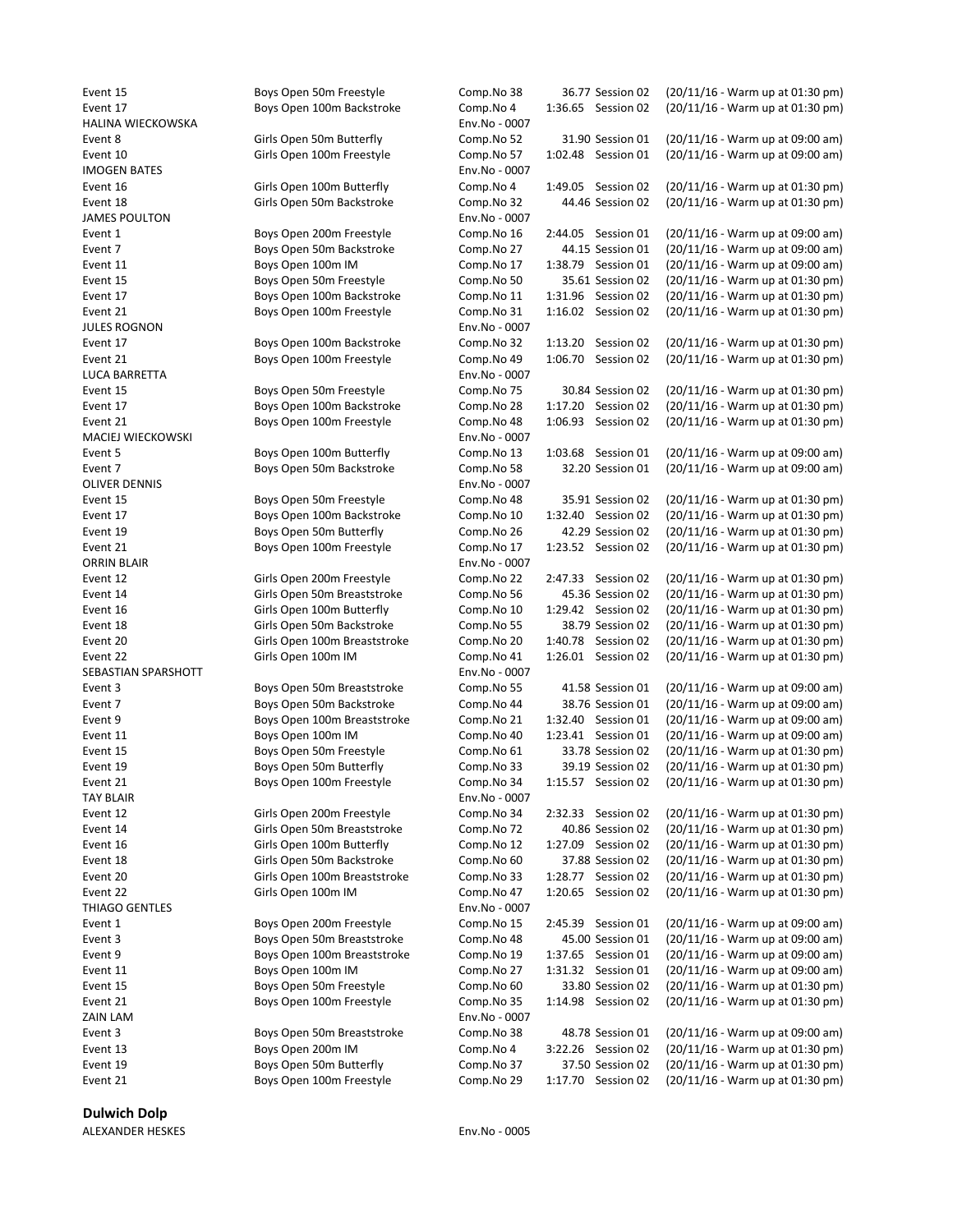| | | | | |
|---|---|---|---|---|
| Event 15 | Boys Open 50m Freestyle | Comp.No 38 | 36.77 Session 02 | (20/11/16 - Warm up at 01:30 pm) |
| Event 17 | Boys Open 100m Backstroke | Comp.No 4 | 1:36.65 Session 02 | (20/11/16 - Warm up at 01:30 pm) |
| HALINA WIECKOWSKA | | Env.No - 0007 | | |
| Event 8 | Girls Open 50m Butterfly | Comp.No 52 | 31.90 Session 01 | (20/11/16 - Warm up at 09:00 am) |
| Event 10 | Girls Open 100m Freestyle | Comp.No 57 | 1:02.48 Session 01 | (20/11/16 - Warm up at 09:00 am) |
| IMOGEN BATES | | Env.No - 0007 | | |
| Event 16 | Girls Open 100m Butterfly | Comp.No 4 | 1:49.05 Session 02 | (20/11/16 - Warm up at 01:30 pm) |
| Event 18 | Girls Open 50m Backstroke | Comp.No 32 | 44.46 Session 02 | (20/11/16 - Warm up at 01:30 pm) |
| JAMES POULTON | | Env.No - 0007 | | |
| Event 1 | Boys Open 200m Freestyle | Comp.No 16 | 2:44.05 Session 01 | (20/11/16 - Warm up at 09:00 am) |
| Event 7 | Boys Open 50m Backstroke | Comp.No 27 | 44.15 Session 01 | (20/11/16 - Warm up at 09:00 am) |
| Event 11 | Boys Open 100m IM | Comp.No 17 | 1:38.79 Session 01 | (20/11/16 - Warm up at 09:00 am) |
| Event 15 | Boys Open 50m Freestyle | Comp.No 50 | 35.61 Session 02 | (20/11/16 - Warm up at 01:30 pm) |
| Event 17 | Boys Open 100m Backstroke | Comp.No 11 | 1:31.96 Session 02 | (20/11/16 - Warm up at 01:30 pm) |
| Event 21 | Boys Open 100m Freestyle | Comp.No 31 | 1:16.02 Session 02 | (20/11/16 - Warm up at 01:30 pm) |
| JULES ROGNON | | Env.No - 0007 | | |
| Event 17 | Boys Open 100m Backstroke | Comp.No 32 | 1:13.20 Session 02 | (20/11/16 - Warm up at 01:30 pm) |
| Event 21 | Boys Open 100m Freestyle | Comp.No 49 | 1:06.70 Session 02 | (20/11/16 - Warm up at 01:30 pm) |
| LUCA BARRETTA | | Env.No - 0007 | | |
| Event 15 | Boys Open 50m Freestyle | Comp.No 75 | 30.84 Session 02 | (20/11/16 - Warm up at 01:30 pm) |
| Event 17 | Boys Open 100m Backstroke | Comp.No 28 | 1:17.20 Session 02 | (20/11/16 - Warm up at 01:30 pm) |
| Event 21 | Boys Open 100m Freestyle | Comp.No 48 | 1:06.93 Session 02 | (20/11/16 - Warm up at 01:30 pm) |
| MACIEJ WIECKOWSKI | | Env.No - 0007 | | |
| Event 5 | Boys Open 100m Butterfly | Comp.No 13 | 1:03.68 Session 01 | (20/11/16 - Warm up at 09:00 am) |
| Event 7 | Boys Open 50m Backstroke | Comp.No 58 | 32.20 Session 01 | (20/11/16 - Warm up at 09:00 am) |
| OLIVER DENNIS | | Env.No - 0007 | | |
| Event 15 | Boys Open 50m Freestyle | Comp.No 48 | 35.91 Session 02 | (20/11/16 - Warm up at 01:30 pm) |
| Event 17 | Boys Open 100m Backstroke | Comp.No 10 | 1:32.40 Session 02 | (20/11/16 - Warm up at 01:30 pm) |
| Event 19 | Boys Open 50m Butterfly | Comp.No 26 | 42.29 Session 02 | (20/11/16 - Warm up at 01:30 pm) |
| Event 21 | Boys Open 100m Freestyle | Comp.No 17 | 1:23.52 Session 02 | (20/11/16 - Warm up at 01:30 pm) |
| ORRIN BLAIR | | Env.No - 0007 | | |
| Event 12 | Girls Open 200m Freestyle | Comp.No 22 | 2:47.33 Session 02 | (20/11/16 - Warm up at 01:30 pm) |
| Event 14 | Girls Open 50m Breaststroke | Comp.No 56 | 45.36 Session 02 | (20/11/16 - Warm up at 01:30 pm) |
| Event 16 | Girls Open 100m Butterfly | Comp.No 10 | 1:29.42 Session 02 | (20/11/16 - Warm up at 01:30 pm) |
| Event 18 | Girls Open 50m Backstroke | Comp.No 55 | 38.79 Session 02 | (20/11/16 - Warm up at 01:30 pm) |
| Event 20 | Girls Open 100m Breaststroke | Comp.No 20 | 1:40.78 Session 02 | (20/11/16 - Warm up at 01:30 pm) |
| Event 22 | Girls Open 100m IM | Comp.No 41 | 1:26.01 Session 02 | (20/11/16 - Warm up at 01:30 pm) |
| SEBASTIAN SPARSHOTT | | Env.No - 0007 | | |
| Event 3 | Boys Open 50m Breaststroke | Comp.No 55 | 41.58 Session 01 | (20/11/16 - Warm up at 09:00 am) |
| Event 7 | Boys Open 50m Backstroke | Comp.No 44 | 38.76 Session 01 | (20/11/16 - Warm up at 09:00 am) |
| Event 9 | Boys Open 100m Breaststroke | Comp.No 21 | 1:32.40 Session 01 | (20/11/16 - Warm up at 09:00 am) |
| Event 11 | Boys Open 100m IM | Comp.No 40 | 1:23.41 Session 01 | (20/11/16 - Warm up at 09:00 am) |
| Event 15 | Boys Open 50m Freestyle | Comp.No 61 | 33.78 Session 02 | (20/11/16 - Warm up at 01:30 pm) |
| Event 19 | Boys Open 50m Butterfly | Comp.No 33 | 39.19 Session 02 | (20/11/16 - Warm up at 01:30 pm) |
| Event 21 | Boys Open 100m Freestyle | Comp.No 34 | 1:15.57 Session 02 | (20/11/16 - Warm up at 01:30 pm) |
| TAY BLAIR | | Env.No - 0007 | | |
| Event 12 | Girls Open 200m Freestyle | Comp.No 34 | 2:32.33 Session 02 | (20/11/16 - Warm up at 01:30 pm) |
| Event 14 | Girls Open 50m Breaststroke | Comp.No 72 | 40.86 Session 02 | (20/11/16 - Warm up at 01:30 pm) |
| Event 16 | Girls Open 100m Butterfly | Comp.No 12 | 1:27.09 Session 02 | (20/11/16 - Warm up at 01:30 pm) |
| Event 18 | Girls Open 50m Backstroke | Comp.No 60 | 37.88 Session 02 | (20/11/16 - Warm up at 01:30 pm) |
| Event 20 | Girls Open 100m Breaststroke | Comp.No 33 | 1:28.77 Session 02 | (20/11/16 - Warm up at 01:30 pm) |
| Event 22 | Girls Open 100m IM | Comp.No 47 | 1:20.65 Session 02 | (20/11/16 - Warm up at 01:30 pm) |
| THIAGO GENTLES | | Env.No - 0007 | | |
| Event 1 | Boys Open 200m Freestyle | Comp.No 15 | 2:45.39 Session 01 | (20/11/16 - Warm up at 09:00 am) |
| Event 3 | Boys Open 50m Breaststroke | Comp.No 48 | 45.00 Session 01 | (20/11/16 - Warm up at 09:00 am) |
| Event 9 | Boys Open 100m Breaststroke | Comp.No 19 | 1:37.65 Session 01 | (20/11/16 - Warm up at 09:00 am) |
| Event 11 | Boys Open 100m IM | Comp.No 27 | 1:31.32 Session 01 | (20/11/16 - Warm up at 09:00 am) |
| Event 15 | Boys Open 50m Freestyle | Comp.No 60 | 33.80 Session 02 | (20/11/16 - Warm up at 01:30 pm) |
| Event 21 | Boys Open 100m Freestyle | Comp.No 35 | 1:14.98 Session 02 | (20/11/16 - Warm up at 01:30 pm) |
| ZAIN LAM | | Env.No - 0007 | | |
| Event 3 | Boys Open 50m Breaststroke | Comp.No 38 | 48.78 Session 01 | (20/11/16 - Warm up at 09:00 am) |
| Event 13 | Boys Open 200m IM | Comp.No 4 | 3:22.26 Session 02 | (20/11/16 - Warm up at 01:30 pm) |
| Event 19 | Boys Open 50m Butterfly | Comp.No 37 | 37.50 Session 02 | (20/11/16 - Warm up at 01:30 pm) |
| Event 21 | Boys Open 100m Freestyle | Comp.No 29 | 1:17.70 Session 02 | (20/11/16 - Warm up at 01:30 pm) |

**Dulwich Dolp**

| | | | | |
|---|---|---|---|---|
| ALEXANDER HESKES | | Env.No - 0005 | | |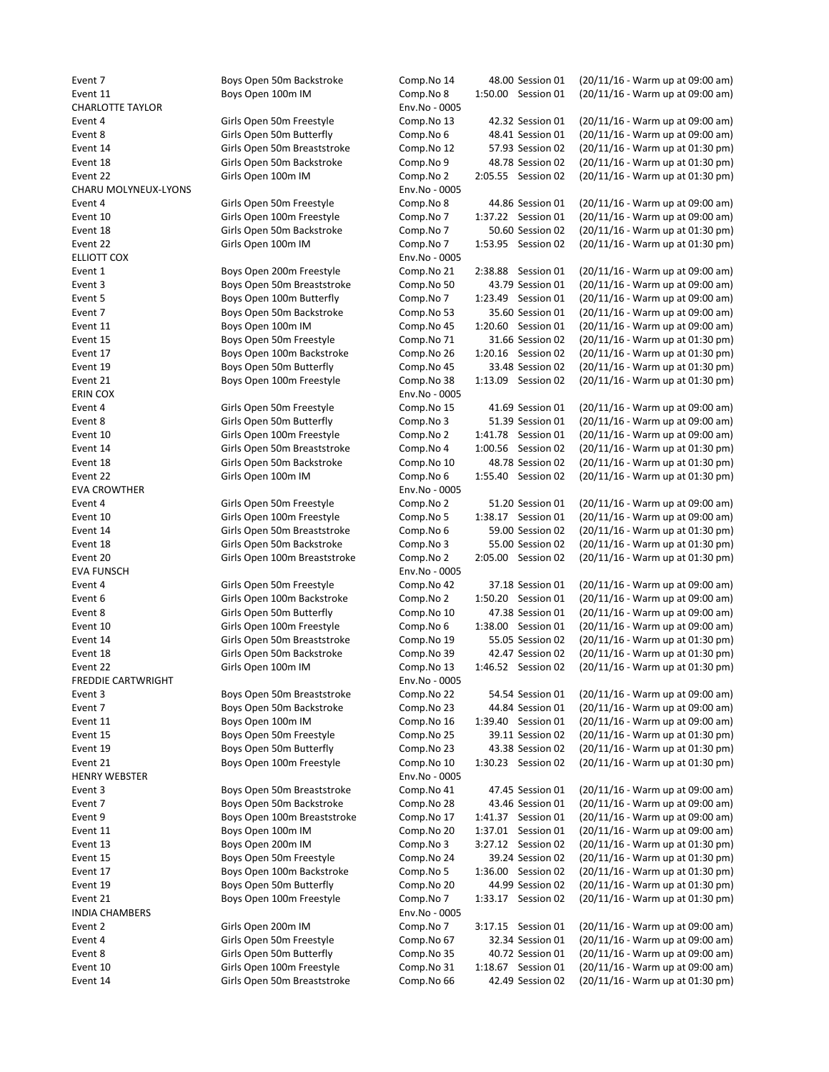| | | | | |
|---|---|---|---|---|
| Event 7 | Boys Open 50m Backstroke | Comp.No 14 | 48.00 Session 01 | (20/11/16 - Warm up at 09:00 am) |
| Event 11 | Boys Open 100m IM | Comp.No 8 | 1:50.00 Session 01 | (20/11/16 - Warm up at 09:00 am) |
| CHARLOTTE TAYLOR | | Env.No - 0005 | | |
| Event 4 | Girls Open 50m Freestyle | Comp.No 13 | 42.32 Session 01 | (20/11/16 - Warm up at 09:00 am) |
| Event 8 | Girls Open 50m Butterfly | Comp.No 6 | 48.41 Session 01 | (20/11/16 - Warm up at 09:00 am) |
| Event 14 | Girls Open 50m Breaststroke | Comp.No 12 | 57.93 Session 02 | (20/11/16 - Warm up at 01:30 pm) |
| Event 18 | Girls Open 50m Backstroke | Comp.No 9 | 48.78 Session 02 | (20/11/16 - Warm up at 01:30 pm) |
| Event 22 | Girls Open 100m IM | Comp.No 2 | 2:05.55 Session 02 | (20/11/16 - Warm up at 01:30 pm) |
| CHARU MOLYNEUX-LYONS | | Env.No - 0005 | | |
| Event 4 | Girls Open 50m Freestyle | Comp.No 8 | 44.86 Session 01 | (20/11/16 - Warm up at 09:00 am) |
| Event 10 | Girls Open 100m Freestyle | Comp.No 7 | 1:37.22 Session 01 | (20/11/16 - Warm up at 09:00 am) |
| Event 18 | Girls Open 50m Backstroke | Comp.No 7 | 50.60 Session 02 | (20/11/16 - Warm up at 01:30 pm) |
| Event 22 | Girls Open 100m IM | Comp.No 7 | 1:53.95 Session 02 | (20/11/16 - Warm up at 01:30 pm) |
| ELLIOTT COX | | Env.No - 0005 | | |
| Event 1 | Boys Open 200m Freestyle | Comp.No 21 | 2:38.88 Session 01 | (20/11/16 - Warm up at 09:00 am) |
| Event 3 | Boys Open 50m Breaststroke | Comp.No 50 | 43.79 Session 01 | (20/11/16 - Warm up at 09:00 am) |
| Event 5 | Boys Open 100m Butterfly | Comp.No 7 | 1:23.49 Session 01 | (20/11/16 - Warm up at 09:00 am) |
| Event 7 | Boys Open 50m Backstroke | Comp.No 53 | 35.60 Session 01 | (20/11/16 - Warm up at 09:00 am) |
| Event 11 | Boys Open 100m IM | Comp.No 45 | 1:20.60 Session 01 | (20/11/16 - Warm up at 09:00 am) |
| Event 15 | Boys Open 50m Freestyle | Comp.No 71 | 31.66 Session 02 | (20/11/16 - Warm up at 01:30 pm) |
| Event 17 | Boys Open 100m Backstroke | Comp.No 26 | 1:20.16 Session 02 | (20/11/16 - Warm up at 01:30 pm) |
| Event 19 | Boys Open 50m Butterfly | Comp.No 45 | 33.48 Session 02 | (20/11/16 - Warm up at 01:30 pm) |
| Event 21 | Boys Open 100m Freestyle | Comp.No 38 | 1:13.09 Session 02 | (20/11/16 - Warm up at 01:30 pm) |
| ERIN COX | | Env.No - 0005 | | |
| Event 4 | Girls Open 50m Freestyle | Comp.No 15 | 41.69 Session 01 | (20/11/16 - Warm up at 09:00 am) |
| Event 8 | Girls Open 50m Butterfly | Comp.No 3 | 51.39 Session 01 | (20/11/16 - Warm up at 09:00 am) |
| Event 10 | Girls Open 100m Freestyle | Comp.No 2 | 1:41.78 Session 01 | (20/11/16 - Warm up at 09:00 am) |
| Event 14 | Girls Open 50m Breaststroke | Comp.No 4 | 1:00.56 Session 02 | (20/11/16 - Warm up at 01:30 pm) |
| Event 18 | Girls Open 50m Backstroke | Comp.No 10 | 48.78 Session 02 | (20/11/16 - Warm up at 01:30 pm) |
| Event 22 | Girls Open 100m IM | Comp.No 6 | 1:55.40 Session 02 | (20/11/16 - Warm up at 01:30 pm) |
| EVA CROWTHER | | Env.No - 0005 | | |
| Event 4 | Girls Open 50m Freestyle | Comp.No 2 | 51.20 Session 01 | (20/11/16 - Warm up at 09:00 am) |
| Event 10 | Girls Open 100m Freestyle | Comp.No 5 | 1:38.17 Session 01 | (20/11/16 - Warm up at 09:00 am) |
| Event 14 | Girls Open 50m Breaststroke | Comp.No 6 | 59.00 Session 02 | (20/11/16 - Warm up at 01:30 pm) |
| Event 18 | Girls Open 50m Backstroke | Comp.No 3 | 55.00 Session 02 | (20/11/16 - Warm up at 01:30 pm) |
| Event 20 | Girls Open 100m Breaststroke | Comp.No 2 | 2:05.00 Session 02 | (20/11/16 - Warm up at 01:30 pm) |
| EVA FUNSCH | | Env.No - 0005 | | |
| Event 4 | Girls Open 50m Freestyle | Comp.No 42 | 37.18 Session 01 | (20/11/16 - Warm up at 09:00 am) |
| Event 6 | Girls Open 100m Backstroke | Comp.No 2 | 1:50.20 Session 01 | (20/11/16 - Warm up at 09:00 am) |
| Event 8 | Girls Open 50m Butterfly | Comp.No 10 | 47.38 Session 01 | (20/11/16 - Warm up at 09:00 am) |
| Event 10 | Girls Open 100m Freestyle | Comp.No 6 | 1:38.00 Session 01 | (20/11/16 - Warm up at 09:00 am) |
| Event 14 | Girls Open 50m Breaststroke | Comp.No 19 | 55.05 Session 02 | (20/11/16 - Warm up at 01:30 pm) |
| Event 18 | Girls Open 50m Backstroke | Comp.No 39 | 42.47 Session 02 | (20/11/16 - Warm up at 01:30 pm) |
| Event 22 | Girls Open 100m IM | Comp.No 13 | 1:46.52 Session 02 | (20/11/16 - Warm up at 01:30 pm) |
| FREDDIE CARTWRIGHT | | Env.No - 0005 | | |
| Event 3 | Boys Open 50m Breaststroke | Comp.No 22 | 54.54 Session 01 | (20/11/16 - Warm up at 09:00 am) |
| Event 7 | Boys Open 50m Backstroke | Comp.No 23 | 44.84 Session 01 | (20/11/16 - Warm up at 09:00 am) |
| Event 11 | Boys Open 100m IM | Comp.No 16 | 1:39.40 Session 01 | (20/11/16 - Warm up at 09:00 am) |
| Event 15 | Boys Open 50m Freestyle | Comp.No 25 | 39.11 Session 02 | (20/11/16 - Warm up at 01:30 pm) |
| Event 19 | Boys Open 50m Butterfly | Comp.No 23 | 43.38 Session 02 | (20/11/16 - Warm up at 01:30 pm) |
| Event 21 | Boys Open 100m Freestyle | Comp.No 10 | 1:30.23 Session 02 | (20/11/16 - Warm up at 01:30 pm) |
| HENRY WEBSTER | | Env.No - 0005 | | |
| Event 3 | Boys Open 50m Breaststroke | Comp.No 41 | 47.45 Session 01 | (20/11/16 - Warm up at 09:00 am) |
| Event 7 | Boys Open 50m Backstroke | Comp.No 28 | 43.46 Session 01 | (20/11/16 - Warm up at 09:00 am) |
| Event 9 | Boys Open 100m Breaststroke | Comp.No 17 | 1:41.37 Session 01 | (20/11/16 - Warm up at 09:00 am) |
| Event 11 | Boys Open 100m IM | Comp.No 20 | 1:37.01 Session 01 | (20/11/16 - Warm up at 09:00 am) |
| Event 13 | Boys Open 200m IM | Comp.No 3 | 3:27.12 Session 02 | (20/11/16 - Warm up at 01:30 pm) |
| Event 15 | Boys Open 50m Freestyle | Comp.No 24 | 39.24 Session 02 | (20/11/16 - Warm up at 01:30 pm) |
| Event 17 | Boys Open 100m Backstroke | Comp.No 5 | 1:36.00 Session 02 | (20/11/16 - Warm up at 01:30 pm) |
| Event 19 | Boys Open 50m Butterfly | Comp.No 20 | 44.99 Session 02 | (20/11/16 - Warm up at 01:30 pm) |
| Event 21 | Boys Open 100m Freestyle | Comp.No 7 | 1:33.17 Session 02 | (20/11/16 - Warm up at 01:30 pm) |
| INDIA CHAMBERS | | Env.No - 0005 | | |
| Event 2 | Girls Open 200m IM | Comp.No 7 | 3:17.15 Session 01 | (20/11/16 - Warm up at 09:00 am) |
| Event 4 | Girls Open 50m Freestyle | Comp.No 67 | 32.34 Session 01 | (20/11/16 - Warm up at 09:00 am) |
| Event 8 | Girls Open 50m Butterfly | Comp.No 35 | 40.72 Session 01 | (20/11/16 - Warm up at 09:00 am) |
| Event 10 | Girls Open 100m Freestyle | Comp.No 31 | 1:18.67 Session 01 | (20/11/16 - Warm up at 09:00 am) |
| Event 14 | Girls Open 50m Breaststroke | Comp.No 66 | 42.49 Session 02 | (20/11/16 - Warm up at 01:30 pm) |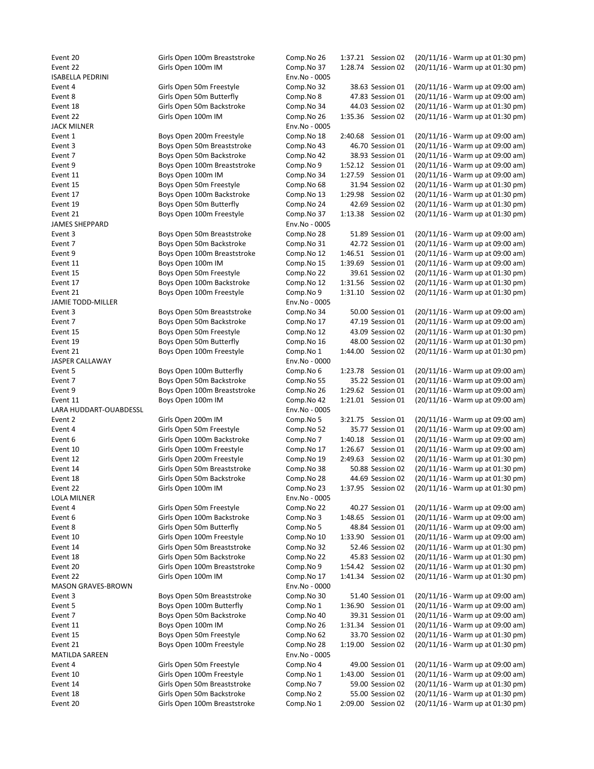| | | | | |
|---|---|---|---|---|
| Event 20 | Girls Open 100m Breaststroke | Comp.No 26 | 1:37.21 Session 02 | (20/11/16 - Warm up at 01:30 pm) |
| Event 22 | Girls Open 100m IM | Comp.No 37 | 1:28.74 Session 02 | (20/11/16 - Warm up at 01:30 pm) |
| ISABELLA PEDRINI | | Env.No - 0005 | | |
| Event 4 | Girls Open 50m Freestyle | Comp.No 32 | 38.63 Session 01 | (20/11/16 - Warm up at 09:00 am) |
| Event 8 | Girls Open 50m Butterfly | Comp.No 8 | 47.83 Session 01 | (20/11/16 - Warm up at 09:00 am) |
| Event 18 | Girls Open 50m Backstroke | Comp.No 34 | 44.03 Session 02 | (20/11/16 - Warm up at 01:30 pm) |
| Event 22 | Girls Open 100m IM | Comp.No 26 | 1:35.36 Session 02 | (20/11/16 - Warm up at 01:30 pm) |
| JACK MILNER | | Env.No - 0005 | | |
| Event 1 | Boys Open 200m Freestyle | Comp.No 18 | 2:40.68 Session 01 | (20/11/16 - Warm up at 09:00 am) |
| Event 3 | Boys Open 50m Breaststroke | Comp.No 43 | 46.70 Session 01 | (20/11/16 - Warm up at 09:00 am) |
| Event 7 | Boys Open 50m Backstroke | Comp.No 42 | 38.93 Session 01 | (20/11/16 - Warm up at 09:00 am) |
| Event 9 | Boys Open 100m Breaststroke | Comp.No 9 | 1:52.12 Session 01 | (20/11/16 - Warm up at 09:00 am) |
| Event 11 | Boys Open 100m IM | Comp.No 34 | 1:27.59 Session 01 | (20/11/16 - Warm up at 09:00 am) |
| Event 15 | Boys Open 50m Freestyle | Comp.No 68 | 31.94 Session 02 | (20/11/16 - Warm up at 01:30 pm) |
| Event 17 | Boys Open 100m Backstroke | Comp.No 13 | 1:29.98 Session 02 | (20/11/16 - Warm up at 01:30 pm) |
| Event 19 | Boys Open 50m Butterfly | Comp.No 24 | 42.69 Session 02 | (20/11/16 - Warm up at 01:30 pm) |
| Event 21 | Boys Open 100m Freestyle | Comp.No 37 | 1:13.38 Session 02 | (20/11/16 - Warm up at 01:30 pm) |
| JAMES SHEPPARD | | Env.No - 0005 | | |
| Event 3 | Boys Open 50m Breaststroke | Comp.No 28 | 51.89 Session 01 | (20/11/16 - Warm up at 09:00 am) |
| Event 7 | Boys Open 50m Backstroke | Comp.No 31 | 42.72 Session 01 | (20/11/16 - Warm up at 09:00 am) |
| Event 9 | Boys Open 100m Breaststroke | Comp.No 12 | 1:46.51 Session 01 | (20/11/16 - Warm up at 09:00 am) |
| Event 11 | Boys Open 100m IM | Comp.No 15 | 1:39.69 Session 01 | (20/11/16 - Warm up at 09:00 am) |
| Event 15 | Boys Open 50m Freestyle | Comp.No 22 | 39.61 Session 02 | (20/11/16 - Warm up at 01:30 pm) |
| Event 17 | Boys Open 100m Backstroke | Comp.No 12 | 1:31.56 Session 02 | (20/11/16 - Warm up at 01:30 pm) |
| Event 21 | Boys Open 100m Freestyle | Comp.No 9 | 1:31.10 Session 02 | (20/11/16 - Warm up at 01:30 pm) |
| JAMIE TODD-MILLER | | Env.No - 0005 | | |
| Event 3 | Boys Open 50m Breaststroke | Comp.No 34 | 50.00 Session 01 | (20/11/16 - Warm up at 09:00 am) |
| Event 7 | Boys Open 50m Backstroke | Comp.No 17 | 47.19 Session 01 | (20/11/16 - Warm up at 09:00 am) |
| Event 15 | Boys Open 50m Freestyle | Comp.No 12 | 43.09 Session 02 | (20/11/16 - Warm up at 01:30 pm) |
| Event 19 | Boys Open 50m Butterfly | Comp.No 16 | 48.00 Session 02 | (20/11/16 - Warm up at 01:30 pm) |
| Event 21 | Boys Open 100m Freestyle | Comp.No 1 | 1:44.00 Session 02 | (20/11/16 - Warm up at 01:30 pm) |
| JASPER CALLAWAY | | Env.No - 0000 | | |
| Event 5 | Boys Open 100m Butterfly | Comp.No 6 | 1:23.78 Session 01 | (20/11/16 - Warm up at 09:00 am) |
| Event 7 | Boys Open 50m Backstroke | Comp.No 55 | 35.22 Session 01 | (20/11/16 - Warm up at 09:00 am) |
| Event 9 | Boys Open 100m Breaststroke | Comp.No 26 | 1:29.62 Session 01 | (20/11/16 - Warm up at 09:00 am) |
| Event 11 | Boys Open 100m IM | Comp.No 42 | 1:21.01 Session 01 | (20/11/16 - Warm up at 09:00 am) |
| LARA HUDDART-OUABDESSL | | Env.No - 0005 | | |
| Event 2 | Girls Open 200m IM | Comp.No 5 | 3:21.75 Session 01 | (20/11/16 - Warm up at 09:00 am) |
| Event 4 | Girls Open 50m Freestyle | Comp.No 52 | 35.77 Session 01 | (20/11/16 - Warm up at 09:00 am) |
| Event 6 | Girls Open 100m Backstroke | Comp.No 7 | 1:40.18 Session 01 | (20/11/16 - Warm up at 09:00 am) |
| Event 10 | Girls Open 100m Freestyle | Comp.No 17 | 1:26.67 Session 01 | (20/11/16 - Warm up at 09:00 am) |
| Event 12 | Girls Open 200m Freestyle | Comp.No 19 | 2:49.63 Session 02 | (20/11/16 - Warm up at 01:30 pm) |
| Event 14 | Girls Open 50m Breaststroke | Comp.No 38 | 50.88 Session 02 | (20/11/16 - Warm up at 01:30 pm) |
| Event 18 | Girls Open 50m Backstroke | Comp.No 28 | 44.69 Session 02 | (20/11/16 - Warm up at 01:30 pm) |
| Event 22 | Girls Open 100m IM | Comp.No 23 | 1:37.95 Session 02 | (20/11/16 - Warm up at 01:30 pm) |
| LOLA MILNER | | Env.No - 0005 | | |
| Event 4 | Girls Open 50m Freestyle | Comp.No 22 | 40.27 Session 01 | (20/11/16 - Warm up at 09:00 am) |
| Event 6 | Girls Open 100m Backstroke | Comp.No 3 | 1:48.65 Session 01 | (20/11/16 - Warm up at 09:00 am) |
| Event 8 | Girls Open 50m Butterfly | Comp.No 5 | 48.84 Session 01 | (20/11/16 - Warm up at 09:00 am) |
| Event 10 | Girls Open 100m Freestyle | Comp.No 10 | 1:33.90 Session 01 | (20/11/16 - Warm up at 09:00 am) |
| Event 14 | Girls Open 50m Breaststroke | Comp.No 32 | 52.46 Session 02 | (20/11/16 - Warm up at 01:30 pm) |
| Event 18 | Girls Open 50m Backstroke | Comp.No 22 | 45.83 Session 02 | (20/11/16 - Warm up at 01:30 pm) |
| Event 20 | Girls Open 100m Breaststroke | Comp.No 9 | 1:54.42 Session 02 | (20/11/16 - Warm up at 01:30 pm) |
| Event 22 | Girls Open 100m IM | Comp.No 17 | 1:41.34 Session 02 | (20/11/16 - Warm up at 01:30 pm) |
| MASON GRAVES-BROWN | | Env.No - 0000 | | |
| Event 3 | Boys Open 50m Breaststroke | Comp.No 30 | 51.40 Session 01 | (20/11/16 - Warm up at 09:00 am) |
| Event 5 | Boys Open 100m Butterfly | Comp.No 1 | 1:36.90 Session 01 | (20/11/16 - Warm up at 09:00 am) |
| Event 7 | Boys Open 50m Backstroke | Comp.No 40 | 39.31 Session 01 | (20/11/16 - Warm up at 09:00 am) |
| Event 11 | Boys Open 100m IM | Comp.No 26 | 1:31.34 Session 01 | (20/11/16 - Warm up at 09:00 am) |
| Event 15 | Boys Open 50m Freestyle | Comp.No 62 | 33.70 Session 02 | (20/11/16 - Warm up at 01:30 pm) |
| Event 21 | Boys Open 100m Freestyle | Comp.No 28 | 1:19.00 Session 02 | (20/11/16 - Warm up at 01:30 pm) |
| MATILDA SAREEN | | Env.No - 0005 | | |
| Event 4 | Girls Open 50m Freestyle | Comp.No 4 | 49.00 Session 01 | (20/11/16 - Warm up at 09:00 am) |
| Event 10 | Girls Open 100m Freestyle | Comp.No 1 | 1:43.00 Session 01 | (20/11/16 - Warm up at 09:00 am) |
| Event 14 | Girls Open 50m Breaststroke | Comp.No 7 | 59.00 Session 02 | (20/11/16 - Warm up at 01:30 pm) |
| Event 18 | Girls Open 50m Backstroke | Comp.No 2 | 55.00 Session 02 | (20/11/16 - Warm up at 01:30 pm) |
| Event 20 | Girls Open 100m Breaststroke | Comp.No 1 | 2:09.00 Session 02 | (20/11/16 - Warm up at 01:30 pm) |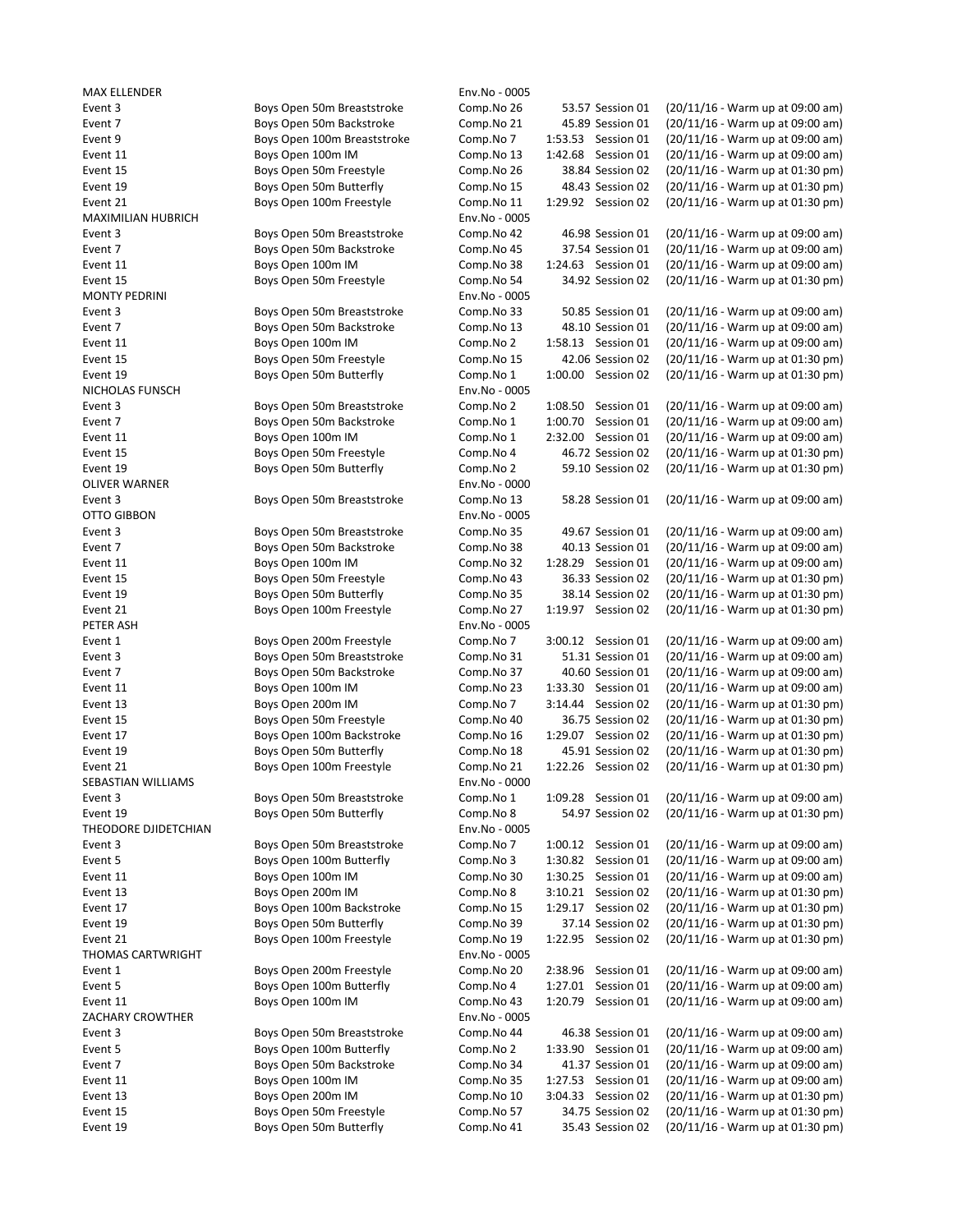| | | | | |
|---|---|---|---|---|
| MAX ELLENDER | | Env.No - 0005 | | |
| Event 3 | Boys Open 50m Breaststroke | Comp.No 26 | 53.57 Session 01 | (20/11/16 - Warm up at 09:00 am) |
| Event 7 | Boys Open 50m Backstroke | Comp.No 21 | 45.89 Session 01 | (20/11/16 - Warm up at 09:00 am) |
| Event 9 | Boys Open 100m Breaststroke | Comp.No 7 | 1:53.53 Session 01 | (20/11/16 - Warm up at 09:00 am) |
| Event 11 | Boys Open 100m IM | Comp.No 13 | 1:42.68 Session 01 | (20/11/16 - Warm up at 09:00 am) |
| Event 15 | Boys Open 50m Freestyle | Comp.No 26 | 38.84 Session 02 | (20/11/16 - Warm up at 01:30 pm) |
| Event 19 | Boys Open 50m Butterfly | Comp.No 15 | 48.43 Session 02 | (20/11/16 - Warm up at 01:30 pm) |
| Event 21 | Boys Open 100m Freestyle | Comp.No 11 | 1:29.92 Session 02 | (20/11/16 - Warm up at 01:30 pm) |
| MAXIMILIAN HUBRICH | | Env.No - 0005 | | |
| Event 3 | Boys Open 50m Breaststroke | Comp.No 42 | 46.98 Session 01 | (20/11/16 - Warm up at 09:00 am) |
| Event 7 | Boys Open 50m Backstroke | Comp.No 45 | 37.54 Session 01 | (20/11/16 - Warm up at 09:00 am) |
| Event 11 | Boys Open 100m IM | Comp.No 38 | 1:24.63 Session 01 | (20/11/16 - Warm up at 09:00 am) |
| Event 15 | Boys Open 50m Freestyle | Comp.No 54 | 34.92 Session 02 | (20/11/16 - Warm up at 01:30 pm) |
| MONTY PEDRINI | | Env.No - 0005 | | |
| Event 3 | Boys Open 50m Breaststroke | Comp.No 33 | 50.85 Session 01 | (20/11/16 - Warm up at 09:00 am) |
| Event 7 | Boys Open 50m Backstroke | Comp.No 13 | 48.10 Session 01 | (20/11/16 - Warm up at 09:00 am) |
| Event 11 | Boys Open 100m IM | Comp.No 2 | 1:58.13 Session 01 | (20/11/16 - Warm up at 09:00 am) |
| Event 15 | Boys Open 50m Freestyle | Comp.No 15 | 42.06 Session 02 | (20/11/16 - Warm up at 01:30 pm) |
| Event 19 | Boys Open 50m Butterfly | Comp.No 1 | 1:00.00 Session 02 | (20/11/16 - Warm up at 01:30 pm) |
| NICHOLAS FUNSCH | | Env.No - 0005 | | |
| Event 3 | Boys Open 50m Breaststroke | Comp.No 2 | 1:08.50 Session 01 | (20/11/16 - Warm up at 09:00 am) |
| Event 7 | Boys Open 50m Backstroke | Comp.No 1 | 1:00.70 Session 01 | (20/11/16 - Warm up at 09:00 am) |
| Event 11 | Boys Open 100m IM | Comp.No 1 | 2:32.00 Session 01 | (20/11/16 - Warm up at 09:00 am) |
| Event 15 | Boys Open 50m Freestyle | Comp.No 4 | 46.72 Session 02 | (20/11/16 - Warm up at 01:30 pm) |
| Event 19 | Boys Open 50m Butterfly | Comp.No 2 | 59.10 Session 02 | (20/11/16 - Warm up at 01:30 pm) |
| OLIVER WARNER | | Env.No - 0000 | | |
| Event 3 | Boys Open 50m Breaststroke | Comp.No 13 | 58.28 Session 01 | (20/11/16 - Warm up at 09:00 am) |
| OTTO GIBBON | | Env.No - 0005 | | |
| Event 3 | Boys Open 50m Breaststroke | Comp.No 35 | 49.67 Session 01 | (20/11/16 - Warm up at 09:00 am) |
| Event 7 | Boys Open 50m Backstroke | Comp.No 38 | 40.13 Session 01 | (20/11/16 - Warm up at 09:00 am) |
| Event 11 | Boys Open 100m IM | Comp.No 32 | 1:28.29 Session 01 | (20/11/16 - Warm up at 09:00 am) |
| Event 15 | Boys Open 50m Freestyle | Comp.No 43 | 36.33 Session 02 | (20/11/16 - Warm up at 01:30 pm) |
| Event 19 | Boys Open 50m Butterfly | Comp.No 35 | 38.14 Session 02 | (20/11/16 - Warm up at 01:30 pm) |
| Event 21 | Boys Open 100m Freestyle | Comp.No 27 | 1:19.97 Session 02 | (20/11/16 - Warm up at 01:30 pm) |
| PETER ASH | | Env.No - 0005 | | |
| Event 1 | Boys Open 200m Freestyle | Comp.No 7 | 3:00.12 Session 01 | (20/11/16 - Warm up at 09:00 am) |
| Event 3 | Boys Open 50m Breaststroke | Comp.No 31 | 51.31 Session 01 | (20/11/16 - Warm up at 09:00 am) |
| Event 7 | Boys Open 50m Backstroke | Comp.No 37 | 40.60 Session 01 | (20/11/16 - Warm up at 09:00 am) |
| Event 11 | Boys Open 100m IM | Comp.No 23 | 1:33.30 Session 01 | (20/11/16 - Warm up at 09:00 am) |
| Event 13 | Boys Open 200m IM | Comp.No 7 | 3:14.44 Session 02 | (20/11/16 - Warm up at 01:30 pm) |
| Event 15 | Boys Open 50m Freestyle | Comp.No 40 | 36.75 Session 02 | (20/11/16 - Warm up at 01:30 pm) |
| Event 17 | Boys Open 100m Backstroke | Comp.No 16 | 1:29.07 Session 02 | (20/11/16 - Warm up at 01:30 pm) |
| Event 19 | Boys Open 50m Butterfly | Comp.No 18 | 45.91 Session 02 | (20/11/16 - Warm up at 01:30 pm) |
| Event 21 | Boys Open 100m Freestyle | Comp.No 21 | 1:22.26 Session 02 | (20/11/16 - Warm up at 01:30 pm) |
| SEBASTIAN WILLIAMS | | Env.No - 0000 | | |
| Event 3 | Boys Open 50m Breaststroke | Comp.No 1 | 1:09.28 Session 01 | (20/11/16 - Warm up at 09:00 am) |
| Event 19 | Boys Open 50m Butterfly | Comp.No 8 | 54.97 Session 02 | (20/11/16 - Warm up at 01:30 pm) |
| THEODORE DJIDETCHIAN | | Env.No - 0005 | | |
| Event 3 | Boys Open 50m Breaststroke | Comp.No 7 | 1:00.12 Session 01 | (20/11/16 - Warm up at 09:00 am) |
| Event 5 | Boys Open 100m Butterfly | Comp.No 3 | 1:30.82 Session 01 | (20/11/16 - Warm up at 09:00 am) |
| Event 11 | Boys Open 100m IM | Comp.No 30 | 1:30.25 Session 01 | (20/11/16 - Warm up at 09:00 am) |
| Event 13 | Boys Open 200m IM | Comp.No 8 | 3:10.21 Session 02 | (20/11/16 - Warm up at 01:30 pm) |
| Event 17 | Boys Open 100m Backstroke | Comp.No 15 | 1:29.17 Session 02 | (20/11/16 - Warm up at 01:30 pm) |
| Event 19 | Boys Open 50m Butterfly | Comp.No 39 | 37.14 Session 02 | (20/11/16 - Warm up at 01:30 pm) |
| Event 21 | Boys Open 100m Freestyle | Comp.No 19 | 1:22.95 Session 02 | (20/11/16 - Warm up at 01:30 pm) |
| THOMAS CARTWRIGHT | | Env.No - 0005 | | |
| Event 1 | Boys Open 200m Freestyle | Comp.No 20 | 2:38.96 Session 01 | (20/11/16 - Warm up at 09:00 am) |
| Event 5 | Boys Open 100m Butterfly | Comp.No 4 | 1:27.01 Session 01 | (20/11/16 - Warm up at 09:00 am) |
| Event 11 | Boys Open 100m IM | Comp.No 43 | 1:20.79 Session 01 | (20/11/16 - Warm up at 09:00 am) |
| ZACHARY CROWTHER | | Env.No - 0005 | | |
| Event 3 | Boys Open 50m Breaststroke | Comp.No 44 | 46.38 Session 01 | (20/11/16 - Warm up at 09:00 am) |
| Event 5 | Boys Open 100m Butterfly | Comp.No 2 | 1:33.90 Session 01 | (20/11/16 - Warm up at 09:00 am) |
| Event 7 | Boys Open 50m Backstroke | Comp.No 34 | 41.37 Session 01 | (20/11/16 - Warm up at 09:00 am) |
| Event 11 | Boys Open 100m IM | Comp.No 35 | 1:27.53 Session 01 | (20/11/16 - Warm up at 09:00 am) |
| Event 13 | Boys Open 200m IM | Comp.No 10 | 3:04.33 Session 02 | (20/11/16 - Warm up at 01:30 pm) |
| Event 15 | Boys Open 50m Freestyle | Comp.No 57 | 34.75 Session 02 | (20/11/16 - Warm up at 01:30 pm) |
| Event 19 | Boys Open 50m Butterfly | Comp.No 41 | 35.43 Session 02 | (20/11/16 - Warm up at 01:30 pm) |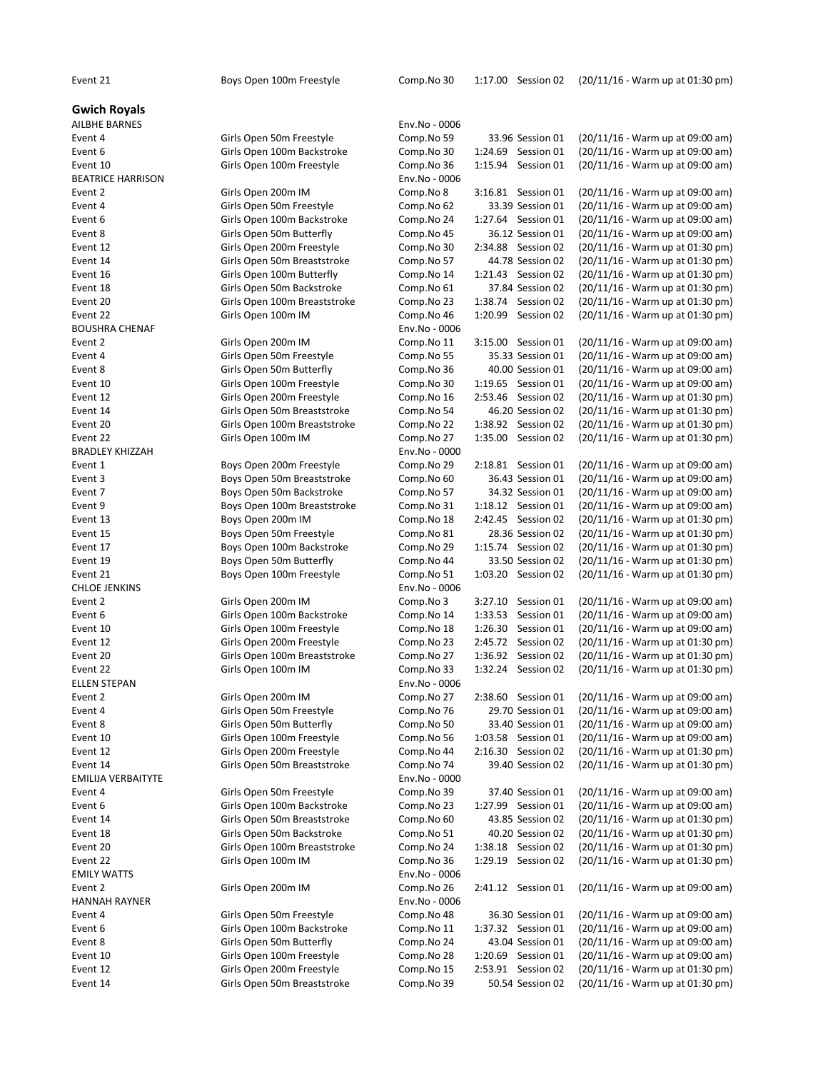| Event 21 | Boys Open 100m Freestyle | Comp.No 30 | 1:17.00 | Session 02 | (20/11/16 - Warm up at 01:30 pm) |
|---|---|---|---|---|---|

## Gwich Royals

| | | | | | |
|---|---|---|---|---|---|
| AILBHE BARNES | | Env.No - 0006 | | | |
| Event 4 | Girls Open 50m Freestyle | Comp.No 59 | 33.96 | Session 01 | (20/11/16 - Warm up at 09:00 am) |
| Event 6 | Girls Open 100m Backstroke | Comp.No 30 | 1:24.69 | Session 01 | (20/11/16 - Warm up at 09:00 am) |
| Event 10 | Girls Open 100m Freestyle | Comp.No 36 | 1:15.94 | Session 01 | (20/11/16 - Warm up at 09:00 am) |
| BEATRICE HARRISON | | Env.No - 0006 | | | |
| Event 2 | Girls Open 200m IM | Comp.No 8 | 3:16.81 | Session 01 | (20/11/16 - Warm up at 09:00 am) |
| Event 4 | Girls Open 50m Freestyle | Comp.No 62 | 33.39 | Session 01 | (20/11/16 - Warm up at 09:00 am) |
| Event 6 | Girls Open 100m Backstroke | Comp.No 24 | 1:27.64 | Session 01 | (20/11/16 - Warm up at 09:00 am) |
| Event 8 | Girls Open 50m Butterfly | Comp.No 45 | 36.12 | Session 01 | (20/11/16 - Warm up at 09:00 am) |
| Event 12 | Girls Open 200m Freestyle | Comp.No 30 | 2:34.88 | Session 02 | (20/11/16 - Warm up at 01:30 pm) |
| Event 14 | Girls Open 50m Breaststroke | Comp.No 57 | 44.78 | Session 02 | (20/11/16 - Warm up at 01:30 pm) |
| Event 16 | Girls Open 100m Butterfly | Comp.No 14 | 1:21.43 | Session 02 | (20/11/16 - Warm up at 01:30 pm) |
| Event 18 | Girls Open 50m Backstroke | Comp.No 61 | 37.84 | Session 02 | (20/11/16 - Warm up at 01:30 pm) |
| Event 20 | Girls Open 100m Breaststroke | Comp.No 23 | 1:38.74 | Session 02 | (20/11/16 - Warm up at 01:30 pm) |
| Event 22 | Girls Open 100m IM | Comp.No 46 | 1:20.99 | Session 02 | (20/11/16 - Warm up at 01:30 pm) |
| BOUSHRA CHENAF | | Env.No - 0006 | | | |
| Event 2 | Girls Open 200m IM | Comp.No 11 | 3:15.00 | Session 01 | (20/11/16 - Warm up at 09:00 am) |
| Event 4 | Girls Open 50m Freestyle | Comp.No 55 | 35.33 | Session 01 | (20/11/16 - Warm up at 09:00 am) |
| Event 8 | Girls Open 50m Butterfly | Comp.No 36 | 40.00 | Session 01 | (20/11/16 - Warm up at 09:00 am) |
| Event 10 | Girls Open 100m Freestyle | Comp.No 30 | 1:19.65 | Session 01 | (20/11/16 - Warm up at 09:00 am) |
| Event 12 | Girls Open 200m Freestyle | Comp.No 16 | 2:53.46 | Session 02 | (20/11/16 - Warm up at 01:30 pm) |
| Event 14 | Girls Open 50m Breaststroke | Comp.No 54 | 46.20 | Session 02 | (20/11/16 - Warm up at 01:30 pm) |
| Event 20 | Girls Open 100m Breaststroke | Comp.No 22 | 1:38.92 | Session 02 | (20/11/16 - Warm up at 01:30 pm) |
| Event 22 | Girls Open 100m IM | Comp.No 27 | 1:35.00 | Session 02 | (20/11/16 - Warm up at 01:30 pm) |
| BRADLEY KHIZZAH | | Env.No - 0000 | | | |
| Event 1 | Boys Open 200m Freestyle | Comp.No 29 | 2:18.81 | Session 01 | (20/11/16 - Warm up at 09:00 am) |
| Event 3 | Boys Open 50m Breaststroke | Comp.No 60 | 36.43 | Session 01 | (20/11/16 - Warm up at 09:00 am) |
| Event 7 | Boys Open 50m Backstroke | Comp.No 57 | 34.32 | Session 01 | (20/11/16 - Warm up at 09:00 am) |
| Event 9 | Boys Open 100m Breaststroke | Comp.No 31 | 1:18.12 | Session 01 | (20/11/16 - Warm up at 09:00 am) |
| Event 13 | Boys Open 200m IM | Comp.No 18 | 2:42.45 | Session 02 | (20/11/16 - Warm up at 01:30 pm) |
| Event 15 | Boys Open 50m Freestyle | Comp.No 81 | 28.36 | Session 02 | (20/11/16 - Warm up at 01:30 pm) |
| Event 17 | Boys Open 100m Backstroke | Comp.No 29 | 1:15.74 | Session 02 | (20/11/16 - Warm up at 01:30 pm) |
| Event 19 | Boys Open 50m Butterfly | Comp.No 44 | 33.50 | Session 02 | (20/11/16 - Warm up at 01:30 pm) |
| Event 21 | Boys Open 100m Freestyle | Comp.No 51 | 1:03.20 | Session 02 | (20/11/16 - Warm up at 01:30 pm) |
| CHLOE JENKINS | | Env.No - 0006 | | | |
| Event 2 | Girls Open 200m IM | Comp.No 3 | 3:27.10 | Session 01 | (20/11/16 - Warm up at 09:00 am) |
| Event 6 | Girls Open 100m Backstroke | Comp.No 14 | 1:33.53 | Session 01 | (20/11/16 - Warm up at 09:00 am) |
| Event 10 | Girls Open 100m Freestyle | Comp.No 18 | 1:26.30 | Session 01 | (20/11/16 - Warm up at 09:00 am) |
| Event 12 | Girls Open 200m Freestyle | Comp.No 23 | 2:45.72 | Session 02 | (20/11/16 - Warm up at 01:30 pm) |
| Event 20 | Girls Open 100m Breaststroke | Comp.No 27 | 1:36.92 | Session 02 | (20/11/16 - Warm up at 01:30 pm) |
| Event 22 | Girls Open 100m IM | Comp.No 33 | 1:32.24 | Session 02 | (20/11/16 - Warm up at 01:30 pm) |
| ELLEN STEPAN | | Env.No - 0006 | | | |
| Event 2 | Girls Open 200m IM | Comp.No 27 | 2:38.60 | Session 01 | (20/11/16 - Warm up at 09:00 am) |
| Event 4 | Girls Open 50m Freestyle | Comp.No 76 | 29.70 | Session 01 | (20/11/16 - Warm up at 09:00 am) |
| Event 8 | Girls Open 50m Butterfly | Comp.No 50 | 33.40 | Session 01 | (20/11/16 - Warm up at 09:00 am) |
| Event 10 | Girls Open 100m Freestyle | Comp.No 56 | 1:03.58 | Session 01 | (20/11/16 - Warm up at 09:00 am) |
| Event 12 | Girls Open 200m Freestyle | Comp.No 44 | 2:16.30 | Session 02 | (20/11/16 - Warm up at 01:30 pm) |
| Event 14 | Girls Open 50m Breaststroke | Comp.No 74 | 39.40 | Session 02 | (20/11/16 - Warm up at 01:30 pm) |
| EMILIJA VERBAITYTE | | Env.No - 0000 | | | |
| Event 4 | Girls Open 50m Freestyle | Comp.No 39 | 37.40 | Session 01 | (20/11/16 - Warm up at 09:00 am) |
| Event 6 | Girls Open 100m Backstroke | Comp.No 23 | 1:27.99 | Session 01 | (20/11/16 - Warm up at 09:00 am) |
| Event 14 | Girls Open 50m Breaststroke | Comp.No 60 | 43.85 | Session 02 | (20/11/16 - Warm up at 01:30 pm) |
| Event 18 | Girls Open 50m Backstroke | Comp.No 51 | 40.20 | Session 02 | (20/11/16 - Warm up at 01:30 pm) |
| Event 20 | Girls Open 100m Breaststroke | Comp.No 24 | 1:38.18 | Session 02 | (20/11/16 - Warm up at 01:30 pm) |
| Event 22 | Girls Open 100m IM | Comp.No 36 | 1:29.19 | Session 02 | (20/11/16 - Warm up at 01:30 pm) |
| EMILY WATTS | | Env.No - 0006 | | | |
| Event 2 | Girls Open 200m IM | Comp.No 26 | 2:41.12 | Session 01 | (20/11/16 - Warm up at 09:00 am) |
| HANNAH RAYNER | | Env.No - 0006 | | | |
| Event 4 | Girls Open 50m Freestyle | Comp.No 48 | 36.30 | Session 01 | (20/11/16 - Warm up at 09:00 am) |
| Event 6 | Girls Open 100m Backstroke | Comp.No 11 | 1:37.32 | Session 01 | (20/11/16 - Warm up at 09:00 am) |
| Event 8 | Girls Open 50m Butterfly | Comp.No 24 | 43.04 | Session 01 | (20/11/16 - Warm up at 09:00 am) |
| Event 10 | Girls Open 100m Freestyle | Comp.No 28 | 1:20.69 | Session 01 | (20/11/16 - Warm up at 09:00 am) |
| Event 12 | Girls Open 200m Freestyle | Comp.No 15 | 2:53.91 | Session 02 | (20/11/16 - Warm up at 01:30 pm) |
| Event 14 | Girls Open 50m Breaststroke | Comp.No 39 | 50.54 | Session 02 | (20/11/16 - Warm up at 01:30 pm) |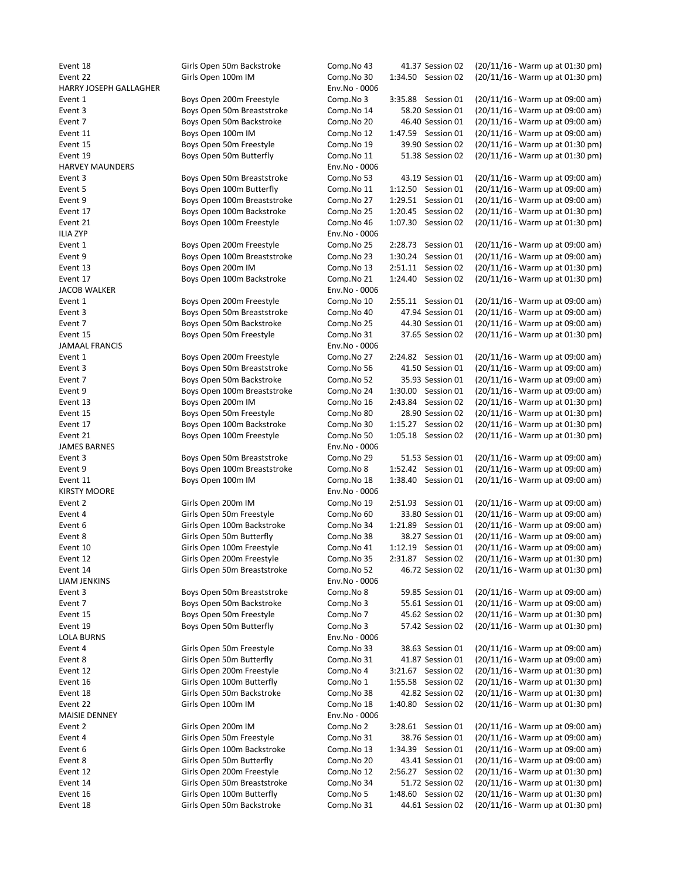| | | | | | |
|---|---|---|---|---|---|
| Event 18 | Girls Open 50m Backstroke | Comp.No 43 | 41.37 | Session 02 | (20/11/16 - Warm up at 01:30 pm) |
| Event 22 | Girls Open 100m IM | Comp.No 30 | 1:34.50 | Session 02 | (20/11/16 - Warm up at 01:30 pm) |
| HARRY JOSEPH GALLAGHER | | Env.No - 0006 | | | |
| Event 1 | Boys Open 200m Freestyle | Comp.No 3 | 3:35.88 | Session 01 | (20/11/16 - Warm up at 09:00 am) |
| Event 3 | Boys Open 50m Breaststroke | Comp.No 14 | 58.20 | Session 01 | (20/11/16 - Warm up at 09:00 am) |
| Event 7 | Boys Open 50m Backstroke | Comp.No 20 | 46.40 | Session 01 | (20/11/16 - Warm up at 09:00 am) |
| Event 11 | Boys Open 100m IM | Comp.No 12 | 1:47.59 | Session 01 | (20/11/16 - Warm up at 09:00 am) |
| Event 15 | Boys Open 50m Freestyle | Comp.No 19 | 39.90 | Session 02 | (20/11/16 - Warm up at 01:30 pm) |
| Event 19 | Boys Open 50m Butterfly | Comp.No 11 | 51.38 | Session 02 | (20/11/16 - Warm up at 01:30 pm) |
| HARVEY MAUNDERS | | Env.No - 0006 | | | |
| Event 3 | Boys Open 50m Breaststroke | Comp.No 53 | 43.19 | Session 01 | (20/11/16 - Warm up at 09:00 am) |
| Event 5 | Boys Open 100m Butterfly | Comp.No 11 | 1:12.50 | Session 01 | (20/11/16 - Warm up at 09:00 am) |
| Event 9 | Boys Open 100m Breaststroke | Comp.No 27 | 1:29.51 | Session 01 | (20/11/16 - Warm up at 09:00 am) |
| Event 17 | Boys Open 100m Backstroke | Comp.No 25 | 1:20.45 | Session 02 | (20/11/16 - Warm up at 01:30 pm) |
| Event 21 | Boys Open 100m Freestyle | Comp.No 46 | 1:07.30 | Session 02 | (20/11/16 - Warm up at 01:30 pm) |
| ILIA ZYP | | Env.No - 0006 | | | |
| Event 1 | Boys Open 200m Freestyle | Comp.No 25 | 2:28.73 | Session 01 | (20/11/16 - Warm up at 09:00 am) |
| Event 9 | Boys Open 100m Breaststroke | Comp.No 23 | 1:30.24 | Session 01 | (20/11/16 - Warm up at 09:00 am) |
| Event 13 | Boys Open 200m IM | Comp.No 13 | 2:51.11 | Session 02 | (20/11/16 - Warm up at 01:30 pm) |
| Event 17 | Boys Open 100m Backstroke | Comp.No 21 | 1:24.40 | Session 02 | (20/11/16 - Warm up at 01:30 pm) |
| JACOB WALKER | | Env.No - 0006 | | | |
| Event 1 | Boys Open 200m Freestyle | Comp.No 10 | 2:55.11 | Session 01 | (20/11/16 - Warm up at 09:00 am) |
| Event 3 | Boys Open 50m Breaststroke | Comp.No 40 | 47.94 | Session 01 | (20/11/16 - Warm up at 09:00 am) |
| Event 7 | Boys Open 50m Backstroke | Comp.No 25 | 44.30 | Session 01 | (20/11/16 - Warm up at 09:00 am) |
| Event 15 | Boys Open 50m Freestyle | Comp.No 31 | 37.65 | Session 02 | (20/11/16 - Warm up at 01:30 pm) |
| JAMAAL FRANCIS | | Env.No - 0006 | | | |
| Event 1 | Boys Open 200m Freestyle | Comp.No 27 | 2:24.82 | Session 01 | (20/11/16 - Warm up at 09:00 am) |
| Event 3 | Boys Open 50m Breaststroke | Comp.No 56 | 41.50 | Session 01 | (20/11/16 - Warm up at 09:00 am) |
| Event 7 | Boys Open 50m Backstroke | Comp.No 52 | 35.93 | Session 01 | (20/11/16 - Warm up at 09:00 am) |
| Event 9 | Boys Open 100m Breaststroke | Comp.No 24 | 1:30.00 | Session 01 | (20/11/16 - Warm up at 09:00 am) |
| Event 13 | Boys Open 200m IM | Comp.No 16 | 2:43.84 | Session 02 | (20/11/16 - Warm up at 01:30 pm) |
| Event 15 | Boys Open 50m Freestyle | Comp.No 80 | 28.90 | Session 02 | (20/11/16 - Warm up at 01:30 pm) |
| Event 17 | Boys Open 100m Backstroke | Comp.No 30 | 1:15.27 | Session 02 | (20/11/16 - Warm up at 01:30 pm) |
| Event 21 | Boys Open 100m Freestyle | Comp.No 50 | 1:05.18 | Session 02 | (20/11/16 - Warm up at 01:30 pm) |
| JAMES BARNES | | Env.No - 0006 | | | |
| Event 3 | Boys Open 50m Breaststroke | Comp.No 29 | 51.53 | Session 01 | (20/11/16 - Warm up at 09:00 am) |
| Event 9 | Boys Open 100m Breaststroke | Comp.No 8 | 1:52.42 | Session 01 | (20/11/16 - Warm up at 09:00 am) |
| Event 11 | Boys Open 100m IM | Comp.No 18 | 1:38.40 | Session 01 | (20/11/16 - Warm up at 09:00 am) |
| KIRSTY MOORE | | Env.No - 0006 | | | |
| Event 2 | Girls Open 200m IM | Comp.No 19 | 2:51.93 | Session 01 | (20/11/16 - Warm up at 09:00 am) |
| Event 4 | Girls Open 50m Freestyle | Comp.No 60 | 33.80 | Session 01 | (20/11/16 - Warm up at 09:00 am) |
| Event 6 | Girls Open 100m Backstroke | Comp.No 34 | 1:21.89 | Session 01 | (20/11/16 - Warm up at 09:00 am) |
| Event 8 | Girls Open 50m Butterfly | Comp.No 38 | 38.27 | Session 01 | (20/11/16 - Warm up at 09:00 am) |
| Event 10 | Girls Open 100m Freestyle | Comp.No 41 | 1:12.19 | Session 01 | (20/11/16 - Warm up at 09:00 am) |
| Event 12 | Girls Open 200m Freestyle | Comp.No 35 | 2:31.87 | Session 02 | (20/11/16 - Warm up at 01:30 pm) |
| Event 14 | Girls Open 50m Breaststroke | Comp.No 52 | 46.72 | Session 02 | (20/11/16 - Warm up at 01:30 pm) |
| LIAM JENKINS | | Env.No - 0006 | | | |
| Event 3 | Boys Open 50m Breaststroke | Comp.No 8 | 59.85 | Session 01 | (20/11/16 - Warm up at 09:00 am) |
| Event 7 | Boys Open 50m Backstroke | Comp.No 3 | 55.61 | Session 01 | (20/11/16 - Warm up at 09:00 am) |
| Event 15 | Boys Open 50m Freestyle | Comp.No 7 | 45.62 | Session 02 | (20/11/16 - Warm up at 01:30 pm) |
| Event 19 | Boys Open 50m Butterfly | Comp.No 3 | 57.42 | Session 02 | (20/11/16 - Warm up at 01:30 pm) |
| LOLA BURNS | | Env.No - 0006 | | | |
| Event 4 | Girls Open 50m Freestyle | Comp.No 33 | 38.63 | Session 01 | (20/11/16 - Warm up at 09:00 am) |
| Event 8 | Girls Open 50m Butterfly | Comp.No 31 | 41.87 | Session 01 | (20/11/16 - Warm up at 09:00 am) |
| Event 12 | Girls Open 200m Freestyle | Comp.No 4 | 3:21.67 | Session 02 | (20/11/16 - Warm up at 01:30 pm) |
| Event 16 | Girls Open 100m Butterfly | Comp.No 1 | 1:55.58 | Session 02 | (20/11/16 - Warm up at 01:30 pm) |
| Event 18 | Girls Open 50m Backstroke | Comp.No 38 | 42.82 | Session 02 | (20/11/16 - Warm up at 01:30 pm) |
| Event 22 | Girls Open 100m IM | Comp.No 18 | 1:40.80 | Session 02 | (20/11/16 - Warm up at 01:30 pm) |
| MAISIE DENNEY | | Env.No - 0006 | | | |
| Event 2 | Girls Open 200m IM | Comp.No 2 | 3:28.61 | Session 01 | (20/11/16 - Warm up at 09:00 am) |
| Event 4 | Girls Open 50m Freestyle | Comp.No 31 | 38.76 | Session 01 | (20/11/16 - Warm up at 09:00 am) |
| Event 6 | Girls Open 100m Backstroke | Comp.No 13 | 1:34.39 | Session 01 | (20/11/16 - Warm up at 09:00 am) |
| Event 8 | Girls Open 50m Butterfly | Comp.No 20 | 43.41 | Session 01 | (20/11/16 - Warm up at 09:00 am) |
| Event 12 | Girls Open 200m Freestyle | Comp.No 12 | 2:56.27 | Session 02 | (20/11/16 - Warm up at 01:30 pm) |
| Event 14 | Girls Open 50m Breaststroke | Comp.No 34 | 51.72 | Session 02 | (20/11/16 - Warm up at 01:30 pm) |
| Event 16 | Girls Open 100m Butterfly | Comp.No 5 | 1:48.60 | Session 02 | (20/11/16 - Warm up at 01:30 pm) |
| Event 18 | Girls Open 50m Backstroke | Comp.No 31 | 44.61 | Session 02 | (20/11/16 - Warm up at 01:30 pm) |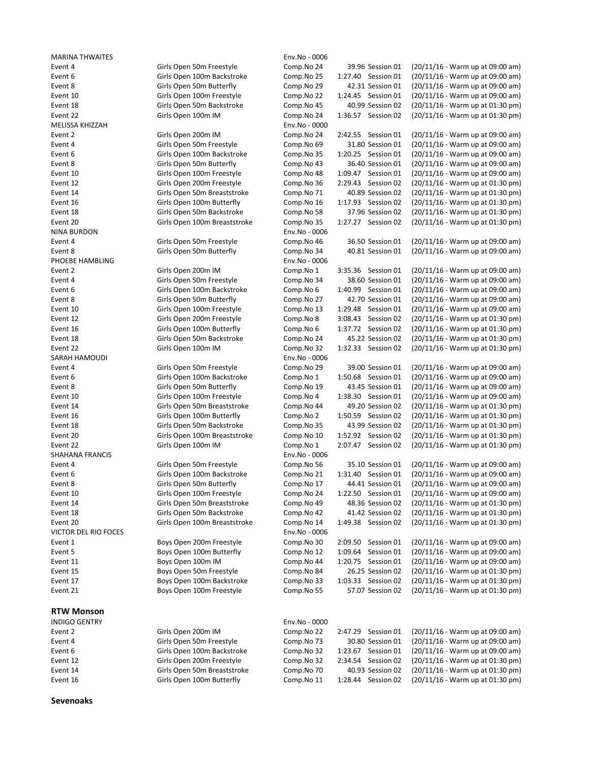MARINA THWAITES Env.No - 0006

| | | | | | |
|---|---|---|---|---|---|
| Event 4 | Girls Open 50m Freestyle | Comp.No 24 | 39.96 | Session 01 | (20/11/16 - Warm up at 09:00 am) |
| Event 6 | Girls Open 100m Backstroke | Comp.No 25 | 1:27.40 | Session 01 | (20/11/16 - Warm up at 09:00 am) |
| Event 8 | Girls Open 50m Butterfly | Comp.No 29 | 42.31 | Session 01 | (20/11/16 - Warm up at 09:00 am) |
| Event 10 | Girls Open 100m Freestyle | Comp.No 22 | 1:24.45 | Session 01 | (20/11/16 - Warm up at 09:00 am) |
| Event 18 | Girls Open 50m Backstroke | Comp.No 45 | 40.99 | Session 02 | (20/11/16 - Warm up at 01:30 pm) |
| Event 22 | Girls Open 100m IM | Comp.No 24 | 1:36.57 | Session 02 | (20/11/16 - Warm up at 01:30 pm) |

MELISSA KHIZZAH Env.No - 0000

| | | | | | |
|---|---|---|---|---|---|
| Event 2 | Girls Open 200m IM | Comp.No 24 | 2:42.55 | Session 01 | (20/11/16 - Warm up at 09:00 am) |
| Event 4 | Girls Open 50m Freestyle | Comp.No 69 | 31.80 | Session 01 | (20/11/16 - Warm up at 09:00 am) |
| Event 6 | Girls Open 100m Backstroke | Comp.No 35 | 1:20.25 | Session 01 | (20/11/16 - Warm up at 09:00 am) |
| Event 8 | Girls Open 50m Butterfly | Comp.No 43 | 36.40 | Session 01 | (20/11/16 - Warm up at 09:00 am) |
| Event 10 | Girls Open 100m Freestyle | Comp.No 48 | 1:09.47 | Session 01 | (20/11/16 - Warm up at 09:00 am) |
| Event 12 | Girls Open 200m Freestyle | Comp.No 36 | 2:29.43 | Session 02 | (20/11/16 - Warm up at 01:30 pm) |
| Event 14 | Girls Open 50m Breaststroke | Comp.No 71 | 40.89 | Session 02 | (20/11/16 - Warm up at 01:30 pm) |
| Event 16 | Girls Open 100m Butterfly | Comp.No 16 | 1:17.93 | Session 02 | (20/11/16 - Warm up at 01:30 pm) |
| Event 18 | Girls Open 50m Backstroke | Comp.No 58 | 37.96 | Session 02 | (20/11/16 - Warm up at 01:30 pm) |
| Event 20 | Girls Open 100m Breaststroke | Comp.No 35 | 1:27.27 | Session 02 | (20/11/16 - Warm up at 01:30 pm) |

NINA BURDON Env.No - 0006

| | | | | | |
|---|---|---|---|---|---|
| Event 4 | Girls Open 50m Freestyle | Comp.No 46 | 36.50 | Session 01 | (20/11/16 - Warm up at 09:00 am) |
| Event 8 | Girls Open 50m Butterfly | Comp.No 34 | 40.81 | Session 01 | (20/11/16 - Warm up at 09:00 am) |

PHOEBE HAMBLING Env.No - 0006

| | | | | | |
|---|---|---|---|---|---|
| Event 2 | Girls Open 200m IM | Comp.No 1 | 3:35.36 | Session 01 | (20/11/16 - Warm up at 09:00 am) |
| Event 4 | Girls Open 50m Freestyle | Comp.No 34 | 38.60 | Session 01 | (20/11/16 - Warm up at 09:00 am) |
| Event 6 | Girls Open 100m Backstroke | Comp.No 6 | 1:40.99 | Session 01 | (20/11/16 - Warm up at 09:00 am) |
| Event 8 | Girls Open 50m Butterfly | Comp.No 27 | 42.70 | Session 01 | (20/11/16 - Warm up at 09:00 am) |
| Event 10 | Girls Open 100m Freestyle | Comp.No 13 | 1:29.48 | Session 01 | (20/11/16 - Warm up at 09:00 am) |
| Event 12 | Girls Open 200m Freestyle | Comp.No 8 | 3:08.43 | Session 02 | (20/11/16 - Warm up at 01:30 pm) |
| Event 16 | Girls Open 100m Butterfly | Comp.No 6 | 1:37.72 | Session 02 | (20/11/16 - Warm up at 01:30 pm) |
| Event 18 | Girls Open 50m Backstroke | Comp.No 24 | 45.22 | Session 02 | (20/11/16 - Warm up at 01:30 pm) |
| Event 22 | Girls Open 100m IM | Comp.No 32 | 1:32.33 | Session 02 | (20/11/16 - Warm up at 01:30 pm) |

SARAH HAMOUDI Env.No - 0006

| | | | | | |
|---|---|---|---|---|---|
| Event 4 | Girls Open 50m Freestyle | Comp.No 29 | 39.00 | Session 01 | (20/11/16 - Warm up at 09:00 am) |
| Event 6 | Girls Open 100m Backstroke | Comp.No 1 | 1:50.68 | Session 01 | (20/11/16 - Warm up at 09:00 am) |
| Event 8 | Girls Open 50m Butterfly | Comp.No 19 | 43.45 | Session 01 | (20/11/16 - Warm up at 09:00 am) |
| Event 10 | Girls Open 100m Freestyle | Comp.No 4 | 1:38.30 | Session 01 | (20/11/16 - Warm up at 09:00 am) |
| Event 14 | Girls Open 50m Breaststroke | Comp.No 44 | 49.20 | Session 02 | (20/11/16 - Warm up at 01:30 pm) |
| Event 16 | Girls Open 100m Butterfly | Comp.No 2 | 1:50.59 | Session 02 | (20/11/16 - Warm up at 01:30 pm) |
| Event 18 | Girls Open 50m Backstroke | Comp.No 35 | 43.99 | Session 02 | (20/11/16 - Warm up at 01:30 pm) |
| Event 20 | Girls Open 100m Breaststroke | Comp.No 10 | 1:52.92 | Session 02 | (20/11/16 - Warm up at 01:30 pm) |
| Event 22 | Girls Open 100m IM | Comp.No 1 | 2:07.47 | Session 02 | (20/11/16 - Warm up at 01:30 pm) |

SHAHANA FRANCIS Env.No - 0006

| | | | | | |
|---|---|---|---|---|---|
| Event 4 | Girls Open 50m Freestyle | Comp.No 56 | 35.10 | Session 01 | (20/11/16 - Warm up at 09:00 am) |
| Event 6 | Girls Open 100m Backstroke | Comp.No 21 | 1:31.40 | Session 01 | (20/11/16 - Warm up at 09:00 am) |
| Event 8 | Girls Open 50m Butterfly | Comp.No 17 | 44.41 | Session 01 | (20/11/16 - Warm up at 09:00 am) |
| Event 10 | Girls Open 100m Freestyle | Comp.No 24 | 1:22.50 | Session 01 | (20/11/16 - Warm up at 09:00 am) |
| Event 14 | Girls Open 50m Breaststroke | Comp.No 49 | 48.36 | Session 02 | (20/11/16 - Warm up at 01:30 pm) |
| Event 18 | Girls Open 50m Backstroke | Comp.No 42 | 41.42 | Session 02 | (20/11/16 - Warm up at 01:30 pm) |
| Event 20 | Girls Open 100m Breaststroke | Comp.No 14 | 1:49.38 | Session 02 | (20/11/16 - Warm up at 01:30 pm) |

VICTOR DEL RIO FOCES Env.No - 0006

| | | | | | |
|---|---|---|---|---|---|
| Event 1 | Boys Open 200m Freestyle | Comp.No 30 | 2:09.50 | Session 01 | (20/11/16 - Warm up at 09:00 am) |
| Event 5 | Boys Open 100m Butterfly | Comp.No 12 | 1:09.64 | Session 01 | (20/11/16 - Warm up at 09:00 am) |
| Event 11 | Boys Open 100m IM | Comp.No 44 | 1:20.75 | Session 01 | (20/11/16 - Warm up at 09:00 am) |
| Event 15 | Boys Open 50m Freestyle | Comp.No 84 | 26.25 | Session 02 | (20/11/16 - Warm up at 01:30 pm) |
| Event 17 | Boys Open 100m Backstroke | Comp.No 33 | 1:03.33 | Session 02 | (20/11/16 - Warm up at 01:30 pm) |
| Event 21 | Boys Open 100m Freestyle | Comp.No 55 | 57.07 | Session 02 | (20/11/16 - Warm up at 01:30 pm) |

**RTW Monson**

INDIGO GENTRY Env.No - 0000

| | | | | | |
|---|---|---|---|---|---|
| Event 2 | Girls Open 200m IM | Comp.No 22 | 2:47.29 | Session 01 | (20/11/16 - Warm up at 09:00 am) |
| Event 4 | Girls Open 50m Freestyle | Comp.No 73 | 30.80 | Session 01 | (20/11/16 - Warm up at 09:00 am) |
| Event 6 | Girls Open 100m Backstroke | Comp.No 32 | 1:23.67 | Session 01 | (20/11/16 - Warm up at 09:00 am) |
| Event 12 | Girls Open 200m Freestyle | Comp.No 32 | 2:34.54 | Session 02 | (20/11/16 - Warm up at 01:30 pm) |
| Event 14 | Girls Open 50m Breaststroke | Comp.No 70 | 40.93 | Session 02 | (20/11/16 - Warm up at 01:30 pm) |
| Event 16 | Girls Open 100m Butterfly | Comp.No 11 | 1:28.44 | Session 02 | (20/11/16 - Warm up at 01:30 pm) |

**Sevenoaks**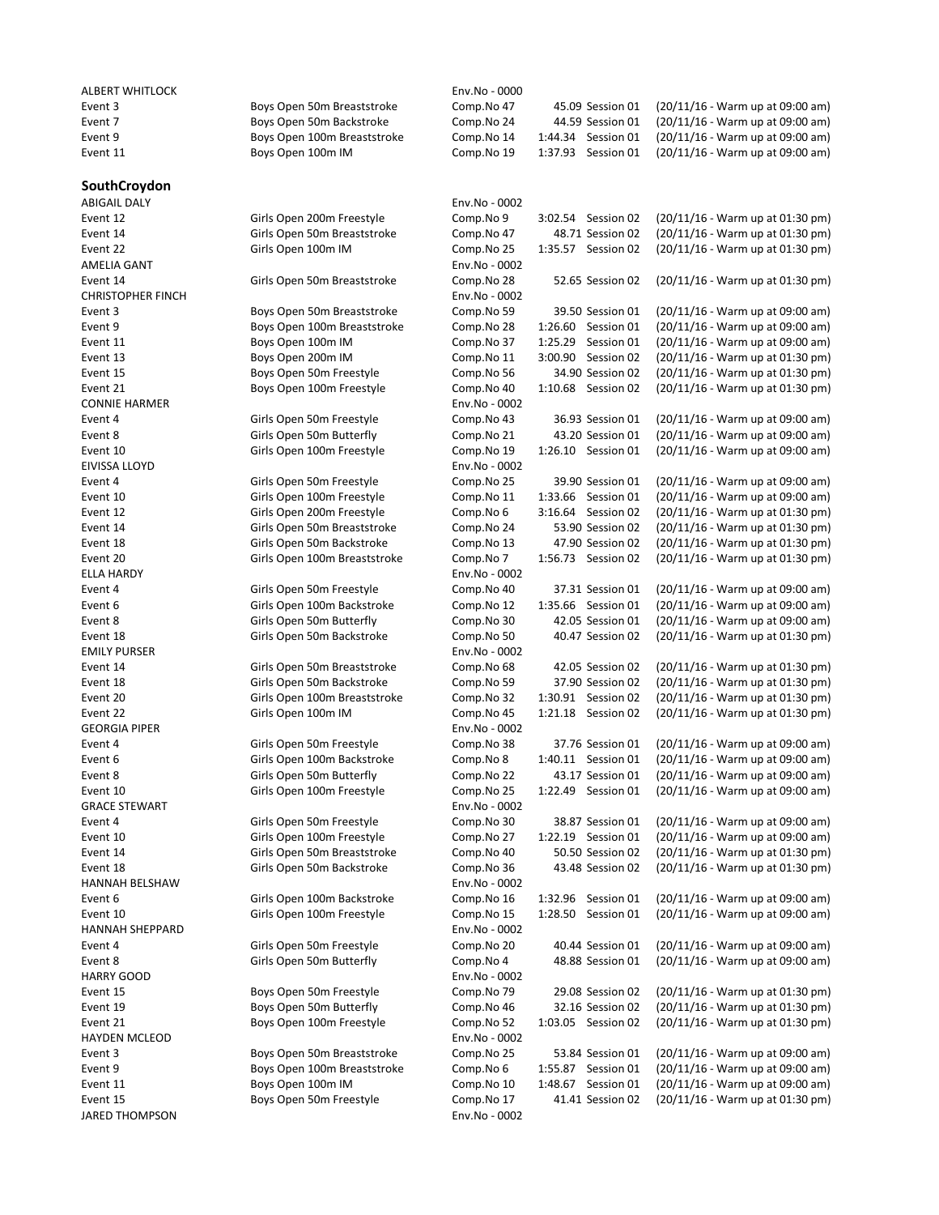| | | | | | |
|---|---|---|---|---|---|
| ALBERT WHITLOCK | | Env.No - 0000 | | | |
| Event 3 | Boys Open 50m Breaststroke | Comp.No 47 | 45.09 | Session 01 | (20/11/16 - Warm up at 09:00 am) |
| Event 7 | Boys Open 50m Backstroke | Comp.No 24 | 44.59 | Session 01 | (20/11/16 - Warm up at 09:00 am) |
| Event 9 | Boys Open 100m Breaststroke | Comp.No 14 | 1:44.34 | Session 01 | (20/11/16 - Warm up at 09:00 am) |
| Event 11 | Boys Open 100m IM | Comp.No 19 | 1:37.93 | Session 01 | (20/11/16 - Warm up at 09:00 am) |

**SouthCroydon**

| | | | | | |
|---|---|---|---|---|---|
| ABIGAIL DALY | | Env.No - 0002 | | | |
| Event 12 | Girls Open 200m Freestyle | Comp.No 9 | 3:02.54 | Session 02 | (20/11/16 - Warm up at 01:30 pm) |
| Event 14 | Girls Open 50m Breaststroke | Comp.No 47 | 48.71 | Session 02 | (20/11/16 - Warm up at 01:30 pm) |
| Event 22 | Girls Open 100m IM | Comp.No 25 | 1:35.57 | Session 02 | (20/11/16 - Warm up at 01:30 pm) |
| AMELIA GANT | | Env.No - 0002 | | | |
| Event 14 | Girls Open 50m Breaststroke | Comp.No 28 | 52.65 | Session 02 | (20/11/16 - Warm up at 01:30 pm) |
| CHRISTOPHER FINCH | | Env.No - 0002 | | | |
| Event 3 | Boys Open 50m Breaststroke | Comp.No 59 | 39.50 | Session 01 | (20/11/16 - Warm up at 09:00 am) |
| Event 9 | Boys Open 100m Breaststroke | Comp.No 28 | 1:26.60 | Session 01 | (20/11/16 - Warm up at 09:00 am) |
| Event 11 | Boys Open 100m IM | Comp.No 37 | 1:25.29 | Session 01 | (20/11/16 - Warm up at 09:00 am) |
| Event 13 | Boys Open 200m IM | Comp.No 11 | 3:00.90 | Session 02 | (20/11/16 - Warm up at 01:30 pm) |
| Event 15 | Boys Open 50m Freestyle | Comp.No 56 | 34.90 | Session 02 | (20/11/16 - Warm up at 01:30 pm) |
| Event 21 | Boys Open 100m Freestyle | Comp.No 40 | 1:10.68 | Session 02 | (20/11/16 - Warm up at 01:30 pm) |
| CONNIE HARMER | | Env.No - 0002 | | | |
| Event 4 | Girls Open 50m Freestyle | Comp.No 43 | 36.93 | Session 01 | (20/11/16 - Warm up at 09:00 am) |
| Event 8 | Girls Open 50m Butterfly | Comp.No 21 | 43.20 | Session 01 | (20/11/16 - Warm up at 09:00 am) |
| Event 10 | Girls Open 100m Freestyle | Comp.No 19 | 1:26.10 | Session 01 | (20/11/16 - Warm up at 09:00 am) |
| EIVISSA LLOYD | | Env.No - 0002 | | | |
| Event 4 | Girls Open 50m Freestyle | Comp.No 25 | 39.90 | Session 01 | (20/11/16 - Warm up at 09:00 am) |
| Event 10 | Girls Open 100m Freestyle | Comp.No 11 | 1:33.66 | Session 01 | (20/11/16 - Warm up at 09:00 am) |
| Event 12 | Girls Open 200m Freestyle | Comp.No 6 | 3:16.64 | Session 02 | (20/11/16 - Warm up at 01:30 pm) |
| Event 14 | Girls Open 50m Breaststroke | Comp.No 24 | 53.90 | Session 02 | (20/11/16 - Warm up at 01:30 pm) |
| Event 18 | Girls Open 50m Backstroke | Comp.No 13 | 47.90 | Session 02 | (20/11/16 - Warm up at 01:30 pm) |
| Event 20 | Girls Open 100m Breaststroke | Comp.No 7 | 1:56.73 | Session 02 | (20/11/16 - Warm up at 01:30 pm) |
| ELLA HARDY | | Env.No - 0002 | | | |
| Event 4 | Girls Open 50m Freestyle | Comp.No 40 | 37.31 | Session 01 | (20/11/16 - Warm up at 09:00 am) |
| Event 6 | Girls Open 100m Backstroke | Comp.No 12 | 1:35.66 | Session 01 | (20/11/16 - Warm up at 09:00 am) |
| Event 8 | Girls Open 50m Butterfly | Comp.No 30 | 42.05 | Session 01 | (20/11/16 - Warm up at 09:00 am) |
| Event 18 | Girls Open 50m Backstroke | Comp.No 50 | 40.47 | Session 02 | (20/11/16 - Warm up at 01:30 pm) |
| EMILY PURSER | | Env.No - 0002 | | | |
| Event 14 | Girls Open 50m Breaststroke | Comp.No 68 | 42.05 | Session 02 | (20/11/16 - Warm up at 01:30 pm) |
| Event 18 | Girls Open 50m Backstroke | Comp.No 59 | 37.90 | Session 02 | (20/11/16 - Warm up at 01:30 pm) |
| Event 20 | Girls Open 100m Breaststroke | Comp.No 32 | 1:30.91 | Session 02 | (20/11/16 - Warm up at 01:30 pm) |
| Event 22 | Girls Open 100m IM | Comp.No 45 | 1:21.18 | Session 02 | (20/11/16 - Warm up at 01:30 pm) |
| GEORGIA PIPER | | Env.No - 0002 | | | |
| Event 4 | Girls Open 50m Freestyle | Comp.No 38 | 37.76 | Session 01 | (20/11/16 - Warm up at 09:00 am) |
| Event 6 | Girls Open 100m Backstroke | Comp.No 8 | 1:40.11 | Session 01 | (20/11/16 - Warm up at 09:00 am) |
| Event 8 | Girls Open 50m Butterfly | Comp.No 22 | 43.17 | Session 01 | (20/11/16 - Warm up at 09:00 am) |
| Event 10 | Girls Open 100m Freestyle | Comp.No 25 | 1:22.49 | Session 01 | (20/11/16 - Warm up at 09:00 am) |
| GRACE STEWART | | Env.No - 0002 | | | |
| Event 4 | Girls Open 50m Freestyle | Comp.No 30 | 38.87 | Session 01 | (20/11/16 - Warm up at 09:00 am) |
| Event 10 | Girls Open 100m Freestyle | Comp.No 27 | 1:22.19 | Session 01 | (20/11/16 - Warm up at 09:00 am) |
| Event 14 | Girls Open 50m Breaststroke | Comp.No 40 | 50.50 | Session 02 | (20/11/16 - Warm up at 01:30 pm) |
| Event 18 | Girls Open 50m Backstroke | Comp.No 36 | 43.48 | Session 02 | (20/11/16 - Warm up at 01:30 pm) |
| HANNAH BELSHAW | | Env.No - 0002 | | | |
| Event 6 | Girls Open 100m Backstroke | Comp.No 16 | 1:32.96 | Session 01 | (20/11/16 - Warm up at 09:00 am) |
| Event 10 | Girls Open 100m Freestyle | Comp.No 15 | 1:28.50 | Session 01 | (20/11/16 - Warm up at 09:00 am) |
| HANNAH SHEPPARD | | Env.No - 0002 | | | |
| Event 4 | Girls Open 50m Freestyle | Comp.No 20 | 40.44 | Session 01 | (20/11/16 - Warm up at 09:00 am) |
| Event 8 | Girls Open 50m Butterfly | Comp.No 4 | 48.88 | Session 01 | (20/11/16 - Warm up at 09:00 am) |
| HARRY GOOD | | Env.No - 0002 | | | |
| Event 15 | Boys Open 50m Freestyle | Comp.No 79 | 29.08 | Session 02 | (20/11/16 - Warm up at 01:30 pm) |
| Event 19 | Boys Open 50m Butterfly | Comp.No 46 | 32.16 | Session 02 | (20/11/16 - Warm up at 01:30 pm) |
| Event 21 | Boys Open 100m Freestyle | Comp.No 52 | 1:03.05 | Session 02 | (20/11/16 - Warm up at 01:30 pm) |
| HAYDEN MCLEOD | | Env.No - 0002 | | | |
| Event 3 | Boys Open 50m Breaststroke | Comp.No 25 | 53.84 | Session 01 | (20/11/16 - Warm up at 09:00 am) |
| Event 9 | Boys Open 100m Breaststroke | Comp.No 6 | 1:55.87 | Session 01 | (20/11/16 - Warm up at 09:00 am) |
| Event 11 | Boys Open 100m IM | Comp.No 10 | 1:48.67 | Session 01 | (20/11/16 - Warm up at 09:00 am) |
| Event 15 | Boys Open 50m Freestyle | Comp.No 17 | 41.41 | Session 02 | (20/11/16 - Warm up at 01:30 pm) |
| JARED THOMPSON | | Env.No - 0002 | | | |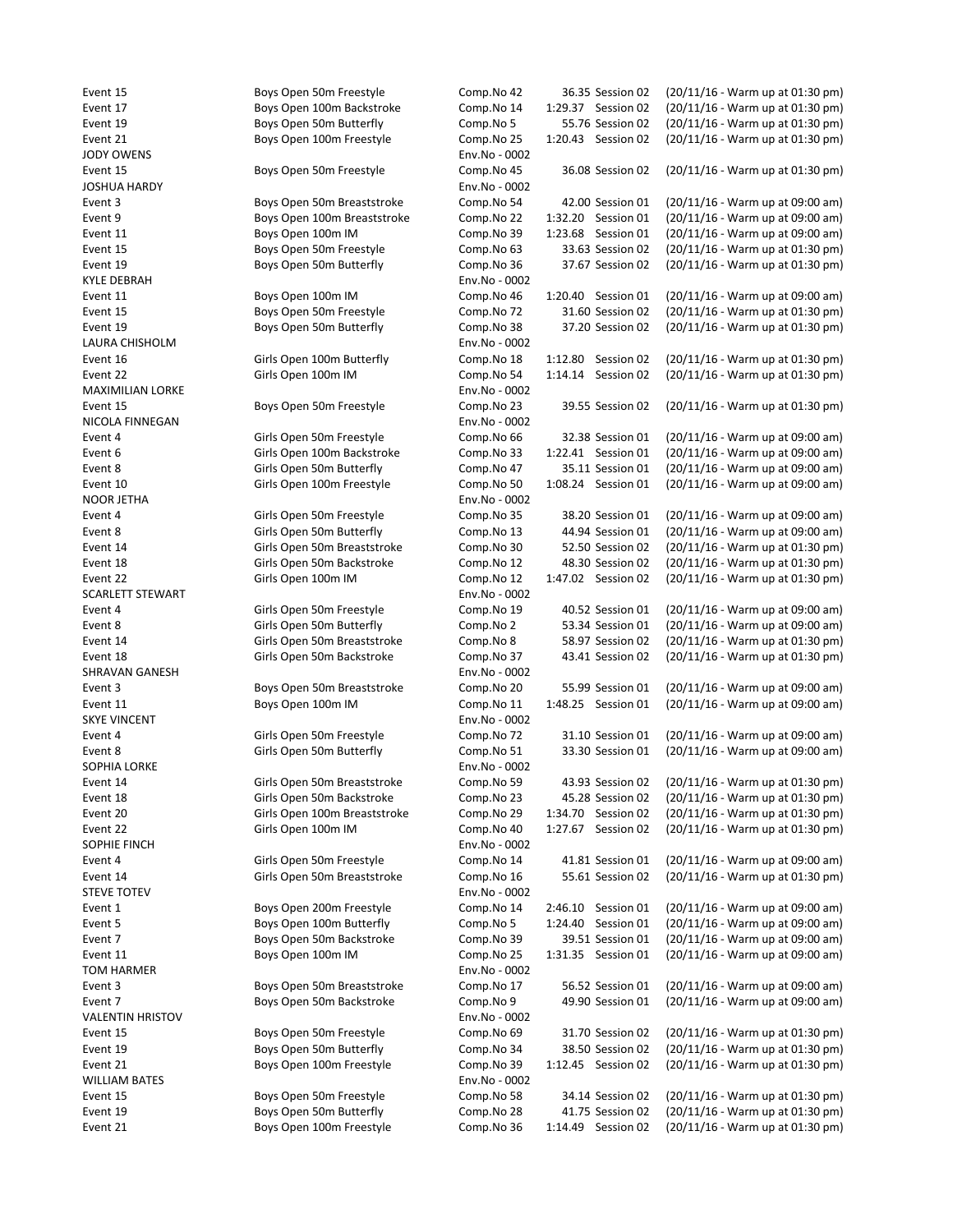| | | | | | |
|---|---|---|---|---|---|
| Event 15 | Boys Open 50m Freestyle | Comp.No 42 | 36.35 | Session 02 | (20/11/16 - Warm up at 01:30 pm) |
| Event 17 | Boys Open 100m Backstroke | Comp.No 14 | 1:29.37 | Session 02 | (20/11/16 - Warm up at 01:30 pm) |
| Event 19 | Boys Open 50m Butterfly | Comp.No 5 | 55.76 | Session 02 | (20/11/16 - Warm up at 01:30 pm) |
| Event 21 | Boys Open 100m Freestyle | Comp.No 25 | 1:20.43 | Session 02 | (20/11/16 - Warm up at 01:30 pm) |
| JODY OWENS | | Env.No - 0002 | | | |
| Event 15 | Boys Open 50m Freestyle | Comp.No 45 | 36.08 | Session 02 | (20/11/16 - Warm up at 01:30 pm) |
| JOSHUA HARDY | | Env.No - 0002 | | | |
| Event 3 | Boys Open 50m Breaststroke | Comp.No 54 | 42.00 | Session 01 | (20/11/16 - Warm up at 09:00 am) |
| Event 9 | Boys Open 100m Breaststroke | Comp.No 22 | 1:32.20 | Session 01 | (20/11/16 - Warm up at 09:00 am) |
| Event 11 | Boys Open 100m IM | Comp.No 39 | 1:23.68 | Session 01 | (20/11/16 - Warm up at 09:00 am) |
| Event 15 | Boys Open 50m Freestyle | Comp.No 63 | 33.63 | Session 02 | (20/11/16 - Warm up at 01:30 pm) |
| Event 19 | Boys Open 50m Butterfly | Comp.No 36 | 37.67 | Session 02 | (20/11/16 - Warm up at 01:30 pm) |
| KYLE DEBRAH | | Env.No - 0002 | | | |
| Event 11 | Boys Open 100m IM | Comp.No 46 | 1:20.40 | Session 01 | (20/11/16 - Warm up at 09:00 am) |
| Event 15 | Boys Open 50m Freestyle | Comp.No 72 | 31.60 | Session 02 | (20/11/16 - Warm up at 01:30 pm) |
| Event 19 | Boys Open 50m Butterfly | Comp.No 38 | 37.20 | Session 02 | (20/11/16 - Warm up at 01:30 pm) |
| LAURA CHISHOLM | | Env.No - 0002 | | | |
| Event 16 | Girls Open 100m Butterfly | Comp.No 18 | 1:12.80 | Session 02 | (20/11/16 - Warm up at 01:30 pm) |
| Event 22 | Girls Open 100m IM | Comp.No 54 | 1:14.14 | Session 02 | (20/11/16 - Warm up at 01:30 pm) |
| MAXIMILIAN LORKE | | Env.No - 0002 | | | |
| Event 15 | Boys Open 50m Freestyle | Comp.No 23 | 39.55 | Session 02 | (20/11/16 - Warm up at 01:30 pm) |
| NICOLA FINNEGAN | | Env.No - 0002 | | | |
| Event 4 | Girls Open 50m Freestyle | Comp.No 66 | 32.38 | Session 01 | (20/11/16 - Warm up at 09:00 am) |
| Event 6 | Girls Open 100m Backstroke | Comp.No 33 | 1:22.41 | Session 01 | (20/11/16 - Warm up at 09:00 am) |
| Event 8 | Girls Open 50m Butterfly | Comp.No 47 | 35.11 | Session 01 | (20/11/16 - Warm up at 09:00 am) |
| Event 10 | Girls Open 100m Freestyle | Comp.No 50 | 1:08.24 | Session 01 | (20/11/16 - Warm up at 09:00 am) |
| NOOR JETHA | | Env.No - 0002 | | | |
| Event 4 | Girls Open 50m Freestyle | Comp.No 35 | 38.20 | Session 01 | (20/11/16 - Warm up at 09:00 am) |
| Event 8 | Girls Open 50m Butterfly | Comp.No 13 | 44.94 | Session 01 | (20/11/16 - Warm up at 09:00 am) |
| Event 14 | Girls Open 50m Breaststroke | Comp.No 30 | 52.50 | Session 02 | (20/11/16 - Warm up at 01:30 pm) |
| Event 18 | Girls Open 50m Backstroke | Comp.No 12 | 48.30 | Session 02 | (20/11/16 - Warm up at 01:30 pm) |
| Event 22 | Girls Open 100m IM | Comp.No 12 | 1:47.02 | Session 02 | (20/11/16 - Warm up at 01:30 pm) |
| SCARLETT STEWART | | Env.No - 0002 | | | |
| Event 4 | Girls Open 50m Freestyle | Comp.No 19 | 40.52 | Session 01 | (20/11/16 - Warm up at 09:00 am) |
| Event 8 | Girls Open 50m Butterfly | Comp.No 2 | 53.34 | Session 01 | (20/11/16 - Warm up at 09:00 am) |
| Event 14 | Girls Open 50m Breaststroke | Comp.No 8 | 58.97 | Session 02 | (20/11/16 - Warm up at 01:30 pm) |
| Event 18 | Girls Open 50m Backstroke | Comp.No 37 | 43.41 | Session 02 | (20/11/16 - Warm up at 01:30 pm) |
| SHRAVAN GANESH | | Env.No - 0002 | | | |
| Event 3 | Boys Open 50m Breaststroke | Comp.No 20 | 55.99 | Session 01 | (20/11/16 - Warm up at 09:00 am) |
| Event 11 | Boys Open 100m IM | Comp.No 11 | 1:48.25 | Session 01 | (20/11/16 - Warm up at 09:00 am) |
| SKYE VINCENT | | Env.No - 0002 | | | |
| Event 4 | Girls Open 50m Freestyle | Comp.No 72 | 31.10 | Session 01 | (20/11/16 - Warm up at 09:00 am) |
| Event 8 | Girls Open 50m Butterfly | Comp.No 51 | 33.30 | Session 01 | (20/11/16 - Warm up at 09:00 am) |
| SOPHIA LORKE | | Env.No - 0002 | | | |
| Event 14 | Girls Open 50m Breaststroke | Comp.No 59 | 43.93 | Session 02 | (20/11/16 - Warm up at 01:30 pm) |
| Event 18 | Girls Open 50m Backstroke | Comp.No 23 | 45.28 | Session 02 | (20/11/16 - Warm up at 01:30 pm) |
| Event 20 | Girls Open 100m Breaststroke | Comp.No 29 | 1:34.70 | Session 02 | (20/11/16 - Warm up at 01:30 pm) |
| Event 22 | Girls Open 100m IM | Comp.No 40 | 1:27.67 | Session 02 | (20/11/16 - Warm up at 01:30 pm) |
| SOPHIE FINCH | | Env.No - 0002 | | | |
| Event 4 | Girls Open 50m Freestyle | Comp.No 14 | 41.81 | Session 01 | (20/11/16 - Warm up at 09:00 am) |
| Event 14 | Girls Open 50m Breaststroke | Comp.No 16 | 55.61 | Session 02 | (20/11/16 - Warm up at 01:30 pm) |
| STEVE TOTEV | | Env.No - 0002 | | | |
| Event 1 | Boys Open 200m Freestyle | Comp.No 14 | 2:46.10 | Session 01 | (20/11/16 - Warm up at 09:00 am) |
| Event 5 | Boys Open 100m Butterfly | Comp.No 5 | 1:24.40 | Session 01 | (20/11/16 - Warm up at 09:00 am) |
| Event 7 | Boys Open 50m Backstroke | Comp.No 39 | 39.51 | Session 01 | (20/11/16 - Warm up at 09:00 am) |
| Event 11 | Boys Open 100m IM | Comp.No 25 | 1:31.35 | Session 01 | (20/11/16 - Warm up at 09:00 am) |
| TOM HARMER | | Env.No - 0002 | | | |
| Event 3 | Boys Open 50m Breaststroke | Comp.No 17 | 56.52 | Session 01 | (20/11/16 - Warm up at 09:00 am) |
| Event 7 | Boys Open 50m Backstroke | Comp.No 9 | 49.90 | Session 01 | (20/11/16 - Warm up at 09:00 am) |
| VALENTIN HRISTOV | | Env.No - 0002 | | | |
| Event 15 | Boys Open 50m Freestyle | Comp.No 69 | 31.70 | Session 02 | (20/11/16 - Warm up at 01:30 pm) |
| Event 19 | Boys Open 50m Butterfly | Comp.No 34 | 38.50 | Session 02 | (20/11/16 - Warm up at 01:30 pm) |
| Event 21 | Boys Open 100m Freestyle | Comp.No 39 | 1:12.45 | Session 02 | (20/11/16 - Warm up at 01:30 pm) |
| WILLIAM BATES | | Env.No - 0002 | | | |
| Event 15 | Boys Open 50m Freestyle | Comp.No 58 | 34.14 | Session 02 | (20/11/16 - Warm up at 01:30 pm) |
| Event 19 | Boys Open 50m Butterfly | Comp.No 28 | 41.75 | Session 02 | (20/11/16 - Warm up at 01:30 pm) |
| Event 21 | Boys Open 100m Freestyle | Comp.No 36 | 1:14.49 | Session 02 | (20/11/16 - Warm up at 01:30 pm) |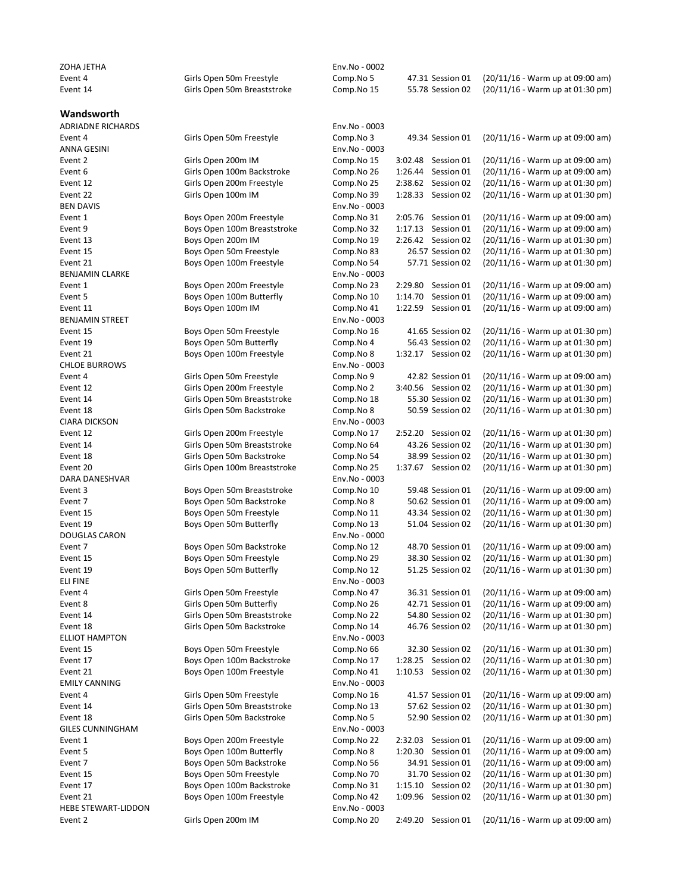| | | | | |
|---|---|---|---|---|
| ZOHA JETHA | | Env.No - 0002 | | |
| Event 4 | Girls Open 50m Freestyle | Comp.No 5 | 47.31 Session 01 | (20/11/16 - Warm up at 09:00 am) |
| Event 14 | Girls Open 50m Breaststroke | Comp.No 15 | 55.78 Session 02 | (20/11/16 - Warm up at 01:30 pm) |

## Wandsworth

| | | | | |
|---|---|---|---|---|
| ADRIADNE RICHARDS | | Env.No - 0003 | | |
| Event 4 | Girls Open 50m Freestyle | Comp.No 3 | 49.34 Session 01 | (20/11/16 - Warm up at 09:00 am) |
| ANNA GESINI | | Env.No - 0003 | | |
| Event 2 | Girls Open 200m IM | Comp.No 15 | 3:02.48 Session 01 | (20/11/16 - Warm up at 09:00 am) |
| Event 6 | Girls Open 100m Backstroke | Comp.No 26 | 1:26.44 Session 01 | (20/11/16 - Warm up at 09:00 am) |
| Event 12 | Girls Open 200m Freestyle | Comp.No 25 | 2:38.62 Session 02 | (20/11/16 - Warm up at 01:30 pm) |
| Event 22 | Girls Open 100m IM | Comp.No 39 | 1:28.33 Session 02 | (20/11/16 - Warm up at 01:30 pm) |
| BEN DAVIS | | Env.No - 0003 | | |
| Event 1 | Boys Open 200m Freestyle | Comp.No 31 | 2:05.76 Session 01 | (20/11/16 - Warm up at 09:00 am) |
| Event 9 | Boys Open 100m Breaststroke | Comp.No 32 | 1:17.13 Session 01 | (20/11/16 - Warm up at 09:00 am) |
| Event 13 | Boys Open 200m IM | Comp.No 19 | 2:26.42 Session 02 | (20/11/16 - Warm up at 01:30 pm) |
| Event 15 | Boys Open 50m Freestyle | Comp.No 83 | 26.57 Session 02 | (20/11/16 - Warm up at 01:30 pm) |
| Event 21 | Boys Open 100m Freestyle | Comp.No 54 | 57.71 Session 02 | (20/11/16 - Warm up at 01:30 pm) |
| BENJAMIN CLARKE | | Env.No - 0003 | | |
| Event 1 | Boys Open 200m Freestyle | Comp.No 23 | 2:29.80 Session 01 | (20/11/16 - Warm up at 09:00 am) |
| Event 5 | Boys Open 100m Butterfly | Comp.No 10 | 1:14.70 Session 01 | (20/11/16 - Warm up at 09:00 am) |
| Event 11 | Boys Open 100m IM | Comp.No 41 | 1:22.59 Session 01 | (20/11/16 - Warm up at 09:00 am) |
| BENJAMIN STREET | | Env.No - 0003 | | |
| Event 15 | Boys Open 50m Freestyle | Comp.No 16 | 41.65 Session 02 | (20/11/16 - Warm up at 01:30 pm) |
| Event 19 | Boys Open 50m Butterfly | Comp.No 4 | 56.43 Session 02 | (20/11/16 - Warm up at 01:30 pm) |
| Event 21 | Boys Open 100m Freestyle | Comp.No 8 | 1:32.17 Session 02 | (20/11/16 - Warm up at 01:30 pm) |
| CHLOE BURROWS | | Env.No - 0003 | | |
| Event 4 | Girls Open 50m Freestyle | Comp.No 9 | 42.82 Session 01 | (20/11/16 - Warm up at 09:00 am) |
| Event 12 | Girls Open 200m Freestyle | Comp.No 2 | 3:40.56 Session 02 | (20/11/16 - Warm up at 01:30 pm) |
| Event 14 | Girls Open 50m Breaststroke | Comp.No 18 | 55.30 Session 02 | (20/11/16 - Warm up at 01:30 pm) |
| Event 18 | Girls Open 50m Backstroke | Comp.No 8 | 50.59 Session 02 | (20/11/16 - Warm up at 01:30 pm) |
| CIARA DICKSON | | Env.No - 0003 | | |
| Event 12 | Girls Open 200m Freestyle | Comp.No 17 | 2:52.20 Session 02 | (20/11/16 - Warm up at 01:30 pm) |
| Event 14 | Girls Open 50m Breaststroke | Comp.No 64 | 43.26 Session 02 | (20/11/16 - Warm up at 01:30 pm) |
| Event 18 | Girls Open 50m Backstroke | Comp.No 54 | 38.99 Session 02 | (20/11/16 - Warm up at 01:30 pm) |
| Event 20 | Girls Open 100m Breaststroke | Comp.No 25 | 1:37.67 Session 02 | (20/11/16 - Warm up at 01:30 pm) |
| DARA DANESHVAR | | Env.No - 0003 | | |
| Event 3 | Boys Open 50m Breaststroke | Comp.No 10 | 59.48 Session 01 | (20/11/16 - Warm up at 09:00 am) |
| Event 7 | Boys Open 50m Backstroke | Comp.No 8 | 50.62 Session 01 | (20/11/16 - Warm up at 09:00 am) |
| Event 15 | Boys Open 50m Freestyle | Comp.No 11 | 43.34 Session 02 | (20/11/16 - Warm up at 01:30 pm) |
| Event 19 | Boys Open 50m Butterfly | Comp.No 13 | 51.04 Session 02 | (20/11/16 - Warm up at 01:30 pm) |
| DOUGLAS CARON | | Env.No - 0000 | | |
| Event 7 | Boys Open 50m Backstroke | Comp.No 12 | 48.70 Session 01 | (20/11/16 - Warm up at 09:00 am) |
| Event 15 | Boys Open 50m Freestyle | Comp.No 29 | 38.30 Session 02 | (20/11/16 - Warm up at 01:30 pm) |
| Event 19 | Boys Open 50m Butterfly | Comp.No 12 | 51.25 Session 02 | (20/11/16 - Warm up at 01:30 pm) |
| ELI FINE | | Env.No - 0003 | | |
| Event 4 | Girls Open 50m Freestyle | Comp.No 47 | 36.31 Session 01 | (20/11/16 - Warm up at 09:00 am) |
| Event 8 | Girls Open 50m Butterfly | Comp.No 26 | 42.71 Session 01 | (20/11/16 - Warm up at 09:00 am) |
| Event 14 | Girls Open 50m Breaststroke | Comp.No 22 | 54.80 Session 02 | (20/11/16 - Warm up at 01:30 pm) |
| Event 18 | Girls Open 50m Backstroke | Comp.No 14 | 46.76 Session 02 | (20/11/16 - Warm up at 01:30 pm) |
| ELLIOT HAMPTON | | Env.No - 0003 | | |
| Event 15 | Boys Open 50m Freestyle | Comp.No 66 | 32.30 Session 02 | (20/11/16 - Warm up at 01:30 pm) |
| Event 17 | Boys Open 100m Backstroke | Comp.No 17 | 1:28.25 Session 02 | (20/11/16 - Warm up at 01:30 pm) |
| Event 21 | Boys Open 100m Freestyle | Comp.No 41 | 1:10.53 Session 02 | (20/11/16 - Warm up at 01:30 pm) |
| EMILY CANNING | | Env.No - 0003 | | |
| Event 4 | Girls Open 50m Freestyle | Comp.No 16 | 41.57 Session 01 | (20/11/16 - Warm up at 09:00 am) |
| Event 14 | Girls Open 50m Breaststroke | Comp.No 13 | 57.62 Session 02 | (20/11/16 - Warm up at 01:30 pm) |
| Event 18 | Girls Open 50m Backstroke | Comp.No 5 | 52.90 Session 02 | (20/11/16 - Warm up at 01:30 pm) |
| GILES CUNNINGHAM | | Env.No - 0003 | | |
| Event 1 | Boys Open 200m Freestyle | Comp.No 22 | 2:32.03 Session 01 | (20/11/16 - Warm up at 09:00 am) |
| Event 5 | Boys Open 100m Butterfly | Comp.No 8 | 1:20.30 Session 01 | (20/11/16 - Warm up at 09:00 am) |
| Event 7 | Boys Open 50m Backstroke | Comp.No 56 | 34.91 Session 01 | (20/11/16 - Warm up at 09:00 am) |
| Event 15 | Boys Open 50m Freestyle | Comp.No 70 | 31.70 Session 02 | (20/11/16 - Warm up at 01:30 pm) |
| Event 17 | Boys Open 100m Backstroke | Comp.No 31 | 1:15.10 Session 02 | (20/11/16 - Warm up at 01:30 pm) |
| Event 21 | Boys Open 100m Freestyle | Comp.No 42 | 1:09.96 Session 02 | (20/11/16 - Warm up at 01:30 pm) |
| HEBE STEWART-LIDDON | | Env.No - 0003 | | |
| Event 2 | Girls Open 200m IM | Comp.No 20 | 2:49.20 Session 01 | (20/11/16 - Warm up at 09:00 am) |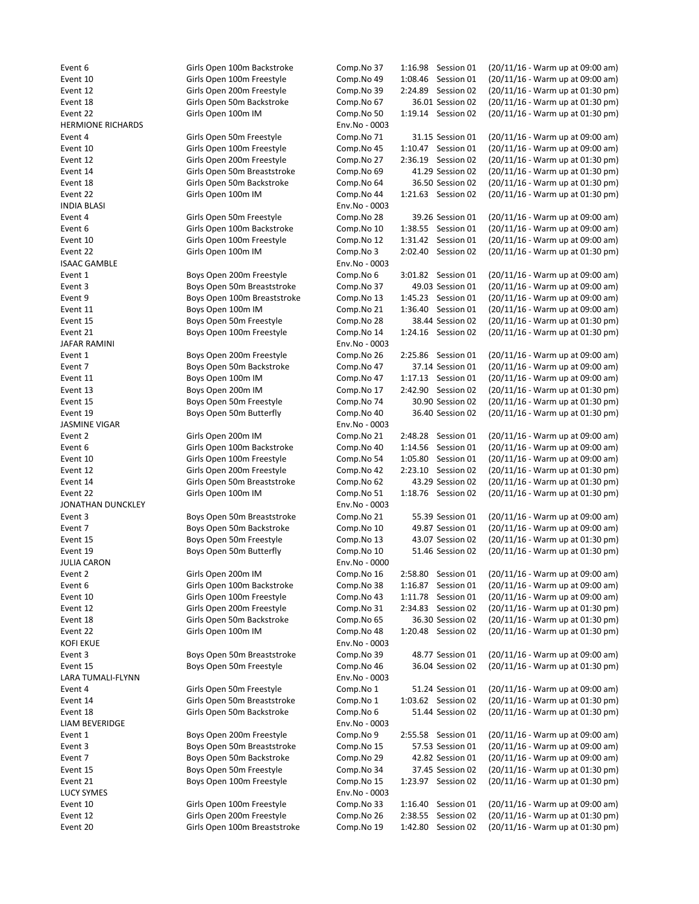| | | | | | |
|---|---|---|---|---|---|
| Event 6 | Girls Open 100m Backstroke | Comp.No 37 | 1:16.98 | Session 01 | (20/11/16 - Warm up at 09:00 am) |
| Event 10 | Girls Open 100m Freestyle | Comp.No 49 | 1:08.46 | Session 01 | (20/11/16 - Warm up at 09:00 am) |
| Event 12 | Girls Open 200m Freestyle | Comp.No 39 | 2:24.89 | Session 02 | (20/11/16 - Warm up at 01:30 pm) |
| Event 18 | Girls Open 50m Backstroke | Comp.No 67 | 36.01 | Session 02 | (20/11/16 - Warm up at 01:30 pm) |
| Event 22 | Girls Open 100m IM | Comp.No 50 | 1:19.14 | Session 02 | (20/11/16 - Warm up at 01:30 pm) |
| HERMIONE RICHARDS | | Env.No - 0003 | | | |
| Event 4 | Girls Open 50m Freestyle | Comp.No 71 | 31.15 | Session 01 | (20/11/16 - Warm up at 09:00 am) |
| Event 10 | Girls Open 100m Freestyle | Comp.No 45 | 1:10.47 | Session 01 | (20/11/16 - Warm up at 09:00 am) |
| Event 12 | Girls Open 200m Freestyle | Comp.No 27 | 2:36.19 | Session 02 | (20/11/16 - Warm up at 01:30 pm) |
| Event 14 | Girls Open 50m Breaststroke | Comp.No 69 | 41.29 | Session 02 | (20/11/16 - Warm up at 01:30 pm) |
| Event 18 | Girls Open 50m Backstroke | Comp.No 64 | 36.50 | Session 02 | (20/11/16 - Warm up at 01:30 pm) |
| Event 22 | Girls Open 100m IM | Comp.No 44 | 1:21.63 | Session 02 | (20/11/16 - Warm up at 01:30 pm) |
| INDIA BLASI | | Env.No - 0003 | | | |
| Event 4 | Girls Open 50m Freestyle | Comp.No 28 | 39.26 | Session 01 | (20/11/16 - Warm up at 09:00 am) |
| Event 6 | Girls Open 100m Backstroke | Comp.No 10 | 1:38.55 | Session 01 | (20/11/16 - Warm up at 09:00 am) |
| Event 10 | Girls Open 100m Freestyle | Comp.No 12 | 1:31.42 | Session 01 | (20/11/16 - Warm up at 09:00 am) |
| Event 22 | Girls Open 100m IM | Comp.No 3 | 2:02.40 | Session 02 | (20/11/16 - Warm up at 01:30 pm) |
| ISAAC GAMBLE | | Env.No - 0003 | | | |
| Event 1 | Boys Open 200m Freestyle | Comp.No 6 | 3:01.82 | Session 01 | (20/11/16 - Warm up at 09:00 am) |
| Event 3 | Boys Open 50m Breaststroke | Comp.No 37 | 49.03 | Session 01 | (20/11/16 - Warm up at 09:00 am) |
| Event 9 | Boys Open 100m Breaststroke | Comp.No 13 | 1:45.23 | Session 01 | (20/11/16 - Warm up at 09:00 am) |
| Event 11 | Boys Open 100m IM | Comp.No 21 | 1:36.40 | Session 01 | (20/11/16 - Warm up at 09:00 am) |
| Event 15 | Boys Open 50m Freestyle | Comp.No 28 | 38.44 | Session 02 | (20/11/16 - Warm up at 01:30 pm) |
| Event 21 | Boys Open 100m Freestyle | Comp.No 14 | 1:24.16 | Session 02 | (20/11/16 - Warm up at 01:30 pm) |
| JAFAR RAMINI | | Env.No - 0003 | | | |
| Event 1 | Boys Open 200m Freestyle | Comp.No 26 | 2:25.86 | Session 01 | (20/11/16 - Warm up at 09:00 am) |
| Event 7 | Boys Open 50m Backstroke | Comp.No 47 | 37.14 | Session 01 | (20/11/16 - Warm up at 09:00 am) |
| Event 11 | Boys Open 100m IM | Comp.No 47 | 1:17.13 | Session 01 | (20/11/16 - Warm up at 09:00 am) |
| Event 13 | Boys Open 200m IM | Comp.No 17 | 2:42.90 | Session 02 | (20/11/16 - Warm up at 01:30 pm) |
| Event 15 | Boys Open 50m Freestyle | Comp.No 74 | 30.90 | Session 02 | (20/11/16 - Warm up at 01:30 pm) |
| Event 19 | Boys Open 50m Butterfly | Comp.No 40 | 36.40 | Session 02 | (20/11/16 - Warm up at 01:30 pm) |
| JASMINE VIGAR | | Env.No - 0003 | | | |
| Event 2 | Girls Open 200m IM | Comp.No 21 | 2:48.28 | Session 01 | (20/11/16 - Warm up at 09:00 am) |
| Event 6 | Girls Open 100m Backstroke | Comp.No 40 | 1:14.56 | Session 01 | (20/11/16 - Warm up at 09:00 am) |
| Event 10 | Girls Open 100m Freestyle | Comp.No 54 | 1:05.80 | Session 01 | (20/11/16 - Warm up at 09:00 am) |
| Event 12 | Girls Open 200m Freestyle | Comp.No 42 | 2:23.10 | Session 02 | (20/11/16 - Warm up at 01:30 pm) |
| Event 14 | Girls Open 50m Breaststroke | Comp.No 62 | 43.29 | Session 02 | (20/11/16 - Warm up at 01:30 pm) |
| Event 22 | Girls Open 100m IM | Comp.No 51 | 1:18.76 | Session 02 | (20/11/16 - Warm up at 01:30 pm) |
| JONATHAN DUNCKLEY | | Env.No - 0003 | | | |
| Event 3 | Boys Open 50m Breaststroke | Comp.No 21 | 55.39 | Session 01 | (20/11/16 - Warm up at 09:00 am) |
| Event 7 | Boys Open 50m Backstroke | Comp.No 10 | 49.87 | Session 01 | (20/11/16 - Warm up at 09:00 am) |
| Event 15 | Boys Open 50m Freestyle | Comp.No 13 | 43.07 | Session 02 | (20/11/16 - Warm up at 01:30 pm) |
| Event 19 | Boys Open 50m Butterfly | Comp.No 10 | 51.46 | Session 02 | (20/11/16 - Warm up at 01:30 pm) |
| JULIA CARON | | Env.No - 0000 | | | |
| Event 2 | Girls Open 200m IM | Comp.No 16 | 2:58.80 | Session 01 | (20/11/16 - Warm up at 09:00 am) |
| Event 6 | Girls Open 100m Backstroke | Comp.No 38 | 1:16.87 | Session 01 | (20/11/16 - Warm up at 09:00 am) |
| Event 10 | Girls Open 100m Freestyle | Comp.No 43 | 1:11.78 | Session 01 | (20/11/16 - Warm up at 09:00 am) |
| Event 12 | Girls Open 200m Freestyle | Comp.No 31 | 2:34.83 | Session 02 | (20/11/16 - Warm up at 01:30 pm) |
| Event 18 | Girls Open 50m Backstroke | Comp.No 65 | 36.30 | Session 02 | (20/11/16 - Warm up at 01:30 pm) |
| Event 22 | Girls Open 100m IM | Comp.No 48 | 1:20.48 | Session 02 | (20/11/16 - Warm up at 01:30 pm) |
| KOFI EKUE | | Env.No - 0003 | | | |
| Event 3 | Boys Open 50m Breaststroke | Comp.No 39 | 48.77 | Session 01 | (20/11/16 - Warm up at 09:00 am) |
| Event 15 | Boys Open 50m Freestyle | Comp.No 46 | 36.04 | Session 02 | (20/11/16 - Warm up at 01:30 pm) |
| LARA TUMALI-FLYNN | | Env.No - 0003 | | | |
| Event 4 | Girls Open 50m Freestyle | Comp.No 1 | 51.24 | Session 01 | (20/11/16 - Warm up at 09:00 am) |
| Event 14 | Girls Open 50m Breaststroke | Comp.No 1 | 1:03.62 | Session 02 | (20/11/16 - Warm up at 01:30 pm) |
| Event 18 | Girls Open 50m Backstroke | Comp.No 6 | 51.44 | Session 02 | (20/11/16 - Warm up at 01:30 pm) |
| LIAM BEVERIDGE | | Env.No - 0003 | | | |
| Event 1 | Boys Open 200m Freestyle | Comp.No 9 | 2:55.58 | Session 01 | (20/11/16 - Warm up at 09:00 am) |
| Event 3 | Boys Open 50m Breaststroke | Comp.No 15 | 57.53 | Session 01 | (20/11/16 - Warm up at 09:00 am) |
| Event 7 | Boys Open 50m Backstroke | Comp.No 29 | 42.82 | Session 01 | (20/11/16 - Warm up at 09:00 am) |
| Event 15 | Boys Open 50m Freestyle | Comp.No 34 | 37.45 | Session 02 | (20/11/16 - Warm up at 01:30 pm) |
| Event 21 | Boys Open 100m Freestyle | Comp.No 15 | 1:23.97 | Session 02 | (20/11/16 - Warm up at 01:30 pm) |
| LUCY SYMES | | Env.No - 0003 | | | |
| Event 10 | Girls Open 100m Freestyle | Comp.No 33 | 1:16.40 | Session 01 | (20/11/16 - Warm up at 09:00 am) |
| Event 12 | Girls Open 200m Freestyle | Comp.No 26 | 2:38.55 | Session 02 | (20/11/16 - Warm up at 01:30 pm) |
| Event 20 | Girls Open 100m Breaststroke | Comp.No 19 | 1:42.80 | Session 02 | (20/11/16 - Warm up at 01:30 pm) |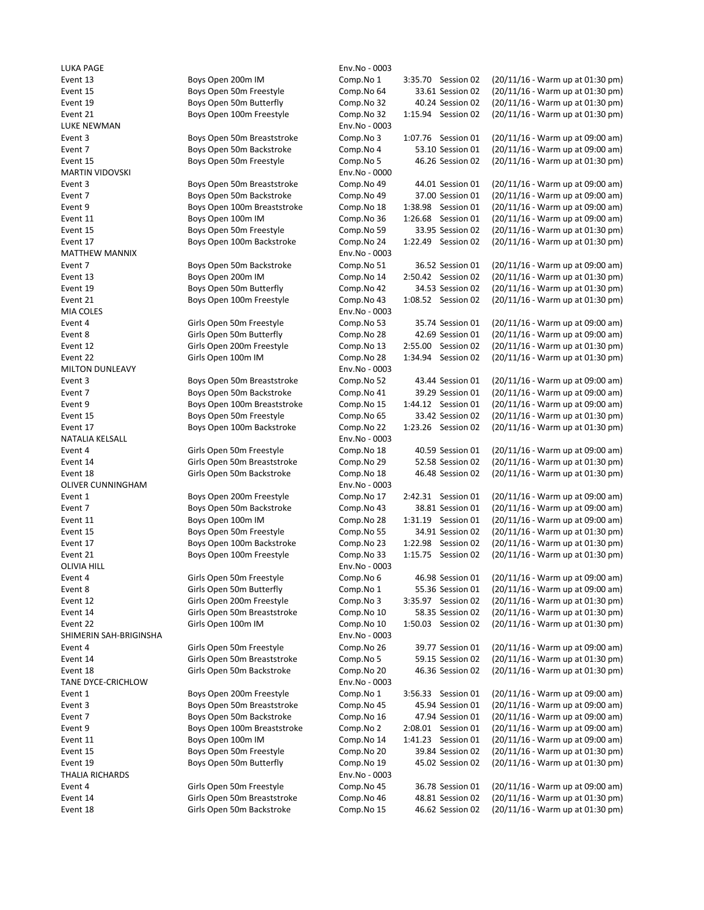| | | | | | |
|---|---|---|---|---|---|
| LUKA PAGE | | Env.No - 0003 | | | |
| Event 13 | Boys Open 200m IM | Comp.No 1 | 3:35.70 | Session 02 | (20/11/16 - Warm up at 01:30 pm) |
| Event 15 | Boys Open 50m Freestyle | Comp.No 64 | 33.61 | Session 02 | (20/11/16 - Warm up at 01:30 pm) |
| Event 19 | Boys Open 50m Butterfly | Comp.No 32 | 40.24 | Session 02 | (20/11/16 - Warm up at 01:30 pm) |
| Event 21 | Boys Open 100m Freestyle | Comp.No 32 | 1:15.94 | Session 02 | (20/11/16 - Warm up at 01:30 pm) |
| LUKE NEWMAN | | Env.No - 0003 | | | |
| Event 3 | Boys Open 50m Breaststroke | Comp.No 3 | 1:07.76 | Session 01 | (20/11/16 - Warm up at 09:00 am) |
| Event 7 | Boys Open 50m Backstroke | Comp.No 4 | 53.10 | Session 01 | (20/11/16 - Warm up at 09:00 am) |
| Event 15 | Boys Open 50m Freestyle | Comp.No 5 | 46.26 | Session 02 | (20/11/16 - Warm up at 01:30 pm) |
| MARTIN VIDOVSKI | | Env.No - 0000 | | | |
| Event 3 | Boys Open 50m Breaststroke | Comp.No 49 | 44.01 | Session 01 | (20/11/16 - Warm up at 09:00 am) |
| Event 7 | Boys Open 50m Backstroke | Comp.No 49 | 37.00 | Session 01 | (20/11/16 - Warm up at 09:00 am) |
| Event 9 | Boys Open 100m Breaststroke | Comp.No 18 | 1:38.98 | Session 01 | (20/11/16 - Warm up at 09:00 am) |
| Event 11 | Boys Open 100m IM | Comp.No 36 | 1:26.68 | Session 01 | (20/11/16 - Warm up at 09:00 am) |
| Event 15 | Boys Open 50m Freestyle | Comp.No 59 | 33.95 | Session 02 | (20/11/16 - Warm up at 01:30 pm) |
| Event 17 | Boys Open 100m Backstroke | Comp.No 24 | 1:22.49 | Session 02 | (20/11/16 - Warm up at 01:30 pm) |
| MATTHEW MANNIX | | Env.No - 0003 | | | |
| Event 7 | Boys Open 50m Backstroke | Comp.No 51 | 36.52 | Session 01 | (20/11/16 - Warm up at 09:00 am) |
| Event 13 | Boys Open 200m IM | Comp.No 14 | 2:50.42 | Session 02 | (20/11/16 - Warm up at 01:30 pm) |
| Event 19 | Boys Open 50m Butterfly | Comp.No 42 | 34.53 | Session 02 | (20/11/16 - Warm up at 01:30 pm) |
| Event 21 | Boys Open 100m Freestyle | Comp.No 43 | 1:08.52 | Session 02 | (20/11/16 - Warm up at 01:30 pm) |
| MIA COLES | | Env.No - 0003 | | | |
| Event 4 | Girls Open 50m Freestyle | Comp.No 53 | 35.74 | Session 01 | (20/11/16 - Warm up at 09:00 am) |
| Event 8 | Girls Open 50m Butterfly | Comp.No 28 | 42.69 | Session 01 | (20/11/16 - Warm up at 09:00 am) |
| Event 12 | Girls Open 200m Freestyle | Comp.No 13 | 2:55.00 | Session 02 | (20/11/16 - Warm up at 01:30 pm) |
| Event 22 | Girls Open 100m IM | Comp.No 28 | 1:34.94 | Session 02 | (20/11/16 - Warm up at 01:30 pm) |
| MILTON DUNLEAVY | | Env.No - 0003 | | | |
| Event 3 | Boys Open 50m Breaststroke | Comp.No 52 | 43.44 | Session 01 | (20/11/16 - Warm up at 09:00 am) |
| Event 7 | Boys Open 50m Backstroke | Comp.No 41 | 39.29 | Session 01 | (20/11/16 - Warm up at 09:00 am) |
| Event 9 | Boys Open 100m Breaststroke | Comp.No 15 | 1:44.12 | Session 01 | (20/11/16 - Warm up at 09:00 am) |
| Event 15 | Boys Open 50m Freestyle | Comp.No 65 | 33.42 | Session 02 | (20/11/16 - Warm up at 01:30 pm) |
| Event 17 | Boys Open 100m Backstroke | Comp.No 22 | 1:23.26 | Session 02 | (20/11/16 - Warm up at 01:30 pm) |
| NATALIA KELSALL | | Env.No - 0003 | | | |
| Event 4 | Girls Open 50m Freestyle | Comp.No 18 | 40.59 | Session 01 | (20/11/16 - Warm up at 09:00 am) |
| Event 14 | Girls Open 50m Breaststroke | Comp.No 29 | 52.58 | Session 02 | (20/11/16 - Warm up at 01:30 pm) |
| Event 18 | Girls Open 50m Backstroke | Comp.No 18 | 46.48 | Session 02 | (20/11/16 - Warm up at 01:30 pm) |
| OLIVER CUNNINGHAM | | Env.No - 0003 | | | |
| Event 1 | Boys Open 200m Freestyle | Comp.No 17 | 2:42.31 | Session 01 | (20/11/16 - Warm up at 09:00 am) |
| Event 7 | Boys Open 50m Backstroke | Comp.No 43 | 38.81 | Session 01 | (20/11/16 - Warm up at 09:00 am) |
| Event 11 | Boys Open 100m IM | Comp.No 28 | 1:31.19 | Session 01 | (20/11/16 - Warm up at 09:00 am) |
| Event 15 | Boys Open 50m Freestyle | Comp.No 55 | 34.91 | Session 02 | (20/11/16 - Warm up at 01:30 pm) |
| Event 17 | Boys Open 100m Backstroke | Comp.No 23 | 1:22.98 | Session 02 | (20/11/16 - Warm up at 01:30 pm) |
| Event 21 | Boys Open 100m Freestyle | Comp.No 33 | 1:15.75 | Session 02 | (20/11/16 - Warm up at 01:30 pm) |
| OLIVIA HILL | | Env.No - 0003 | | | |
| Event 4 | Girls Open 50m Freestyle | Comp.No 6 | 46.98 | Session 01 | (20/11/16 - Warm up at 09:00 am) |
| Event 8 | Girls Open 50m Butterfly | Comp.No 1 | 55.36 | Session 01 | (20/11/16 - Warm up at 09:00 am) |
| Event 12 | Girls Open 200m Freestyle | Comp.No 3 | 3:35.97 | Session 02 | (20/11/16 - Warm up at 01:30 pm) |
| Event 14 | Girls Open 50m Breaststroke | Comp.No 10 | 58.35 | Session 02 | (20/11/16 - Warm up at 01:30 pm) |
| Event 22 | Girls Open 100m IM | Comp.No 10 | 1:50.03 | Session 02 | (20/11/16 - Warm up at 01:30 pm) |
| SHIMERIN SAH-BRIGINSHA | | Env.No - 0003 | | | |
| Event 4 | Girls Open 50m Freestyle | Comp.No 26 | 39.77 | Session 01 | (20/11/16 - Warm up at 09:00 am) |
| Event 14 | Girls Open 50m Breaststroke | Comp.No 5 | 59.15 | Session 02 | (20/11/16 - Warm up at 01:30 pm) |
| Event 18 | Girls Open 50m Backstroke | Comp.No 20 | 46.36 | Session 02 | (20/11/16 - Warm up at 01:30 pm) |
| TANE DYCE-CRICHLOW | | Env.No - 0003 | | | |
| Event 1 | Boys Open 200m Freestyle | Comp.No 1 | 3:56.33 | Session 01 | (20/11/16 - Warm up at 09:00 am) |
| Event 3 | Boys Open 50m Breaststroke | Comp.No 45 | 45.94 | Session 01 | (20/11/16 - Warm up at 09:00 am) |
| Event 7 | Boys Open 50m Backstroke | Comp.No 16 | 47.94 | Session 01 | (20/11/16 - Warm up at 09:00 am) |
| Event 9 | Boys Open 100m Breaststroke | Comp.No 2 | 2:08.01 | Session 01 | (20/11/16 - Warm up at 09:00 am) |
| Event 11 | Boys Open 100m IM | Comp.No 14 | 1:41.23 | Session 01 | (20/11/16 - Warm up at 09:00 am) |
| Event 15 | Boys Open 50m Freestyle | Comp.No 20 | 39.84 | Session 02 | (20/11/16 - Warm up at 01:30 pm) |
| Event 19 | Boys Open 50m Butterfly | Comp.No 19 | 45.02 | Session 02 | (20/11/16 - Warm up at 01:30 pm) |
| THALIA RICHARDS | | Env.No - 0003 | | | |
| Event 4 | Girls Open 50m Freestyle | Comp.No 45 | 36.78 | Session 01 | (20/11/16 - Warm up at 09:00 am) |
| Event 14 | Girls Open 50m Breaststroke | Comp.No 46 | 48.81 | Session 02 | (20/11/16 - Warm up at 01:30 pm) |
| Event 18 | Girls Open 50m Backstroke | Comp.No 15 | 46.62 | Session 02 | (20/11/16 - Warm up at 01:30 pm) |